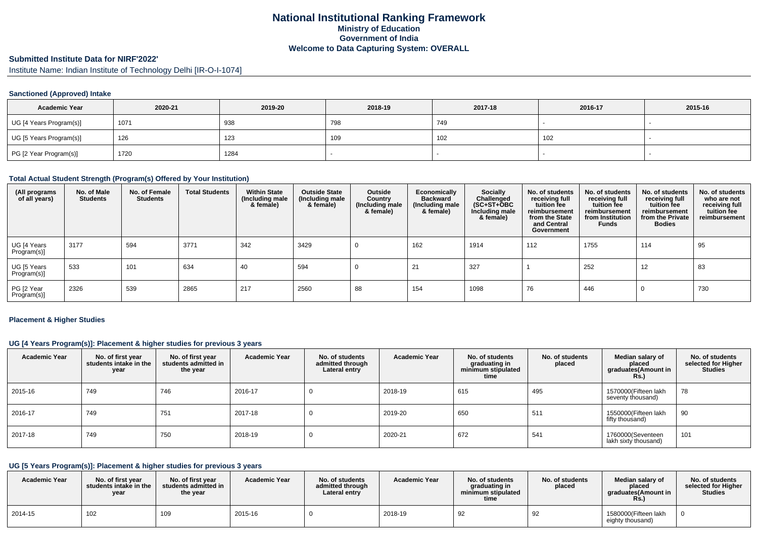# National Institutional Ranking Framework
## Ministry of Education
## Government of India
## Welcome to Data Capturing System: OVERALL

**Submitted Institute Data for NIRF'2022'**

Institute Name: Indian Institute of Technology Delhi [IR-O-I-1074]

### Sanctioned (Approved) Intake

| Academic Year | 2020-21 | 2019-20 | 2018-19 | 2017-18 | 2016-17 | 2015-16 |
|---|---|---|---|---|---|---|
| UG [4 Years Program(s)] | 1071 | 938 | 798 | 749 | - | - |
| UG [5 Years Program(s)] | 126 | 123 | 109 | 102 | 102 | - |
| PG [2 Year Program(s)] | 1720 | 1284 | - | - | - | - |

### Total Actual Student Strength (Program(s) Offered by Your Institution)

| (All programs of all years) | No. of Male Students | No. of Female Students | Total Students | Within State (Including male & female) | Outside State (Including male & female) | Outside Country (Including male & female) | Economically Backward (Including male & female) | Socially Challenged (SC+ST+OBC Including male & female) | No. of students receiving full tuition fee reimbursement from the State and Central Government | No. of students receiving full tuition fee reimbursement from Institution Funds | No. of students receiving full tuition fee reimbursement from the Private Bodies | No. of students who are not receiving full tuition fee reimbursement |
|---|---|---|---|---|---|---|---|---|---|---|---|---|
| UG [4 Years Program(s)] | 3177 | 594 | 3771 | 342 | 3429 | 0 | 162 | 1914 | 112 | 1755 | 114 | 95 |
| UG [5 Years Program(s)] | 533 | 101 | 634 | 40 | 594 | 0 | 21 | 327 | 1 | 252 | 12 | 83 |
| PG [2 Year Program(s)] | 2326 | 539 | 2865 | 217 | 2560 | 88 | 154 | 1098 | 76 | 446 | 0 | 730 |

### Placement & Higher Studies

#### UG [4 Years Program(s)]: Placement & higher studies for previous 3 years

| Academic Year | No. of first year students intake in the year | No. of first year students admitted in the year | Academic Year | No. of students admitted through Lateral entry | Academic Year | No. of students graduating in minimum stipulated time | No. of students placed | Median salary of placed graduates(Amount in Rs.) | No. of students selected for Higher Studies |
|---|---|---|---|---|---|---|---|---|---|
| 2015-16 | 749 | 746 | 2016-17 | 0 | 2018-19 | 615 | 495 | 1570000(Fifteen lakh seventy thousand) | 78 |
| 2016-17 | 749 | 751 | 2017-18 | 0 | 2019-20 | 650 | 511 | 1550000(Fifteen lakh fifty thousand) | 90 |
| 2017-18 | 749 | 750 | 2018-19 | 0 | 2020-21 | 672 | 541 | 1760000(Seventeen lakh sixty thousand) | 101 |

#### UG [5 Years Program(s)]: Placement & higher studies for previous 3 years

| Academic Year | No. of first year students intake in the year | No. of first year students admitted in the year | Academic Year | No. of students admitted through Lateral entry | Academic Year | No. of students graduating in minimum stipulated time | No. of students placed | Median salary of placed graduates(Amount in Rs.) | No. of students selected for Higher Studies |
|---|---|---|---|---|---|---|---|---|---|
| 2014-15 | 102 | 109 | 2015-16 | 0 | 2018-19 | 92 | 92 | 1580000(Fifteen lakh eighty thousand) | 0 |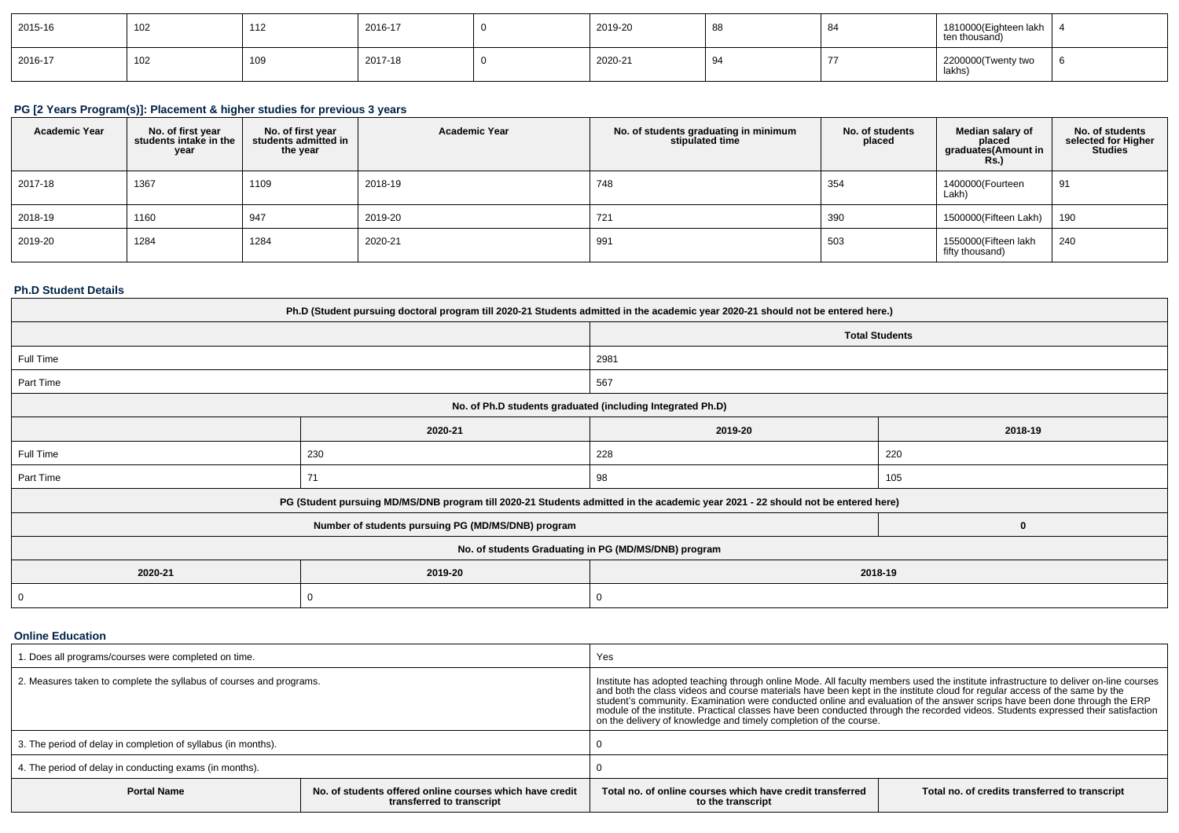| 2015-16 | 102 | 112 | 2016-17 | 0 | 2019-20 | 88 | 84 | 1810000(Eighteen lakh ten thousand) | 4 |
|---|---|---|---|---|---|---|---|---|---|
| 2016-17 | 102 | 109 | 2017-18 | 0 | 2020-21 | 94 | 77 | 2200000(Twenty two lakhs) | 6 |

### PG [2 Years Program(s)]: Placement & higher studies for previous 3 years

| Academic Year | No. of first year students intake in the year | No. of first year students admitted in the year | Academic Year | No. of students graduating in minimum stipulated time | No. of students placed | Median salary of placed graduates(Amount in Rs.) | No. of students selected for Higher Studies |
|---|---|---|---|---|---|---|---|
| 2017-18 | 1367 | 1109 | 2018-19 | 748 | 354 | 1400000(Fourteen Lakh) | 91 |
| 2018-19 | 1160 | 947 | 2019-20 | 721 | 390 | 1500000(Fifteen Lakh) | 190 |
| 2019-20 | 1284 | 1284 | 2020-21 | 991 | 503 | 1550000(Fifteen lakh fifty thousand) | 240 |

### Ph.D Student Details

| Ph.D (Student pursuing doctoral program till 2020-21 Students admitted in the academic year 2020-21 should not be entered here.) | |
|---|---|
| | Total Students |
| Full Time | 2981 |
| Part Time | 567 |

| No. of Ph.D students graduated (including Integrated Ph.D) | | | |
|---|---|---|---|
| | 2020-21 | 2019-20 | 2018-19 |
| Full Time | 230 | 228 | 220 |
| Part Time | 71 | 98 | 105 |

| PG (Student pursuing MD/MS/DNB program till 2020-21 Students admitted in the academic year 2021 - 22 should not be entered here) | |
|---|---|
| Number of students pursuing PG (MD/MS/DNB) program | 0 |

| No. of students Graduating in PG (MD/MS/DNB) program | | |
|---|---|---|
| 2020-21 | 2019-20 | 2018-19 |
| 0 | 0 | 0 |

### Online Education

| 1. Does all programs/courses were completed on time. | Yes |
|---|---|
| 2. Measures taken to complete the syllabus of courses and programs. | Institute has adopted teaching through online Mode. All faculty members used the institute infrastructure to deliver on-line courses and both the class videos and course materials have been kept in the institute cloud for regular access of the same by the student's community. Examination were conducted online and evaluation of the answer scrips have been done through the ERP module of the institute. Practical classes have been conducted through the recorded videos. Students expressed their satisfaction on the delivery of knowledge and timely completion of the course. |
| 3. The period of delay in completion of syllabus (in months). | 0 |
| 4. The period of delay in conducting exams (in months). | 0 |

| Portal Name | No. of students offered online courses which have credit transferred to transcript | Total no. of online courses which have credit transferred to the transcript | Total no. of credits transferred to transcript |
|---|---|---|---|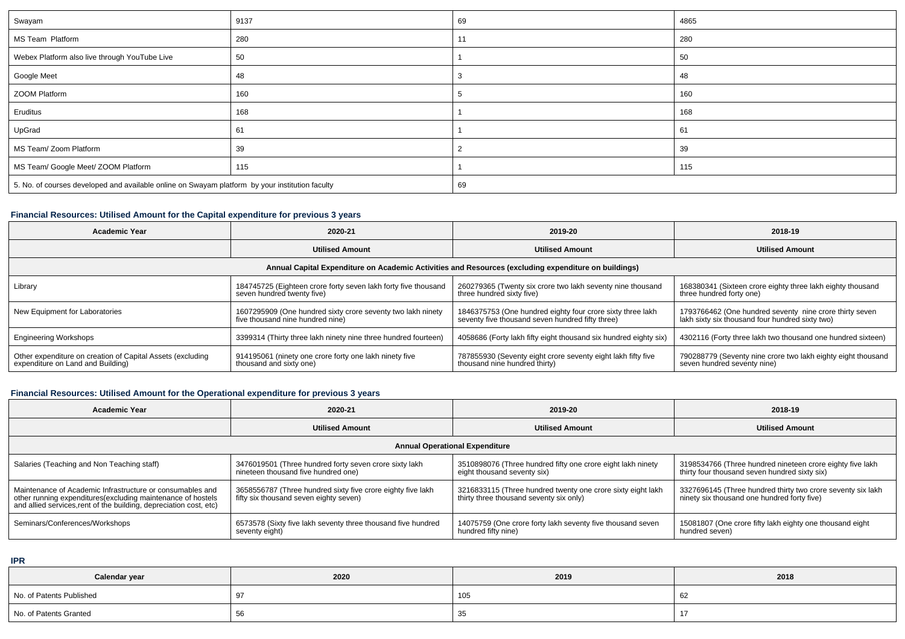| | | | |
|---|---|---|---|
| Swayam | 9137 | 69 | 4865 |
| MS Team Platform | 280 | 11 | 280 |
| Webex Platform also live through YouTube Live | 50 | 1 | 50 |
| Google Meet | 48 | 3 | 48 |
| ZOOM Platform | 160 | 5 | 160 |
| Eruditus | 168 | 1 | 168 |
| UpGrad | 61 | 1 | 61 |
| MS Team/ Zoom Platform | 39 | 2 | 39 |
| MS Team/ Google Meet/ ZOOM Platform | 115 | 1 | 115 |
| 5. No. of courses developed and available online on Swayam platform by your institution faculty | | 69 | |

### Financial Resources: Utilised Amount for the Capital expenditure for previous 3 years

| Academic Year | 2020-21 | 2019-20 | 2018-19 |
|---|---|---|---|
| | **Utilised Amount** | **Utilised Amount** | **Utilised Amount** |
| **Annual Capital Expenditure on Academic Activities and Resources (excluding expenditure on buildings)** | | | |
| Library | 184745725 (Eighteen crore forty seven lakh forty five thousand seven hundred twenty five) | 260279365 (Twenty six crore two lakh seventy nine thousand three hundred sixty five) | 168380341 (Sixteen crore eighty three lakh eighty thousand three hundred forty one) |
| New Equipment for Laboratories | 1607295909 (One hundred sixty crore seventy two lakh ninety five thousand nine hundred nine) | 1846375753 (One hundred eighty four crore sixty three lakh seventy five thousand seven hundred fifty three) | 1793766462 (One hundred seventy nine crore thirty seven lakh sixty six thousand four hundred sixty two) |
| Engineering Workshops | 3399314 (Thirty three lakh ninety nine three hundred fourteen) | 4058686 (Forty lakh fifty eight thousand six hundred eighty six) | 4302116 (Forty three lakh two thousand one hundred sixteen) |
| Other expenditure on creation of Capital Assets (excluding expenditure on Land and Building) | 914195061 (ninety one crore forty one lakh ninety five thousand and sixty one) | 787855930 (Seventy eight crore seventy eight lakh fifty five thousand nine hundred thirty) | 790288779 (Seventy nine crore two lakh eighty eight thousand seven hundred seventy nine) |

### Financial Resources: Utilised Amount for the Operational expenditure for previous 3 years

| Academic Year | 2020-21 | 2019-20 | 2018-19 |
|---|---|---|---|
| | **Utilised Amount** | **Utilised Amount** | **Utilised Amount** |
| **Annual Operational Expenditure** | | | |
| Salaries (Teaching and Non Teaching staff) | 3476019501 (Three hundred forty seven crore sixty lakh nineteen thousand five hundred one) | 3510898076 (Three hundred fifty one crore eight lakh ninety eight thousand seventy six) | 3198534766 (Three hundred nineteen crore eighty five lakh thirty four thousand seven hundred sixty six) |
| Maintenance of Academic Infrastructure or consumables and other running expenditures(excluding maintenance of hostels and allied services,rent of the building, depreciation cost, etc) | 3658556787 (Three hundred sixty five crore eighty five lakh fifty six thousand seven eighty seven) | 3216833115 (Three hundred twenty one crore sixty eight lakh thirty three thousand seventy six only) | 3327696145 (Three hundred thirty two crore seventy six lakh ninety six thousand one hundred forty five) |
| Seminars/Conferences/Workshops | 6573578 (Sixty five lakh seventy three thousand five hundred seventy eight) | 14075759 (One crore forty lakh seventy five thousand seven hundred fifty nine) | 15081807 (One crore fifty lakh eighty one thousand eight hundred seven) |

### IPR

| Calendar year | 2020 | 2019 | 2018 |
|---|---|---|---|
| No. of Patents Published | 97 | 105 | 62 |
| No. of Patents Granted | 56 | 35 | 17 |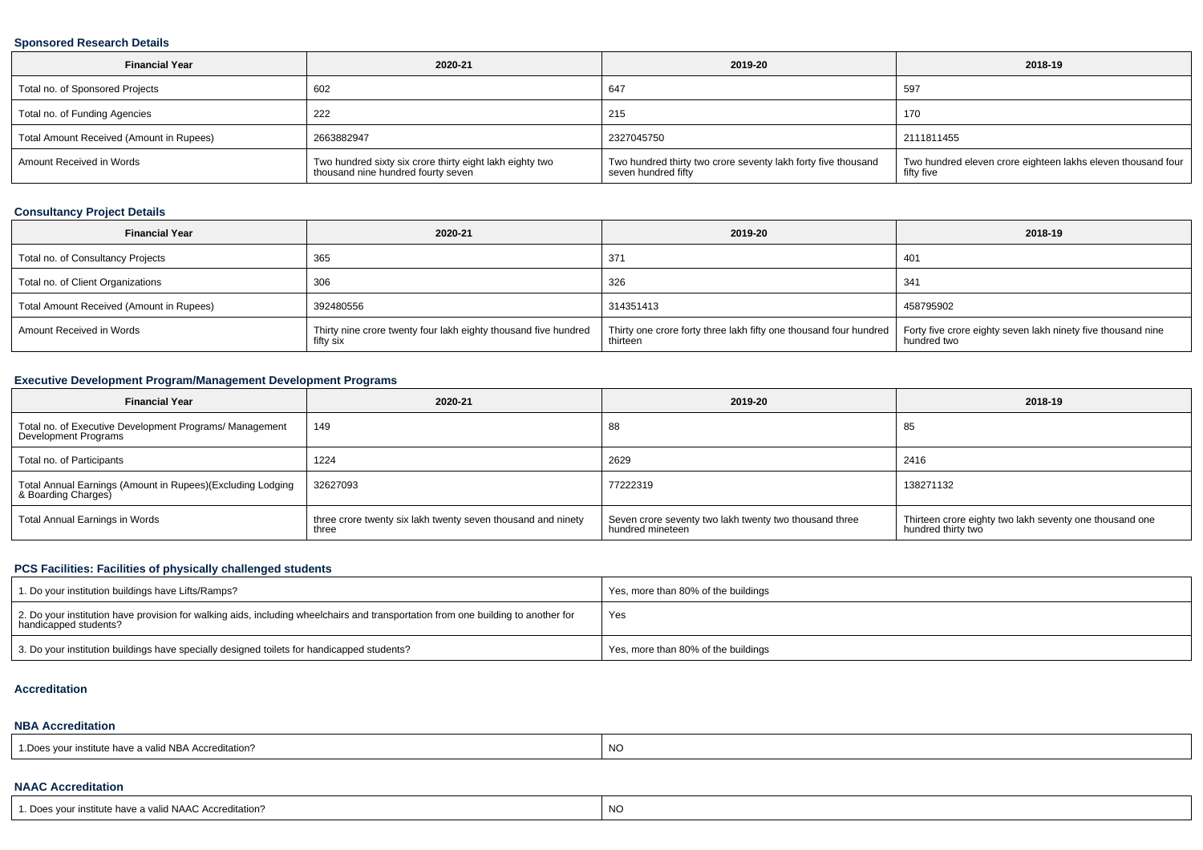### Sponsored Research Details

| Financial Year | 2020-21 | 2019-20 | 2018-19 |
|---|---|---|---|
| Total no. of Sponsored Projects | 602 | 647 | 597 |
| Total no. of Funding Agencies | 222 | 215 | 170 |
| Total Amount Received (Amount in Rupees) | 2663882947 | 2327045750 | 2111811455 |
| Amount Received in Words | Two hundred sixty six crore thirty eight lakh eighty two thousand nine hundred fourty seven | Two hundred thirty two crore seventy lakh forty five thousand seven hundred fifty | Two hundred eleven crore eighteen lakhs eleven thousand four fifty five |

### Consultancy Project Details

| Financial Year | 2020-21 | 2019-20 | 2018-19 |
|---|---|---|---|
| Total no. of Consultancy Projects | 365 | 371 | 401 |
| Total no. of Client Organizations | 306 | 326 | 341 |
| Total Amount Received (Amount in Rupees) | 392480556 | 314351413 | 458795902 |
| Amount Received in Words | Thirty nine crore twenty four lakh eighty thousand five hundred fifty six | Thirty one crore forty three lakh fifty one thousand four hundred thirteen | Forty five crore eighty seven lakh ninety five thousand nine hundred two |

### Executive Development Program/Management Development Programs

| Financial Year | 2020-21 | 2019-20 | 2018-19 |
|---|---|---|---|
| Total no. of Executive Development Programs/ Management Development Programs | 149 | 88 | 85 |
| Total no. of Participants | 1224 | 2629 | 2416 |
| Total Annual Earnings (Amount in Rupees)(Excluding Lodging & Boarding Charges) | 32627093 | 77222319 | 138271132 |
| Total Annual Earnings in Words | three crore twenty six lakh twenty seven thousand and ninety three | Seven crore seventy two lakh twenty two thousand three hundred mineteen | Thirteen crore eighty two lakh seventy one thousand one hundred thirty two |

### PCS Facilities: Facilities of physically challenged students

| | |
|---|---|
| 1. Do your institution buildings have Lifts/Ramps? | Yes, more than 80% of the buildings |
| 2. Do your institution have provision for walking aids, including wheelchairs and transportation from one building to another for handicapped students? | Yes |
| 3. Do your institution buildings have specially designed toilets for handicapped students? | Yes, more than 80% of the buildings |

### Accreditation

#### NBA Accreditation

| | |
|---|---|
| 1.Does your institute have a valid NBA Accreditation? | NO |

#### NAAC Accreditation

| | |
|---|---|
| 1. Does your institute have a valid NAAC Accreditation? | NO |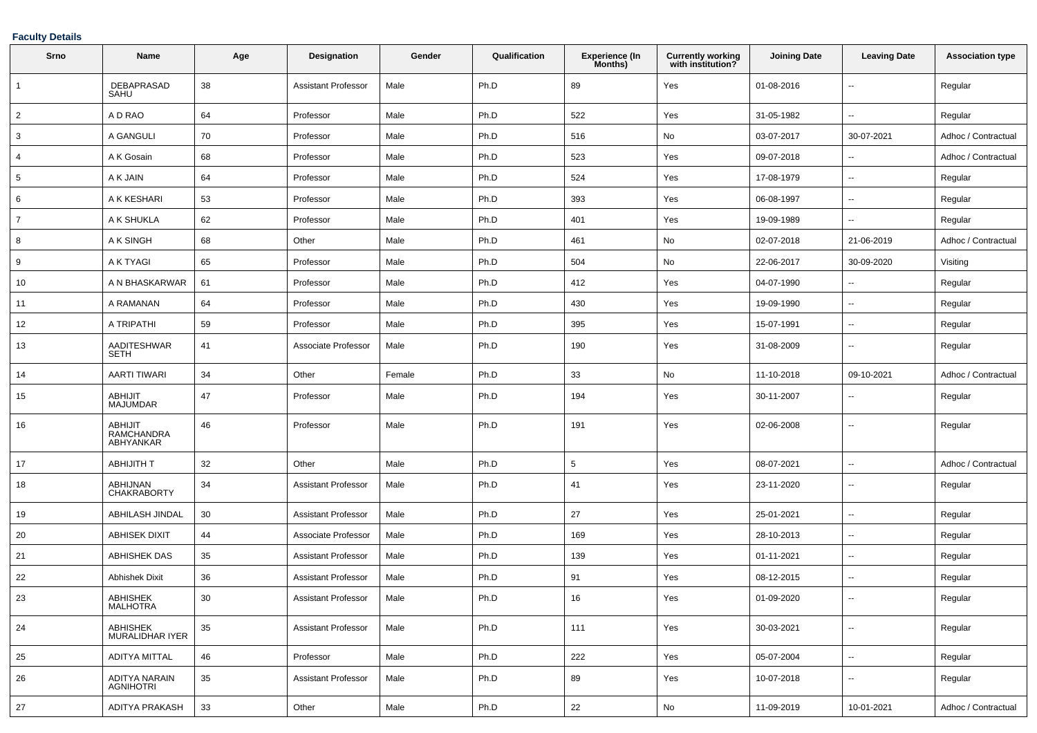**Faculty Details**

| Srno | Name | Age | Designation | Gender | Qualification | Experience (In Months) | Currently working with institution? | Joining Date | Leaving Date | Association type |
|---|---|---|---|---|---|---|---|---|---|---|
| 1 | DEBAPRASAD SAHU | 38 | Assistant Professor | Male | Ph.D | 89 | Yes | 01-08-2016 | -- | Regular |
| 2 | A D RAO | 64 | Professor | Male | Ph.D | 522 | Yes | 31-05-1982 | -- | Regular |
| 3 | A GANGULI | 70 | Professor | Male | Ph.D | 516 | No | 03-07-2017 | 30-07-2021 | Adhoc / Contractual |
| 4 | A K Gosain | 68 | Professor | Male | Ph.D | 523 | Yes | 09-07-2018 | -- | Adhoc / Contractual |
| 5 | A K JAIN | 64 | Professor | Male | Ph.D | 524 | Yes | 17-08-1979 | -- | Regular |
| 6 | A K KESHARI | 53 | Professor | Male | Ph.D | 393 | Yes | 06-08-1997 | -- | Regular |
| 7 | A K SHUKLA | 62 | Professor | Male | Ph.D | 401 | Yes | 19-09-1989 | -- | Regular |
| 8 | A K SINGH | 68 | Other | Male | Ph.D | 461 | No | 02-07-2018 | 21-06-2019 | Adhoc / Contractual |
| 9 | A K TYAGI | 65 | Professor | Male | Ph.D | 504 | No | 22-06-2017 | 30-09-2020 | Visiting |
| 10 | A N BHASKARWAR | 61 | Professor | Male | Ph.D | 412 | Yes | 04-07-1990 | -- | Regular |
| 11 | A RAMANAN | 64 | Professor | Male | Ph.D | 430 | Yes | 19-09-1990 | -- | Regular |
| 12 | A TRIPATHI | 59 | Professor | Male | Ph.D | 395 | Yes | 15-07-1991 | -- | Regular |
| 13 | AADITESHWAR SETH | 41 | Associate Professor | Male | Ph.D | 190 | Yes | 31-08-2009 | -- | Regular |
| 14 | AARTI TIWARI | 34 | Other | Female | Ph.D | 33 | No | 11-10-2018 | 09-10-2021 | Adhoc / Contractual |
| 15 | ABHIJIT MAJUMDAR | 47 | Professor | Male | Ph.D | 194 | Yes | 30-11-2007 | -- | Regular |
| 16 | ABHIJIT RAMCHANDRA ABHYANKAR | 46 | Professor | Male | Ph.D | 191 | Yes | 02-06-2008 | -- | Regular |
| 17 | ABHIJITH T | 32 | Other | Male | Ph.D | 5 | Yes | 08-07-2021 | -- | Adhoc / Contractual |
| 18 | ABHIJNAN CHAKRABORTY | 34 | Assistant Professor | Male | Ph.D | 41 | Yes | 23-11-2020 | -- | Regular |
| 19 | ABHILASH JINDAL | 30 | Assistant Professor | Male | Ph.D | 27 | Yes | 25-01-2021 | -- | Regular |
| 20 | ABHISEK DIXIT | 44 | Associate Professor | Male | Ph.D | 169 | Yes | 28-10-2013 | -- | Regular |
| 21 | ABHISHEK DAS | 35 | Assistant Professor | Male | Ph.D | 139 | Yes | 01-11-2021 | -- | Regular |
| 22 | Abhishek Dixit | 36 | Assistant Professor | Male | Ph.D | 91 | Yes | 08-12-2015 | -- | Regular |
| 23 | ABHISHEK MALHOTRA | 30 | Assistant Professor | Male | Ph.D | 16 | Yes | 01-09-2020 | -- | Regular |
| 24 | ABHISHEK MURALIDHAR IYER | 35 | Assistant Professor | Male | Ph.D | 111 | Yes | 30-03-2021 | -- | Regular |
| 25 | ADITYA MITTAL | 46 | Professor | Male | Ph.D | 222 | Yes | 05-07-2004 | -- | Regular |
| 26 | ADITYA NARAIN AGNIHOTRI | 35 | Assistant Professor | Male | Ph.D | 89 | Yes | 10-07-2018 | -- | Regular |
| 27 | ADITYA PRAKASH | 33 | Other | Male | Ph.D | 22 | No | 11-09-2019 | 10-01-2021 | Adhoc / Contractual |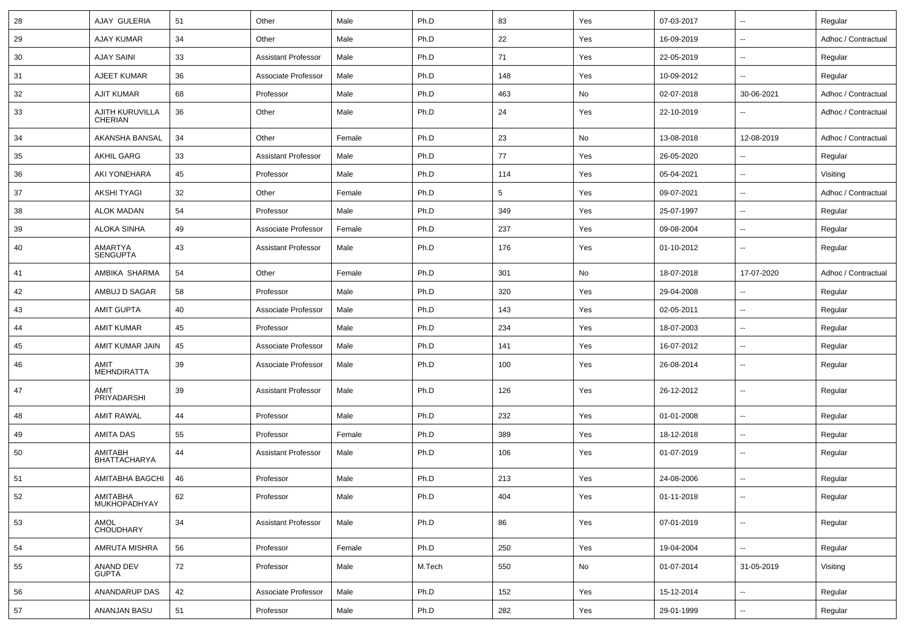| 28 | AJAY GULERIA | 51 | Other | Male | Ph.D | 83 | Yes | 07-03-2017 | -- | Regular |
|---|---|---|---|---|---|---|---|---|---|---|
| 29 | AJAY KUMAR | 34 | Other | Male | Ph.D | 22 | Yes | 16-09-2019 | -- | Adhoc / Contractual |
| 30 | AJAY SAINI | 33 | Assistant Professor | Male | Ph.D | 71 | Yes | 22-05-2019 | -- | Regular |
| 31 | AJEET KUMAR | 36 | Associate Professor | Male | Ph.D | 148 | Yes | 10-09-2012 | -- | Regular |
| 32 | AJIT KUMAR | 68 | Professor | Male | Ph.D | 463 | No | 02-07-2018 | 30-06-2021 | Adhoc / Contractual |
| 33 | AJITH KURUVILLA CHERIAN | 36 | Other | Male | Ph.D | 24 | Yes | 22-10-2019 | -- | Adhoc / Contractual |
| 34 | AKANSHA BANSAL | 34 | Other | Female | Ph.D | 23 | No | 13-08-2018 | 12-08-2019 | Adhoc / Contractual |
| 35 | AKHIL GARG | 33 | Assistant Professor | Male | Ph.D | 77 | Yes | 26-05-2020 | -- | Regular |
| 36 | AKI YONEHARA | 45 | Professor | Male | Ph.D | 114 | Yes | 05-04-2021 | -- | Visiting |
| 37 | AKSHI TYAGI | 32 | Other | Female | Ph.D | 5 | Yes | 09-07-2021 | -- | Adhoc / Contractual |
| 38 | ALOK MADAN | 54 | Professor | Male | Ph.D | 349 | Yes | 25-07-1997 | -- | Regular |
| 39 | ALOKA SINHA | 49 | Associate Professor | Female | Ph.D | 237 | Yes | 09-08-2004 | -- | Regular |
| 40 | AMARTYA SENGUPTA | 43 | Assistant Professor | Male | Ph.D | 176 | Yes | 01-10-2012 | -- | Regular |
| 41 | AMBIKA SHARMA | 54 | Other | Female | Ph.D | 301 | No | 18-07-2018 | 17-07-2020 | Adhoc / Contractual |
| 42 | AMBUJ D SAGAR | 58 | Professor | Male | Ph.D | 320 | Yes | 29-04-2008 | -- | Regular |
| 43 | AMIT GUPTA | 40 | Associate Professor | Male | Ph.D | 143 | Yes | 02-05-2011 | -- | Regular |
| 44 | AMIT KUMAR | 45 | Professor | Male | Ph.D | 234 | Yes | 18-07-2003 | -- | Regular |
| 45 | AMIT KUMAR JAIN | 45 | Associate Professor | Male | Ph.D | 141 | Yes | 16-07-2012 | -- | Regular |
| 46 | AMIT MEHNDIRATTA | 39 | Associate Professor | Male | Ph.D | 100 | Yes | 26-08-2014 | -- | Regular |
| 47 | AMIT PRIYADARSHI | 39 | Assistant Professor | Male | Ph.D | 126 | Yes | 26-12-2012 | -- | Regular |
| 48 | AMIT RAWAL | 44 | Professor | Male | Ph.D | 232 | Yes | 01-01-2008 | -- | Regular |
| 49 | AMITA DAS | 55 | Professor | Female | Ph.D | 389 | Yes | 18-12-2018 | -- | Regular |
| 50 | AMITABH BHATTACHARYA | 44 | Assistant Professor | Male | Ph.D | 106 | Yes | 01-07-2019 | -- | Regular |
| 51 | AMITABHA BAGCHI | 46 | Professor | Male | Ph.D | 213 | Yes | 24-08-2006 | -- | Regular |
| 52 | AMITABHA MUKHOPADHYAY | 62 | Professor | Male | Ph.D | 404 | Yes | 01-11-2018 | -- | Regular |
| 53 | AMOL CHOUDHARY | 34 | Assistant Professor | Male | Ph.D | 86 | Yes | 07-01-2019 | -- | Regular |
| 54 | AMRUTA MISHRA | 56 | Professor | Female | Ph.D | 250 | Yes | 19-04-2004 | -- | Regular |
| 55 | ANAND DEV GUPTA | 72 | Professor | Male | M.Tech | 550 | No | 01-07-2014 | 31-05-2019 | Visiting |
| 56 | ANANDARUP DAS | 42 | Associate Professor | Male | Ph.D | 152 | Yes | 15-12-2014 | -- | Regular |
| 57 | ANANJAN BASU | 51 | Professor | Male | Ph.D | 282 | Yes | 29-01-1999 | -- | Regular |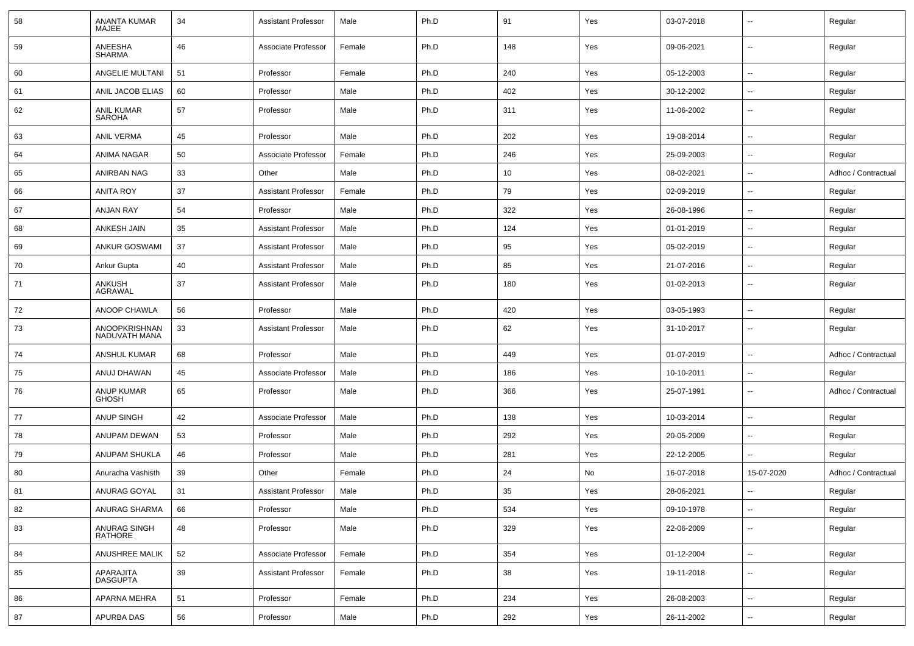| 58 | ANANTA KUMAR MAJEE | 34 | Assistant Professor | Male | Ph.D | 91 | Yes | 03-07-2018 | -- | Regular |
|---|---|---|---|---|---|---|---|---|---|---|
| 59 | ANEESHA SHARMA | 46 | Associate Professor | Female | Ph.D | 148 | Yes | 09-06-2021 | -- | Regular |
| 60 | ANGELIE MULTANI | 51 | Professor | Female | Ph.D | 240 | Yes | 05-12-2003 | -- | Regular |
| 61 | ANIL JACOB ELIAS | 60 | Professor | Male | Ph.D | 402 | Yes | 30-12-2002 | -- | Regular |
| 62 | ANIL KUMAR SAROHA | 57 | Professor | Male | Ph.D | 311 | Yes | 11-06-2002 | -- | Regular |
| 63 | ANIL VERMA | 45 | Professor | Male | Ph.D | 202 | Yes | 19-08-2014 | -- | Regular |
| 64 | ANIMA NAGAR | 50 | Associate Professor | Female | Ph.D | 246 | Yes | 25-09-2003 | -- | Regular |
| 65 | ANIRBAN NAG | 33 | Other | Male | Ph.D | 10 | Yes | 08-02-2021 | -- | Adhoc / Contractual |
| 66 | ANITA ROY | 37 | Assistant Professor | Female | Ph.D | 79 | Yes | 02-09-2019 | -- | Regular |
| 67 | ANJAN RAY | 54 | Professor | Male | Ph.D | 322 | Yes | 26-08-1996 | -- | Regular |
| 68 | ANKESH JAIN | 35 | Assistant Professor | Male | Ph.D | 124 | Yes | 01-01-2019 | -- | Regular |
| 69 | ANKUR GOSWAMI | 37 | Assistant Professor | Male | Ph.D | 95 | Yes | 05-02-2019 | -- | Regular |
| 70 | Ankur Gupta | 40 | Assistant Professor | Male | Ph.D | 85 | Yes | 21-07-2016 | -- | Regular |
| 71 | ANKUSH AGRAWAL | 37 | Assistant Professor | Male | Ph.D | 180 | Yes | 01-02-2013 | -- | Regular |
| 72 | ANOOP CHAWLA | 56 | Professor | Male | Ph.D | 420 | Yes | 03-05-1993 | -- | Regular |
| 73 | ANOOPKRISHNAN NADUVATH MANA | 33 | Assistant Professor | Male | Ph.D | 62 | Yes | 31-10-2017 | -- | Regular |
| 74 | ANSHUL KUMAR | 68 | Professor | Male | Ph.D | 449 | Yes | 01-07-2019 | -- | Adhoc / Contractual |
| 75 | ANUJ DHAWAN | 45 | Associate Professor | Male | Ph.D | 186 | Yes | 10-10-2011 | -- | Regular |
| 76 | ANUP KUMAR GHOSH | 65 | Professor | Male | Ph.D | 366 | Yes | 25-07-1991 | -- | Adhoc / Contractual |
| 77 | ANUP SINGH | 42 | Associate Professor | Male | Ph.D | 138 | Yes | 10-03-2014 | -- | Regular |
| 78 | ANUPAM DEWAN | 53 | Professor | Male | Ph.D | 292 | Yes | 20-05-2009 | -- | Regular |
| 79 | ANUPAM SHUKLA | 46 | Professor | Male | Ph.D | 281 | Yes | 22-12-2005 | -- | Regular |
| 80 | Anuradha Vashisth | 39 | Other | Female | Ph.D | 24 | No | 16-07-2018 | 15-07-2020 | Adhoc / Contractual |
| 81 | ANURAG GOYAL | 31 | Assistant Professor | Male | Ph.D | 35 | Yes | 28-06-2021 | -- | Regular |
| 82 | ANURAG SHARMA | 66 | Professor | Male | Ph.D | 534 | Yes | 09-10-1978 | -- | Regular |
| 83 | ANURAG SINGH RATHORE | 48 | Professor | Male | Ph.D | 329 | Yes | 22-06-2009 | -- | Regular |
| 84 | ANUSHREE MALIK | 52 | Associate Professor | Female | Ph.D | 354 | Yes | 01-12-2004 | -- | Regular |
| 85 | APARAJITA DASGUPTA | 39 | Assistant Professor | Female | Ph.D | 38 | Yes | 19-11-2018 | -- | Regular |
| 86 | APARNA MEHRA | 51 | Professor | Female | Ph.D | 234 | Yes | 26-08-2003 | -- | Regular |
| 87 | APURBA DAS | 56 | Professor | Male | Ph.D | 292 | Yes | 26-11-2002 | -- | Regular |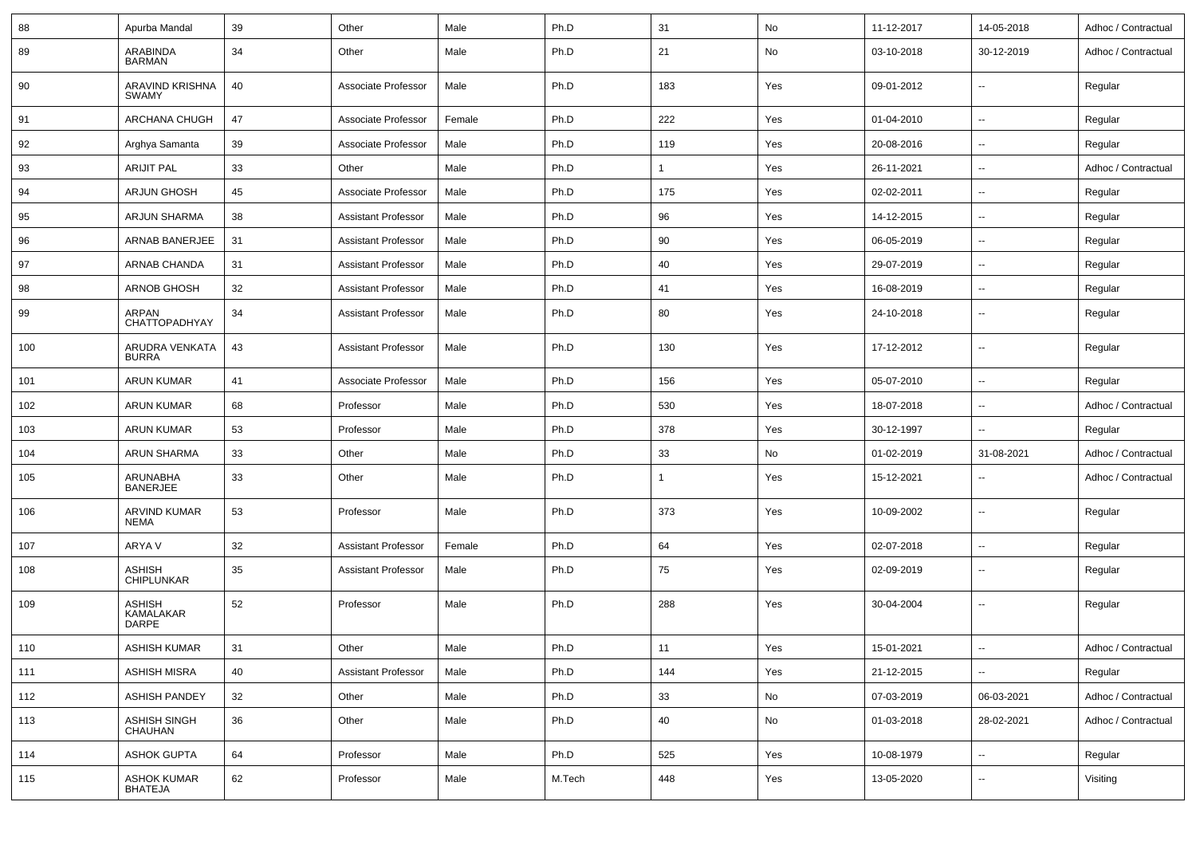| 88 | Apurba Mandal | 39 | Other | Male | Ph.D | 31 | No | 11-12-2017 | 14-05-2018 | Adhoc / Contractual |
|---|---|---|---|---|---|---|---|---|---|---|
| 89 | ARABINDA BARMAN | 34 | Other | Male | Ph.D | 21 | No | 03-10-2018 | 30-12-2019 | Adhoc / Contractual |
| 90 | ARAVIND KRISHNA SWAMY | 40 | Associate Professor | Male | Ph.D | 183 | Yes | 09-01-2012 | -- | Regular |
| 91 | ARCHANA CHUGH | 47 | Associate Professor | Female | Ph.D | 222 | Yes | 01-04-2010 | -- | Regular |
| 92 | Arghya Samanta | 39 | Associate Professor | Male | Ph.D | 119 | Yes | 20-08-2016 | -- | Regular |
| 93 | ARIJIT PAL | 33 | Other | Male | Ph.D | 1 | Yes | 26-11-2021 | -- | Adhoc / Contractual |
| 94 | ARJUN GHOSH | 45 | Associate Professor | Male | Ph.D | 175 | Yes | 02-02-2011 | -- | Regular |
| 95 | ARJUN SHARMA | 38 | Assistant Professor | Male | Ph.D | 96 | Yes | 14-12-2015 | -- | Regular |
| 96 | ARNAB BANERJEE | 31 | Assistant Professor | Male | Ph.D | 90 | Yes | 06-05-2019 | -- | Regular |
| 97 | ARNAB CHANDA | 31 | Assistant Professor | Male | Ph.D | 40 | Yes | 29-07-2019 | -- | Regular |
| 98 | ARNOB GHOSH | 32 | Assistant Professor | Male | Ph.D | 41 | Yes | 16-08-2019 | -- | Regular |
| 99 | ARPAN CHATTOPADHYAY | 34 | Assistant Professor | Male | Ph.D | 80 | Yes | 24-10-2018 | -- | Regular |
| 100 | ARUDRA VENKATA BURRA | 43 | Assistant Professor | Male | Ph.D | 130 | Yes | 17-12-2012 | -- | Regular |
| 101 | ARUN KUMAR | 41 | Associate Professor | Male | Ph.D | 156 | Yes | 05-07-2010 | -- | Regular |
| 102 | ARUN KUMAR | 68 | Professor | Male | Ph.D | 530 | Yes | 18-07-2018 | -- | Adhoc / Contractual |
| 103 | ARUN KUMAR | 53 | Professor | Male | Ph.D | 378 | Yes | 30-12-1997 | -- | Regular |
| 104 | ARUN SHARMA | 33 | Other | Male | Ph.D | 33 | No | 01-02-2019 | 31-08-2021 | Adhoc / Contractual |
| 105 | ARUNABHA BANERJEE | 33 | Other | Male | Ph.D | 1 | Yes | 15-12-2021 | -- | Adhoc / Contractual |
| 106 | ARVIND KUMAR NEMA | 53 | Professor | Male | Ph.D | 373 | Yes | 10-09-2002 | -- | Regular |
| 107 | ARYA V | 32 | Assistant Professor | Female | Ph.D | 64 | Yes | 02-07-2018 | -- | Regular |
| 108 | ASHISH CHIPLUNKAR | 35 | Assistant Professor | Male | Ph.D | 75 | Yes | 02-09-2019 | -- | Regular |
| 109 | ASHISH KAMALAKAR DARPE | 52 | Professor | Male | Ph.D | 288 | Yes | 30-04-2004 | -- | Regular |
| 110 | ASHISH KUMAR | 31 | Other | Male | Ph.D | 11 | Yes | 15-01-2021 | -- | Adhoc / Contractual |
| 111 | ASHISH MISRA | 40 | Assistant Professor | Male | Ph.D | 144 | Yes | 21-12-2015 | -- | Regular |
| 112 | ASHISH PANDEY | 32 | Other | Male | Ph.D | 33 | No | 07-03-2019 | 06-03-2021 | Adhoc / Contractual |
| 113 | ASHISH SINGH CHAUHAN | 36 | Other | Male | Ph.D | 40 | No | 01-03-2018 | 28-02-2021 | Adhoc / Contractual |
| 114 | ASHOK GUPTA | 64 | Professor | Male | Ph.D | 525 | Yes | 10-08-1979 | -- | Regular |
| 115 | ASHOK KUMAR BHATEJA | 62 | Professor | Male | M.Tech | 448 | Yes | 13-05-2020 | -- | Visiting |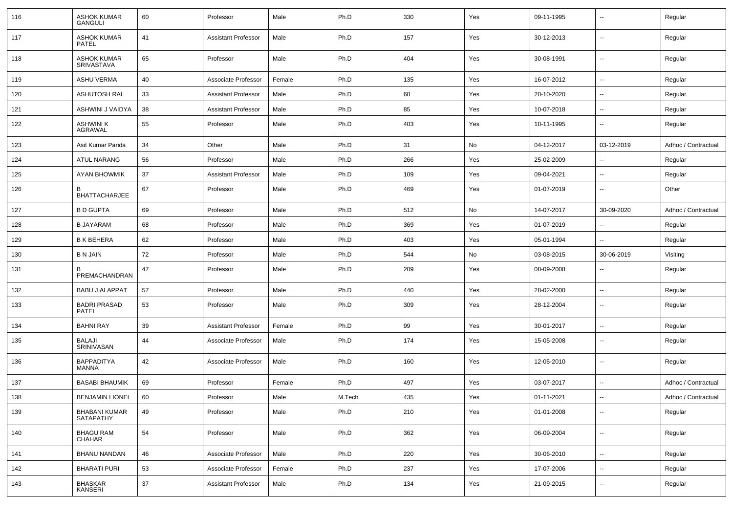| 116 | ASHOK KUMAR GANGULI | 60 | Professor | Male | Ph.D | 330 | Yes | 09-11-1995 | -- | Regular |
|---|---|---|---|---|---|---|---|---|---|---|
| 117 | ASHOK KUMAR PATEL | 41 | Assistant Professor | Male | Ph.D | 157 | Yes | 30-12-2013 | -- | Regular |
| 118 | ASHOK KUMAR SRIVASTAVA | 65 | Professor | Male | Ph.D | 404 | Yes | 30-08-1991 | -- | Regular |
| 119 | ASHU VERMA | 40 | Associate Professor | Female | Ph.D | 135 | Yes | 16-07-2012 | -- | Regular |
| 120 | ASHUTOSH RAI | 33 | Assistant Professor | Male | Ph.D | 60 | Yes | 20-10-2020 | -- | Regular |
| 121 | ASHWINI J VAIDYA | 38 | Assistant Professor | Male | Ph.D | 85 | Yes | 10-07-2018 | -- | Regular |
| 122 | ASHWINI K AGRAWAL | 55 | Professor | Male | Ph.D | 403 | Yes | 10-11-1995 | -- | Regular |
| 123 | Asit Kumar Parida | 34 | Other | Male | Ph.D | 31 | No | 04-12-2017 | 03-12-2019 | Adhoc / Contractual |
| 124 | ATUL NARANG | 56 | Professor | Male | Ph.D | 266 | Yes | 25-02-2009 | -- | Regular |
| 125 | AYAN BHOWMIK | 37 | Assistant Professor | Male | Ph.D | 109 | Yes | 09-04-2021 | -- | Regular |
| 126 | B BHATTACHARJEE | 67 | Professor | Male | Ph.D | 469 | Yes | 01-07-2019 | -- | Other |
| 127 | B D GUPTA | 69 | Professor | Male | Ph.D | 512 | No | 14-07-2017 | 30-09-2020 | Adhoc / Contractual |
| 128 | B JAYARAM | 68 | Professor | Male | Ph.D | 369 | Yes | 01-07-2019 | -- | Regular |
| 129 | B K BEHERA | 62 | Professor | Male | Ph.D | 403 | Yes | 05-01-1994 | -- | Regular |
| 130 | B N JAIN | 72 | Professor | Male | Ph.D | 544 | No | 03-08-2015 | 30-06-2019 | Visiting |
| 131 | B PREMACHANDRAN | 47 | Professor | Male | Ph.D | 209 | Yes | 08-09-2008 | -- | Regular |
| 132 | BABU J ALAPPAT | 57 | Professor | Male | Ph.D | 440 | Yes | 28-02-2000 | -- | Regular |
| 133 | BADRI PRASAD PATEL | 53 | Professor | Male | Ph.D | 309 | Yes | 28-12-2004 | -- | Regular |
| 134 | BAHNI RAY | 39 | Assistant Professor | Female | Ph.D | 99 | Yes | 30-01-2017 | -- | Regular |
| 135 | BALAJI SRINIVASAN | 44 | Associate Professor | Male | Ph.D | 174 | Yes | 15-05-2008 | -- | Regular |
| 136 | BAPPADITYA MANNA | 42 | Associate Professor | Male | Ph.D | 160 | Yes | 12-05-2010 | -- | Regular |
| 137 | BASABI BHAUMIK | 69 | Professor | Female | Ph.D | 497 | Yes | 03-07-2017 | -- | Adhoc / Contractual |
| 138 | BENJAMIN LIONEL | 60 | Professor | Male | M.Tech | 435 | Yes | 01-11-2021 | -- | Adhoc / Contractual |
| 139 | BHABANI KUMAR SATAPATHY | 49 | Professor | Male | Ph.D | 210 | Yes | 01-01-2008 | -- | Regular |
| 140 | BHAGU RAM CHAHAR | 54 | Professor | Male | Ph.D | 362 | Yes | 06-09-2004 | -- | Regular |
| 141 | BHANU NANDAN | 46 | Associate Professor | Male | Ph.D | 220 | Yes | 30-06-2010 | -- | Regular |
| 142 | BHARATI PURI | 53 | Associate Professor | Female | Ph.D | 237 | Yes | 17-07-2006 | -- | Regular |
| 143 | BHASKAR KANSERI | 37 | Assistant Professor | Male | Ph.D | 134 | Yes | 21-09-2015 | -- | Regular |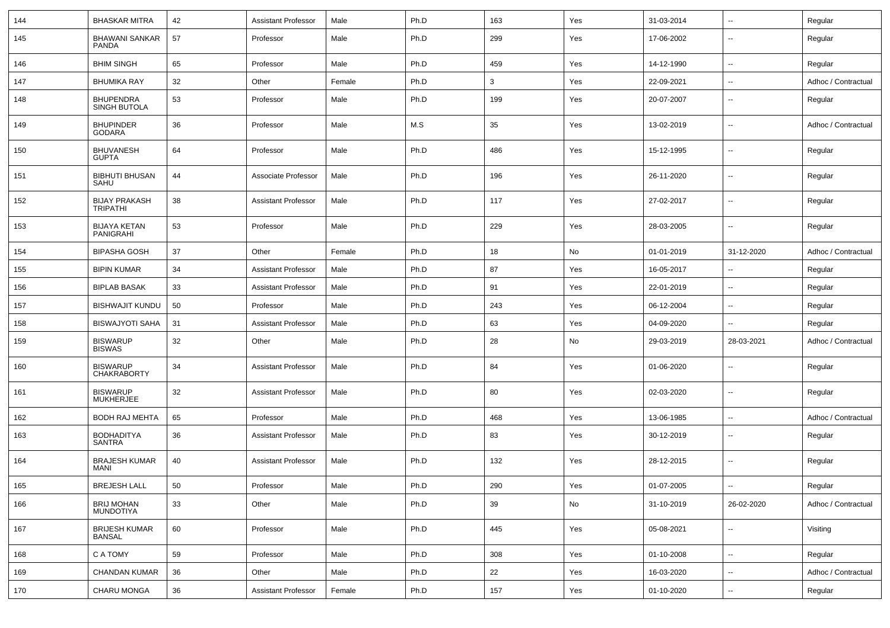| 144 | BHASKAR MITRA | 42 | Assistant Professor | Male | Ph.D | 163 | Yes | 31-03-2014 | -- | Regular |
|---|---|---|---|---|---|---|---|---|---|---|
| 145 | BHAWANI SANKAR PANDA | 57 | Professor | Male | Ph.D | 299 | Yes | 17-06-2002 | -- | Regular |
| 146 | BHIM SINGH | 65 | Professor | Male | Ph.D | 459 | Yes | 14-12-1990 | -- | Regular |
| 147 | BHUMIKA RAY | 32 | Other | Female | Ph.D | 3 | Yes | 22-09-2021 | -- | Adhoc / Contractual |
| 148 | BHUPENDRA SINGH BUTOLA | 53 | Professor | Male | Ph.D | 199 | Yes | 20-07-2007 | -- | Regular |
| 149 | BHUPINDER GODARA | 36 | Professor | Male | M.S | 35 | Yes | 13-02-2019 | -- | Adhoc / Contractual |
| 150 | BHUVANESH GUPTA | 64 | Professor | Male | Ph.D | 486 | Yes | 15-12-1995 | -- | Regular |
| 151 | BIBHUTI BHUSAN SAHU | 44 | Associate Professor | Male | Ph.D | 196 | Yes | 26-11-2020 | -- | Regular |
| 152 | BIJAY PRAKASH TRIPATHI | 38 | Assistant Professor | Male | Ph.D | 117 | Yes | 27-02-2017 | -- | Regular |
| 153 | BIJAYA KETAN PANIGRAHI | 53 | Professor | Male | Ph.D | 229 | Yes | 28-03-2005 | -- | Regular |
| 154 | BIPASHA GOSH | 37 | Other | Female | Ph.D | 18 | No | 01-01-2019 | 31-12-2020 | Adhoc / Contractual |
| 155 | BIPIN KUMAR | 34 | Assistant Professor | Male | Ph.D | 87 | Yes | 16-05-2017 | -- | Regular |
| 156 | BIPLAB BASAK | 33 | Assistant Professor | Male | Ph.D | 91 | Yes | 22-01-2019 | -- | Regular |
| 157 | BISHWAJIT KUNDU | 50 | Professor | Male | Ph.D | 243 | Yes | 06-12-2004 | -- | Regular |
| 158 | BISWAJYOTI SAHA | 31 | Assistant Professor | Male | Ph.D | 63 | Yes | 04-09-2020 | -- | Regular |
| 159 | BISWARUP BISWAS | 32 | Other | Male | Ph.D | 28 | No | 29-03-2019 | 28-03-2021 | Adhoc / Contractual |
| 160 | BISWARUP CHAKRABORTY | 34 | Assistant Professor | Male | Ph.D | 84 | Yes | 01-06-2020 | -- | Regular |
| 161 | BISWARUP MUKHERJEE | 32 | Assistant Professor | Male | Ph.D | 80 | Yes | 02-03-2020 | -- | Regular |
| 162 | BODH RAJ MEHTA | 65 | Professor | Male | Ph.D | 468 | Yes | 13-06-1985 | -- | Adhoc / Contractual |
| 163 | BODHADITYA SANTRA | 36 | Assistant Professor | Male | Ph.D | 83 | Yes | 30-12-2019 | -- | Regular |
| 164 | BRAJESH KUMAR MANI | 40 | Assistant Professor | Male | Ph.D | 132 | Yes | 28-12-2015 | -- | Regular |
| 165 | BREJESH LALL | 50 | Professor | Male | Ph.D | 290 | Yes | 01-07-2005 | -- | Regular |
| 166 | BRIJ MOHAN MUNDOTIYA | 33 | Other | Male | Ph.D | 39 | No | 31-10-2019 | 26-02-2020 | Adhoc / Contractual |
| 167 | BRIJESH KUMAR BANSAL | 60 | Professor | Male | Ph.D | 445 | Yes | 05-08-2021 | -- | Visiting |
| 168 | C A TOMY | 59 | Professor | Male | Ph.D | 308 | Yes | 01-10-2008 | -- | Regular |
| 169 | CHANDAN KUMAR | 36 | Other | Male | Ph.D | 22 | Yes | 16-03-2020 | -- | Adhoc / Contractual |
| 170 | CHARU MONGA | 36 | Assistant Professor | Female | Ph.D | 157 | Yes | 01-10-2020 | -- | Regular |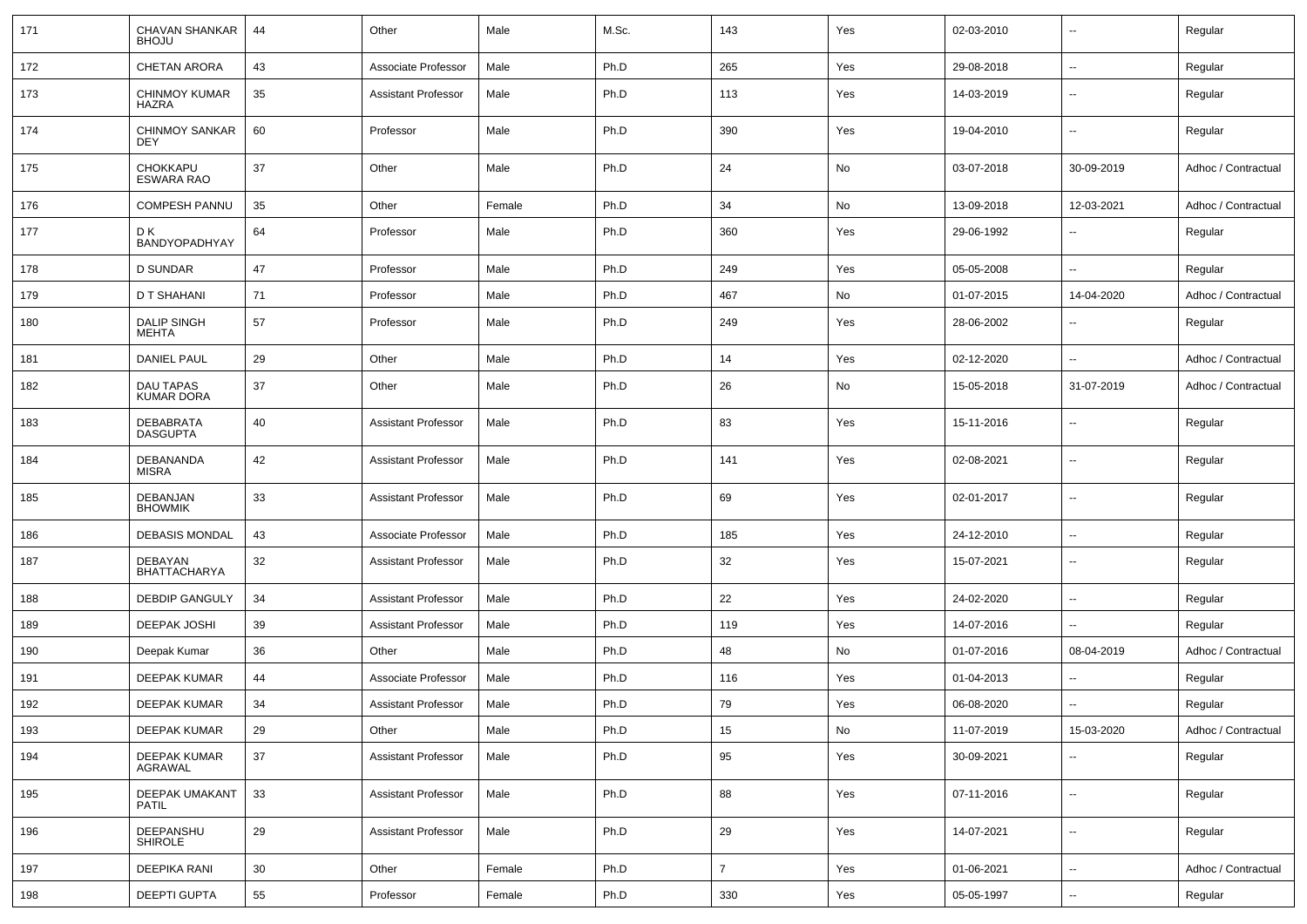| 171 | CHAVAN SHANKAR BHOJU | 44 | Other | Male | M.Sc. | 143 | Yes | 02-03-2010 | -- | Regular |
|---|---|---|---|---|---|---|---|---|---|---|
| 172 | CHETAN ARORA | 43 | Associate Professor | Male | Ph.D | 265 | Yes | 29-08-2018 | -- | Regular |
| 173 | CHINMOY KUMAR HAZRA | 35 | Assistant Professor | Male | Ph.D | 113 | Yes | 14-03-2019 | -- | Regular |
| 174 | CHINMOY SANKAR DEY | 60 | Professor | Male | Ph.D | 390 | Yes | 19-04-2010 | -- | Regular |
| 175 | CHOKKAPU ESWARA RAO | 37 | Other | Male | Ph.D | 24 | No | 03-07-2018 | 30-09-2019 | Adhoc / Contractual |
| 176 | COMPESH PANNU | 35 | Other | Female | Ph.D | 34 | No | 13-09-2018 | 12-03-2021 | Adhoc / Contractual |
| 177 | D K BANDYOPADHYAY | 64 | Professor | Male | Ph.D | 360 | Yes | 29-06-1992 | -- | Regular |
| 178 | D SUNDAR | 47 | Professor | Male | Ph.D | 249 | Yes | 05-05-2008 | -- | Regular |
| 179 | D T SHAHANI | 71 | Professor | Male | Ph.D | 467 | No | 01-07-2015 | 14-04-2020 | Adhoc / Contractual |
| 180 | DALIP SINGH MEHTA | 57 | Professor | Male | Ph.D | 249 | Yes | 28-06-2002 | -- | Regular |
| 181 | DANIEL PAUL | 29 | Other | Male | Ph.D | 14 | Yes | 02-12-2020 | -- | Adhoc / Contractual |
| 182 | DAU TAPAS KUMAR DORA | 37 | Other | Male | Ph.D | 26 | No | 15-05-2018 | 31-07-2019 | Adhoc / Contractual |
| 183 | DEBABRATA DASGUPTA | 40 | Assistant Professor | Male | Ph.D | 83 | Yes | 15-11-2016 | -- | Regular |
| 184 | DEBANANDA MISRA | 42 | Assistant Professor | Male | Ph.D | 141 | Yes | 02-08-2021 | -- | Regular |
| 185 | DEBANJAN BHOWMIK | 33 | Assistant Professor | Male | Ph.D | 69 | Yes | 02-01-2017 | -- | Regular |
| 186 | DEBASIS MONDAL | 43 | Associate Professor | Male | Ph.D | 185 | Yes | 24-12-2010 | -- | Regular |
| 187 | DEBAYAN BHATTACHARYA | 32 | Assistant Professor | Male | Ph.D | 32 | Yes | 15-07-2021 | -- | Regular |
| 188 | DEBDIP GANGULY | 34 | Assistant Professor | Male | Ph.D | 22 | Yes | 24-02-2020 | -- | Regular |
| 189 | DEEPAK JOSHI | 39 | Assistant Professor | Male | Ph.D | 119 | Yes | 14-07-2016 | -- | Regular |
| 190 | Deepak Kumar | 36 | Other | Male | Ph.D | 48 | No | 01-07-2016 | 08-04-2019 | Adhoc / Contractual |
| 191 | DEEPAK KUMAR | 44 | Associate Professor | Male | Ph.D | 116 | Yes | 01-04-2013 | -- | Regular |
| 192 | DEEPAK KUMAR | 34 | Assistant Professor | Male | Ph.D | 79 | Yes | 06-08-2020 | -- | Regular |
| 193 | DEEPAK KUMAR | 29 | Other | Male | Ph.D | 15 | No | 11-07-2019 | 15-03-2020 | Adhoc / Contractual |
| 194 | DEEPAK KUMAR AGRAWAL | 37 | Assistant Professor | Male | Ph.D | 95 | Yes | 30-09-2021 | -- | Regular |
| 195 | DEEPAK UMAKANT PATIL | 33 | Assistant Professor | Male | Ph.D | 88 | Yes | 07-11-2016 | -- | Regular |
| 196 | DEEPANSHU SHIROLE | 29 | Assistant Professor | Male | Ph.D | 29 | Yes | 14-07-2021 | -- | Regular |
| 197 | DEEPIKA RANI | 30 | Other | Female | Ph.D | 7 | Yes | 01-06-2021 | -- | Adhoc / Contractual |
| 198 | DEEPTI GUPTA | 55 | Professor | Female | Ph.D | 330 | Yes | 05-05-1997 | -- | Regular |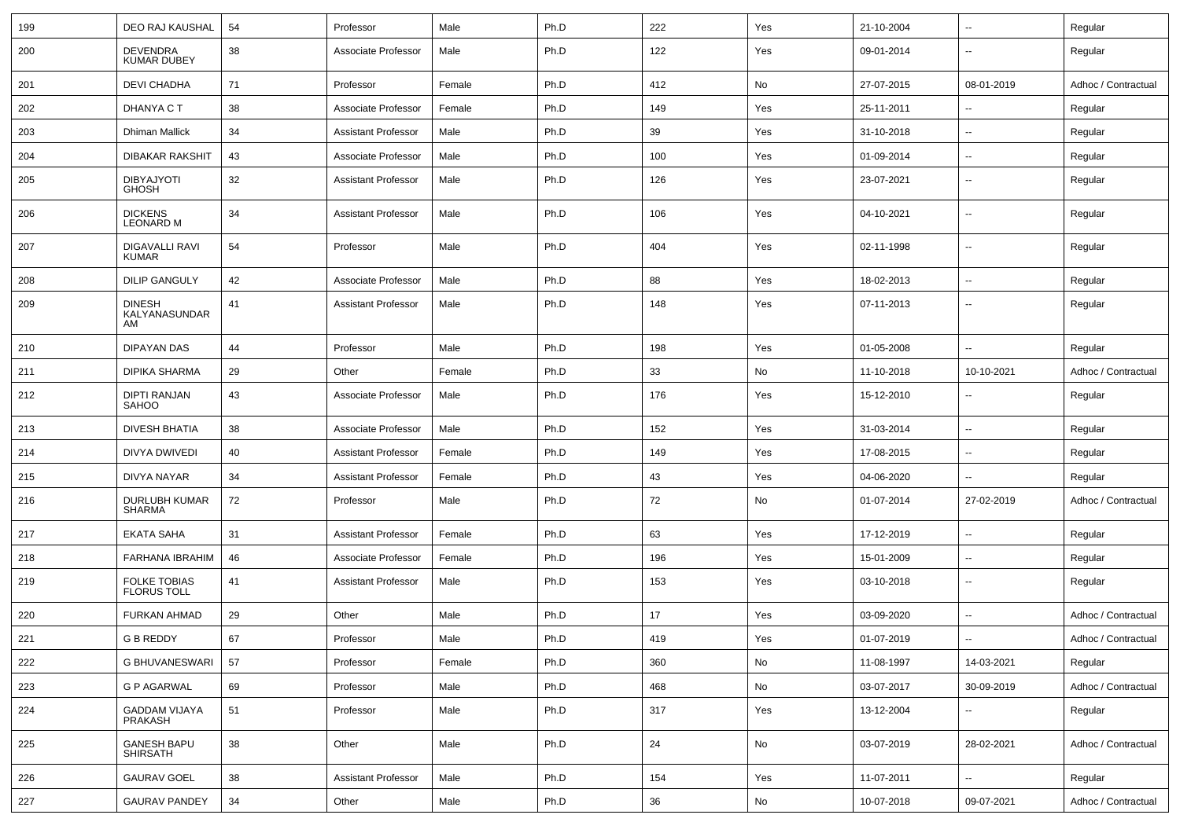| 199 | DEO RAJ KAUSHAL | 54 | Professor | Male | Ph.D | 222 | Yes | 21-10-2004 | -- | Regular |
|---|---|---|---|---|---|---|---|---|---|---|
| 200 | DEVENDRA KUMAR DUBEY | 38 | Associate Professor | Male | Ph.D | 122 | Yes | 09-01-2014 | -- | Regular |
| 201 | DEVI CHADHA | 71 | Professor | Female | Ph.D | 412 | No | 27-07-2015 | 08-01-2019 | Adhoc / Contractual |
| 202 | DHANYA C T | 38 | Associate Professor | Female | Ph.D | 149 | Yes | 25-11-2011 | -- | Regular |
| 203 | Dhiman Mallick | 34 | Assistant Professor | Male | Ph.D | 39 | Yes | 31-10-2018 | -- | Regular |
| 204 | DIBAKAR RAKSHIT | 43 | Associate Professor | Male | Ph.D | 100 | Yes | 01-09-2014 | -- | Regular |
| 205 | DIBYAJYOTI GHOSH | 32 | Assistant Professor | Male | Ph.D | 126 | Yes | 23-07-2021 | -- | Regular |
| 206 | DICKENS LEONARD M | 34 | Assistant Professor | Male | Ph.D | 106 | Yes | 04-10-2021 | -- | Regular |
| 207 | DIGAVALLI RAVI KUMAR | 54 | Professor | Male | Ph.D | 404 | Yes | 02-11-1998 | -- | Regular |
| 208 | DILIP GANGULY | 42 | Associate Professor | Male | Ph.D | 88 | Yes | 18-02-2013 | -- | Regular |
| 209 | DINESH KALYANASUNDARAM | 41 | Assistant Professor | Male | Ph.D | 148 | Yes | 07-11-2013 | -- | Regular |
| 210 | DIPAYAN DAS | 44 | Professor | Male | Ph.D | 198 | Yes | 01-05-2008 | -- | Regular |
| 211 | DIPIKA SHARMA | 29 | Other | Female | Ph.D | 33 | No | 11-10-2018 | 10-10-2021 | Adhoc / Contractual |
| 212 | DIPTI RANJAN SAHOO | 43 | Associate Professor | Male | Ph.D | 176 | Yes | 15-12-2010 | -- | Regular |
| 213 | DIVESH BHATIA | 38 | Associate Professor | Male | Ph.D | 152 | Yes | 31-03-2014 | -- | Regular |
| 214 | DIVYA DWIVEDI | 40 | Assistant Professor | Female | Ph.D | 149 | Yes | 17-08-2015 | -- | Regular |
| 215 | DIVYA NAYAR | 34 | Assistant Professor | Female | Ph.D | 43 | Yes | 04-06-2020 | -- | Regular |
| 216 | DURLUBH KUMAR SHARMA | 72 | Professor | Male | Ph.D | 72 | No | 01-07-2014 | 27-02-2019 | Adhoc / Contractual |
| 217 | EKATA SAHA | 31 | Assistant Professor | Female | Ph.D | 63 | Yes | 17-12-2019 | -- | Regular |
| 218 | FARHANA IBRAHIM | 46 | Associate Professor | Female | Ph.D | 196 | Yes | 15-01-2009 | -- | Regular |
| 219 | FOLKE TOBIAS FLORUS TOLL | 41 | Assistant Professor | Male | Ph.D | 153 | Yes | 03-10-2018 | -- | Regular |
| 220 | FURKAN AHMAD | 29 | Other | Male | Ph.D | 17 | Yes | 03-09-2020 | -- | Adhoc / Contractual |
| 221 | G B REDDY | 67 | Professor | Male | Ph.D | 419 | Yes | 01-07-2019 | -- | Adhoc / Contractual |
| 222 | G BHUVANESWARI | 57 | Professor | Female | Ph.D | 360 | No | 11-08-1997 | 14-03-2021 | Regular |
| 223 | G P AGARWAL | 69 | Professor | Male | Ph.D | 468 | No | 03-07-2017 | 30-09-2019 | Adhoc / Contractual |
| 224 | GADDAM VIJAYA PRAKASH | 51 | Professor | Male | Ph.D | 317 | Yes | 13-12-2004 | -- | Regular |
| 225 | GANESH BAPU SHIRSATH | 38 | Other | Male | Ph.D | 24 | No | 03-07-2019 | 28-02-2021 | Adhoc / Contractual |
| 226 | GAURAV GOEL | 38 | Assistant Professor | Male | Ph.D | 154 | Yes | 11-07-2011 | -- | Regular |
| 227 | GAURAV PANDEY | 34 | Other | Male | Ph.D | 36 | No | 10-07-2018 | 09-07-2021 | Adhoc / Contractual |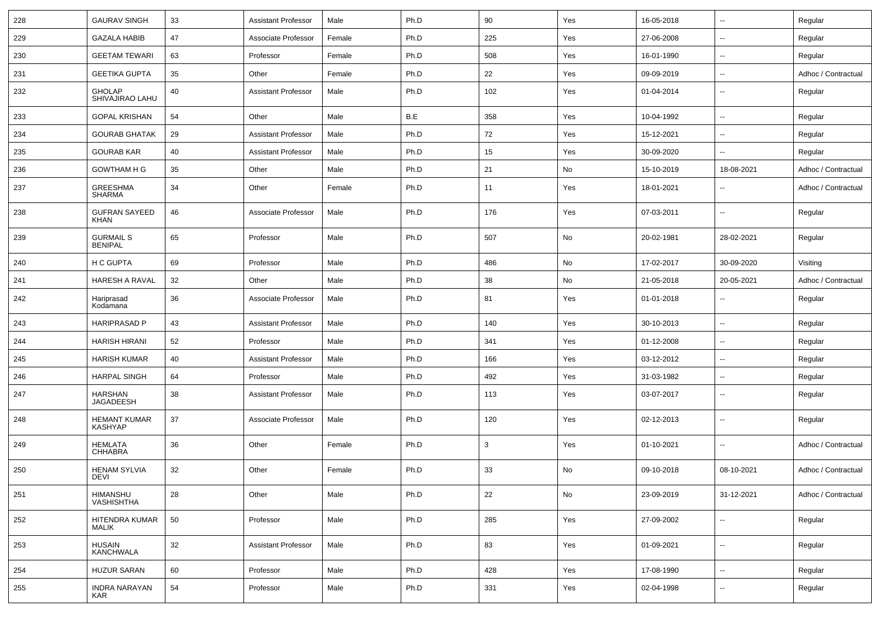| 228 | GAURAV SINGH | 33 | Assistant Professor | Male | Ph.D | 90 | Yes | 16-05-2018 | -- | Regular |
|---|---|---|---|---|---|---|---|---|---|---|
| 229 | GAZALA HABIB | 47 | Associate Professor | Female | Ph.D | 225 | Yes | 27-06-2008 | -- | Regular |
| 230 | GEETAM TEWARI | 63 | Professor | Female | Ph.D | 508 | Yes | 16-01-1990 | -- | Regular |
| 231 | GEETIKA GUPTA | 35 | Other | Female | Ph.D | 22 | Yes | 09-09-2019 | -- | Adhoc / Contractual |
| 232 | GHOLAP SHIVAJIRAO LAHU | 40 | Assistant Professor | Male | Ph.D | 102 | Yes | 01-04-2014 | -- | Regular |
| 233 | GOPAL KRISHAN | 54 | Other | Male | B.E | 358 | Yes | 10-04-1992 | -- | Regular |
| 234 | GOURAB GHATAK | 29 | Assistant Professor | Male | Ph.D | 72 | Yes | 15-12-2021 | -- | Regular |
| 235 | GOURAB KAR | 40 | Assistant Professor | Male | Ph.D | 15 | Yes | 30-09-2020 | -- | Regular |
| 236 | GOWTHAM H G | 35 | Other | Male | Ph.D | 21 | No | 15-10-2019 | 18-08-2021 | Adhoc / Contractual |
| 237 | GREESHMA SHARMA | 34 | Other | Female | Ph.D | 11 | Yes | 18-01-2021 | -- | Adhoc / Contractual |
| 238 | GUFRAN SAYEED KHAN | 46 | Associate Professor | Male | Ph.D | 176 | Yes | 07-03-2011 | -- | Regular |
| 239 | GURMAIL S BENIPAL | 65 | Professor | Male | Ph.D | 507 | No | 20-02-1981 | 28-02-2021 | Regular |
| 240 | H C GUPTA | 69 | Professor | Male | Ph.D | 486 | No | 17-02-2017 | 30-09-2020 | Visiting |
| 241 | HARESH A RAVAL | 32 | Other | Male | Ph.D | 38 | No | 21-05-2018 | 20-05-2021 | Adhoc / Contractual |
| 242 | Hariprasad Kodamana | 36 | Associate Professor | Male | Ph.D | 81 | Yes | 01-01-2018 | -- | Regular |
| 243 | HARIPRASAD P | 43 | Assistant Professor | Male | Ph.D | 140 | Yes | 30-10-2013 | -- | Regular |
| 244 | HARISH HIRANI | 52 | Professor | Male | Ph.D | 341 | Yes | 01-12-2008 | -- | Regular |
| 245 | HARISH KUMAR | 40 | Assistant Professor | Male | Ph.D | 166 | Yes | 03-12-2012 | -- | Regular |
| 246 | HARPAL SINGH | 64 | Professor | Male | Ph.D | 492 | Yes | 31-03-1982 | -- | Regular |
| 247 | HARSHAN JAGADEESH | 38 | Assistant Professor | Male | Ph.D | 113 | Yes | 03-07-2017 | -- | Regular |
| 248 | HEMANT KUMAR KASHYAP | 37 | Associate Professor | Male | Ph.D | 120 | Yes | 02-12-2013 | -- | Regular |
| 249 | HEMLATA CHHABRA | 36 | Other | Female | Ph.D | 3 | Yes | 01-10-2021 | -- | Adhoc / Contractual |
| 250 | HENAM SYLVIA DEVI | 32 | Other | Female | Ph.D | 33 | No | 09-10-2018 | 08-10-2021 | Adhoc / Contractual |
| 251 | HIMANSHU VASHISHTHA | 28 | Other | Male | Ph.D | 22 | No | 23-09-2019 | 31-12-2021 | Adhoc / Contractual |
| 252 | HITENDRA KUMAR MALIK | 50 | Professor | Male | Ph.D | 285 | Yes | 27-09-2002 | -- | Regular |
| 253 | HUSAIN KANCHWALA | 32 | Assistant Professor | Male | Ph.D | 83 | Yes | 01-09-2021 | -- | Regular |
| 254 | HUZUR SARAN | 60 | Professor | Male | Ph.D | 428 | Yes | 17-08-1990 | -- | Regular |
| 255 | INDRA NARAYAN KAR | 54 | Professor | Male | Ph.D | 331 | Yes | 02-04-1998 | -- | Regular |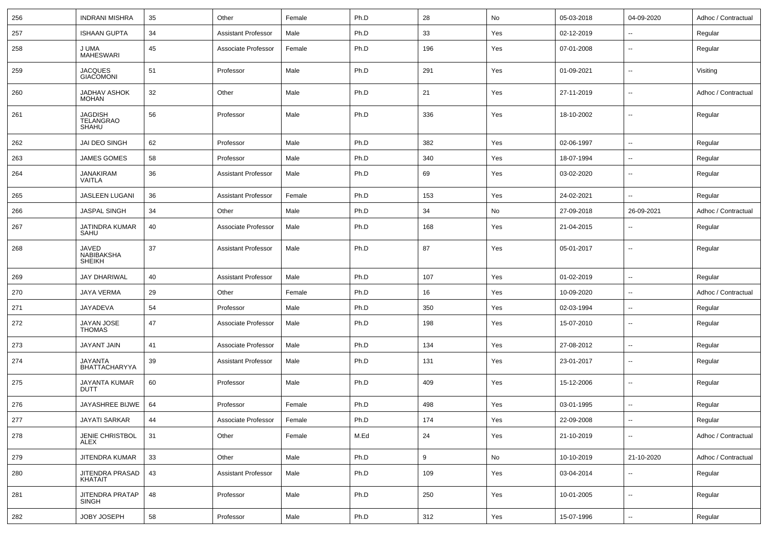| 256 | INDRANI MISHRA | 35 | Other | Female | Ph.D | 28 | No | 05-03-2018 | 04-09-2020 | Adhoc / Contractual |
|---|---|---|---|---|---|---|---|---|---|---|
| 257 | ISHAAN GUPTA | 34 | Assistant Professor | Male | Ph.D | 33 | Yes | 02-12-2019 | -- | Regular |
| 258 | J UMA MAHESWARI | 45 | Associate Professor | Female | Ph.D | 196 | Yes | 07-01-2008 | -- | Regular |
| 259 | JACQUES GIACOMONI | 51 | Professor | Male | Ph.D | 291 | Yes | 01-09-2021 | -- | Visiting |
| 260 | JADHAV ASHOK MOHAN | 32 | Other | Male | Ph.D | 21 | Yes | 27-11-2019 | -- | Adhoc / Contractual |
| 261 | JAGDISH TELANGRAO SHAHU | 56 | Professor | Male | Ph.D | 336 | Yes | 18-10-2002 | -- | Regular |
| 262 | JAI DEO SINGH | 62 | Professor | Male | Ph.D | 382 | Yes | 02-06-1997 | -- | Regular |
| 263 | JAMES GOMES | 58 | Professor | Male | Ph.D | 340 | Yes | 18-07-1994 | -- | Regular |
| 264 | JANAKIRAM VAITLA | 36 | Assistant Professor | Male | Ph.D | 69 | Yes | 03-02-2020 | -- | Regular |
| 265 | JASLEEN LUGANI | 36 | Assistant Professor | Female | Ph.D | 153 | Yes | 24-02-2021 | -- | Regular |
| 266 | JASPAL SINGH | 34 | Other | Male | Ph.D | 34 | No | 27-09-2018 | 26-09-2021 | Adhoc / Contractual |
| 267 | JATINDRA KUMAR SAHU | 40 | Associate Professor | Male | Ph.D | 168 | Yes | 21-04-2015 | -- | Regular |
| 268 | JAVED NABIBAKSHA SHEIKH | 37 | Assistant Professor | Male | Ph.D | 87 | Yes | 05-01-2017 | -- | Regular |
| 269 | JAY DHARIWAL | 40 | Assistant Professor | Male | Ph.D | 107 | Yes | 01-02-2019 | -- | Regular |
| 270 | JAYA VERMA | 29 | Other | Female | Ph.D | 16 | Yes | 10-09-2020 | -- | Adhoc / Contractual |
| 271 | JAYADEVA | 54 | Professor | Male | Ph.D | 350 | Yes | 02-03-1994 | -- | Regular |
| 272 | JAYAN JOSE THOMAS | 47 | Associate Professor | Male | Ph.D | 198 | Yes | 15-07-2010 | -- | Regular |
| 273 | JAYANT JAIN | 41 | Associate Professor | Male | Ph.D | 134 | Yes | 27-08-2012 | -- | Regular |
| 274 | JAYANTA BHATTACHARYYA | 39 | Assistant Professor | Male | Ph.D | 131 | Yes | 23-01-2017 | -- | Regular |
| 275 | JAYANTA KUMAR DUTT | 60 | Professor | Male | Ph.D | 409 | Yes | 15-12-2006 | -- | Regular |
| 276 | JAYASHREE BIJWE | 64 | Professor | Female | Ph.D | 498 | Yes | 03-01-1995 | -- | Regular |
| 277 | JAYATI SARKAR | 44 | Associate Professor | Female | Ph.D | 174 | Yes | 22-09-2008 | -- | Regular |
| 278 | JENIE CHRISTBOL ALEX | 31 | Other | Female | M.Ed | 24 | Yes | 21-10-2019 | -- | Adhoc / Contractual |
| 279 | JITENDRA KUMAR | 33 | Other | Male | Ph.D | 9 | No | 10-10-2019 | 21-10-2020 | Adhoc / Contractual |
| 280 | JITENDRA PRASAD KHATAIT | 43 | Assistant Professor | Male | Ph.D | 109 | Yes | 03-04-2014 | -- | Regular |
| 281 | JITENDRA PRATAP SINGH | 48 | Professor | Male | Ph.D | 250 | Yes | 10-01-2005 | -- | Regular |
| 282 | JOBY JOSEPH | 58 | Professor | Male | Ph.D | 312 | Yes | 15-07-1996 | -- | Regular |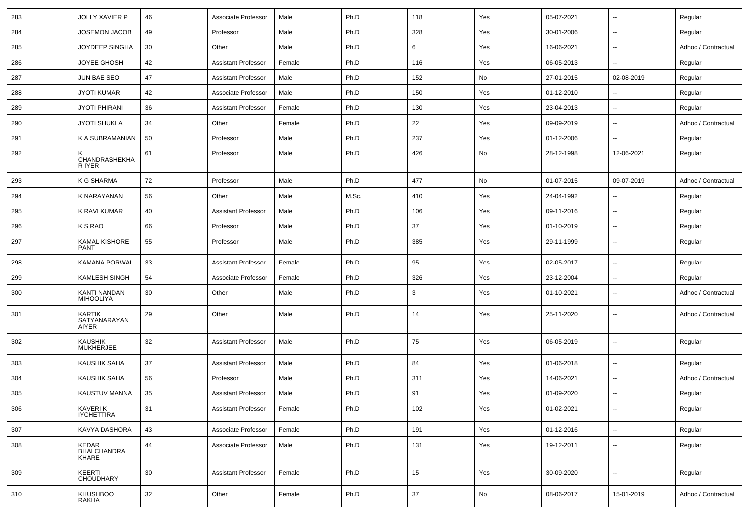| 283 | JOLLY XAVIER P | 46 | Associate Professor | Male | Ph.D | 118 | Yes | 05-07-2021 | -- | Regular |
|---|---|---|---|---|---|---|---|---|---|---|
| 284 | JOSEMON JACOB | 49 | Professor | Male | Ph.D | 328 | Yes | 30-01-2006 | -- | Regular |
| 285 | JOYDEEP SINGHA | 30 | Other | Male | Ph.D | 6 | Yes | 16-06-2021 | -- | Adhoc / Contractual |
| 286 | JOYEE GHOSH | 42 | Assistant Professor | Female | Ph.D | 116 | Yes | 06-05-2013 | -- | Regular |
| 287 | JUN BAE SEO | 47 | Assistant Professor | Male | Ph.D | 152 | No | 27-01-2015 | 02-08-2019 | Regular |
| 288 | JYOTI KUMAR | 42 | Associate Professor | Male | Ph.D | 150 | Yes | 01-12-2010 | -- | Regular |
| 289 | JYOTI PHIRANI | 36 | Assistant Professor | Female | Ph.D | 130 | Yes | 23-04-2013 | -- | Regular |
| 290 | JYOTI SHUKLA | 34 | Other | Female | Ph.D | 22 | Yes | 09-09-2019 | -- | Adhoc / Contractual |
| 291 | K A SUBRAMANIAN | 50 | Professor | Male | Ph.D | 237 | Yes | 01-12-2006 | -- | Regular |
| 292 | K CHANDRASHEKHAR IYER | 61 | Professor | Male | Ph.D | 426 | No | 28-12-1998 | 12-06-2021 | Regular |
| 293 | K G SHARMA | 72 | Professor | Male | Ph.D | 477 | No | 01-07-2015 | 09-07-2019 | Adhoc / Contractual |
| 294 | K NARAYANAN | 56 | Other | Male | M.Sc. | 410 | Yes | 24-04-1992 | -- | Regular |
| 295 | K RAVI KUMAR | 40 | Assistant Professor | Male | Ph.D | 106 | Yes | 09-11-2016 | -- | Regular |
| 296 | K S RAO | 66 | Professor | Male | Ph.D | 37 | Yes | 01-10-2019 | -- | Regular |
| 297 | KAMAL KISHORE PANT | 55 | Professor | Male | Ph.D | 385 | Yes | 29-11-1999 | -- | Regular |
| 298 | KAMANA PORWAL | 33 | Assistant Professor | Female | Ph.D | 95 | Yes | 02-05-2017 | -- | Regular |
| 299 | KAMLESH SINGH | 54 | Associate Professor | Female | Ph.D | 326 | Yes | 23-12-2004 | -- | Regular |
| 300 | KANTI NANDAN MIHOOLIYA | 30 | Other | Male | Ph.D | 3 | Yes | 01-10-2021 | -- | Adhoc / Contractual |
| 301 | KARTIK SATYANARAYAN AIYER | 29 | Other | Male | Ph.D | 14 | Yes | 25-11-2020 | -- | Adhoc / Contractual |
| 302 | KAUSHIK MUKHERJEE | 32 | Assistant Professor | Male | Ph.D | 75 | Yes | 06-05-2019 | -- | Regular |
| 303 | KAUSHIK SAHA | 37 | Assistant Professor | Male | Ph.D | 84 | Yes | 01-06-2018 | -- | Regular |
| 304 | KAUSHIK SAHA | 56 | Professor | Male | Ph.D | 311 | Yes | 14-06-2021 | -- | Adhoc / Contractual |
| 305 | KAUSTUV MANNA | 35 | Assistant Professor | Male | Ph.D | 91 | Yes | 01-09-2020 | -- | Regular |
| 306 | KAVERI K IYCHETTIRA | 31 | Assistant Professor | Female | Ph.D | 102 | Yes | 01-02-2021 | -- | Regular |
| 307 | KAVYA DASHORA | 43 | Associate Professor | Female | Ph.D | 191 | Yes | 01-12-2016 | -- | Regular |
| 308 | KEDAR BHALCHANDRA KHARE | 44 | Associate Professor | Male | Ph.D | 131 | Yes | 19-12-2011 | -- | Regular |
| 309 | KEERTI CHOUDHARY | 30 | Assistant Professor | Female | Ph.D | 15 | Yes | 30-09-2020 | -- | Regular |
| 310 | KHUSHBOO RAKHA | 32 | Other | Female | Ph.D | 37 | No | 08-06-2017 | 15-01-2019 | Adhoc / Contractual |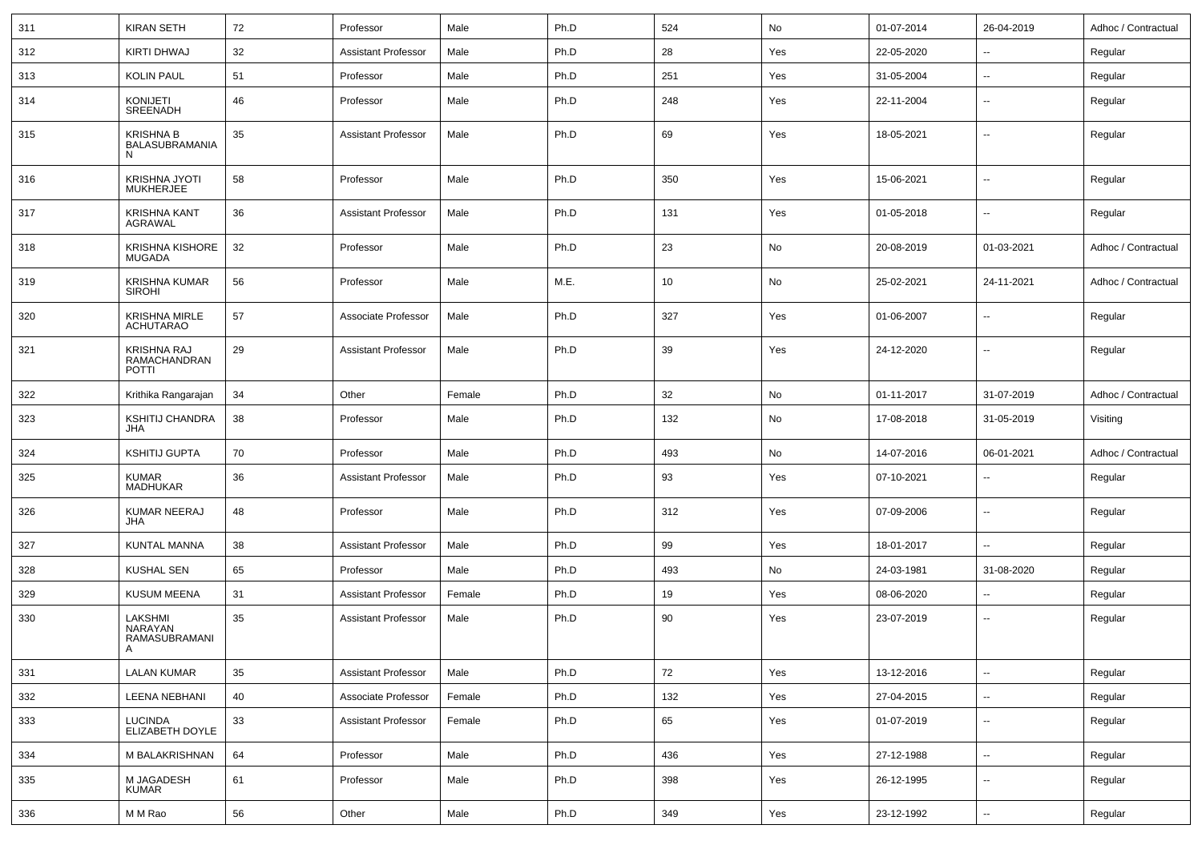| 311 | KIRAN SETH | 72 | Professor | Male | Ph.D | 524 | No | 01-07-2014 | 26-04-2019 | Adhoc / Contractual |
|---|---|---|---|---|---|---|---|---|---|---|
| 312 | KIRTI DHWAJ | 32 | Assistant Professor | Male | Ph.D | 28 | Yes | 22-05-2020 | -- | Regular |
| 313 | KOLIN PAUL | 51 | Professor | Male | Ph.D | 251 | Yes | 31-05-2004 | -- | Regular |
| 314 | KONIJETI SREENADH | 46 | Professor | Male | Ph.D | 248 | Yes | 22-11-2004 | -- | Regular |
| 315 | KRISHNA B BALASUBRAMANIAN | 35 | Assistant Professor | Male | Ph.D | 69 | Yes | 18-05-2021 | -- | Regular |
| 316 | KRISHNA JYOTI MUKHERJEE | 58 | Professor | Male | Ph.D | 350 | Yes | 15-06-2021 | -- | Regular |
| 317 | KRISHNA KANT AGRAWAL | 36 | Assistant Professor | Male | Ph.D | 131 | Yes | 01-05-2018 | -- | Regular |
| 318 | KRISHNA KISHORE MUGADA | 32 | Professor | Male | Ph.D | 23 | No | 20-08-2019 | 01-03-2021 | Adhoc / Contractual |
| 319 | KRISHNA KUMAR SIROHI | 56 | Professor | Male | M.E. | 10 | No | 25-02-2021 | 24-11-2021 | Adhoc / Contractual |
| 320 | KRISHNA MIRLE ACHUTARAO | 57 | Associate Professor | Male | Ph.D | 327 | Yes | 01-06-2007 | -- | Regular |
| 321 | KRISHNA RAJ RAMACHANDRAN POTTI | 29 | Assistant Professor | Male | Ph.D | 39 | Yes | 24-12-2020 | -- | Regular |
| 322 | Krithika Rangarajan | 34 | Other | Female | Ph.D | 32 | No | 01-11-2017 | 31-07-2019 | Adhoc / Contractual |
| 323 | KSHITIJ CHANDRA JHA | 38 | Professor | Male | Ph.D | 132 | No | 17-08-2018 | 31-05-2019 | Visiting |
| 324 | KSHITIJ GUPTA | 70 | Professor | Male | Ph.D | 493 | No | 14-07-2016 | 06-01-2021 | Adhoc / Contractual |
| 325 | KUMAR MADHUKAR | 36 | Assistant Professor | Male | Ph.D | 93 | Yes | 07-10-2021 | -- | Regular |
| 326 | KUMAR NEERAJ JHA | 48 | Professor | Male | Ph.D | 312 | Yes | 07-09-2006 | -- | Regular |
| 327 | KUNTAL MANNA | 38 | Assistant Professor | Male | Ph.D | 99 | Yes | 18-01-2017 | -- | Regular |
| 328 | KUSHAL SEN | 65 | Professor | Male | Ph.D | 493 | No | 24-03-1981 | 31-08-2020 | Regular |
| 329 | KUSUM MEENA | 31 | Assistant Professor | Female | Ph.D | 19 | Yes | 08-06-2020 | -- | Regular |
| 330 | LAKSHMI NARAYAN RAMASUBRAMANIA | 35 | Assistant Professor | Male | Ph.D | 90 | Yes | 23-07-2019 | -- | Regular |
| 331 | LALAN KUMAR | 35 | Assistant Professor | Male | Ph.D | 72 | Yes | 13-12-2016 | -- | Regular |
| 332 | LEENA NEBHANI | 40 | Associate Professor | Female | Ph.D | 132 | Yes | 27-04-2015 | -- | Regular |
| 333 | LUCINDA ELIZABETH DOYLE | 33 | Assistant Professor | Female | Ph.D | 65 | Yes | 01-07-2019 | -- | Regular |
| 334 | M BALAKRISHNAN | 64 | Professor | Male | Ph.D | 436 | Yes | 27-12-1988 | -- | Regular |
| 335 | M JAGADESH KUMAR | 61 | Professor | Male | Ph.D | 398 | Yes | 26-12-1995 | -- | Regular |
| 336 | M M Rao | 56 | Other | Male | Ph.D | 349 | Yes | 23-12-1992 | -- | Regular |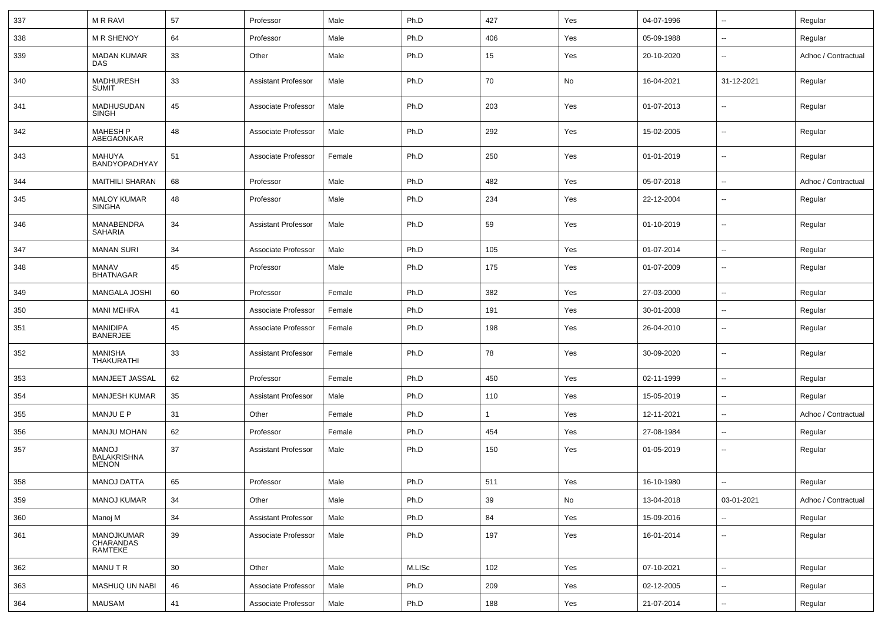| 337 | M R RAVI | 57 | Professor | Male | Ph.D | 427 | Yes | 04-07-1996 | -- | Regular |
|---|---|---|---|---|---|---|---|---|---|---|
| 338 | M R SHENOY | 64 | Professor | Male | Ph.D | 406 | Yes | 05-09-1988 | -- | Regular |
| 339 | MADAN KUMAR DAS | 33 | Other | Male | Ph.D | 15 | Yes | 20-10-2020 | -- | Adhoc / Contractual |
| 340 | MADHURESH SUMIT | 33 | Assistant Professor | Male | Ph.D | 70 | No | 16-04-2021 | 31-12-2021 | Regular |
| 341 | MADHUSUDAN SINGH | 45 | Associate Professor | Male | Ph.D | 203 | Yes | 01-07-2013 | -- | Regular |
| 342 | MAHESH P ABEGAONKAR | 48 | Associate Professor | Male | Ph.D | 292 | Yes | 15-02-2005 | -- | Regular |
| 343 | MAHUYA BANDYOPADHYAY | 51 | Associate Professor | Female | Ph.D | 250 | Yes | 01-01-2019 | -- | Regular |
| 344 | MAITHILI SHARAN | 68 | Professor | Male | Ph.D | 482 | Yes | 05-07-2018 | -- | Adhoc / Contractual |
| 345 | MALOY KUMAR SINGHA | 48 | Professor | Male | Ph.D | 234 | Yes | 22-12-2004 | -- | Regular |
| 346 | MANABENDRA SAHARIA | 34 | Assistant Professor | Male | Ph.D | 59 | Yes | 01-10-2019 | -- | Regular |
| 347 | MANAN SURI | 34 | Associate Professor | Male | Ph.D | 105 | Yes | 01-07-2014 | -- | Regular |
| 348 | MANAV BHATNAGAR | 45 | Professor | Male | Ph.D | 175 | Yes | 01-07-2009 | -- | Regular |
| 349 | MANGALA JOSHI | 60 | Professor | Female | Ph.D | 382 | Yes | 27-03-2000 | -- | Regular |
| 350 | MANI MEHRA | 41 | Associate Professor | Female | Ph.D | 191 | Yes | 30-01-2008 | -- | Regular |
| 351 | MANIDIPA BANERJEE | 45 | Associate Professor | Female | Ph.D | 198 | Yes | 26-04-2010 | -- | Regular |
| 352 | MANISHA THAKURATHI | 33 | Assistant Professor | Female | Ph.D | 78 | Yes | 30-09-2020 | -- | Regular |
| 353 | MANJEET JASSAL | 62 | Professor | Female | Ph.D | 450 | Yes | 02-11-1999 | -- | Regular |
| 354 | MANJESH KUMAR | 35 | Assistant Professor | Male | Ph.D | 110 | Yes | 15-05-2019 | -- | Regular |
| 355 | MANJU E P | 31 | Other | Female | Ph.D | 1 | Yes | 12-11-2021 | -- | Adhoc / Contractual |
| 356 | MANJU MOHAN | 62 | Professor | Female | Ph.D | 454 | Yes | 27-08-1984 | -- | Regular |
| 357 | MANOJ BALAKRISHNA MENON | 37 | Assistant Professor | Male | Ph.D | 150 | Yes | 01-05-2019 | -- | Regular |
| 358 | MANOJ DATTA | 65 | Professor | Male | Ph.D | 511 | Yes | 16-10-1980 | -- | Regular |
| 359 | MANOJ KUMAR | 34 | Other | Male | Ph.D | 39 | No | 13-04-2018 | 03-01-2021 | Adhoc / Contractual |
| 360 | Manoj M | 34 | Assistant Professor | Male | Ph.D | 84 | Yes | 15-09-2016 | -- | Regular |
| 361 | MANOJKUMAR CHARANDAS RAMTEKE | 39 | Associate Professor | Male | Ph.D | 197 | Yes | 16-01-2014 | -- | Regular |
| 362 | MANU T R | 30 | Other | Male | M.LISc | 102 | Yes | 07-10-2021 | -- | Regular |
| 363 | MASHUQ UN NABI | 46 | Associate Professor | Male | Ph.D | 209 | Yes | 02-12-2005 | -- | Regular |
| 364 | MAUSAM | 41 | Associate Professor | Male | Ph.D | 188 | Yes | 21-07-2014 | -- | Regular |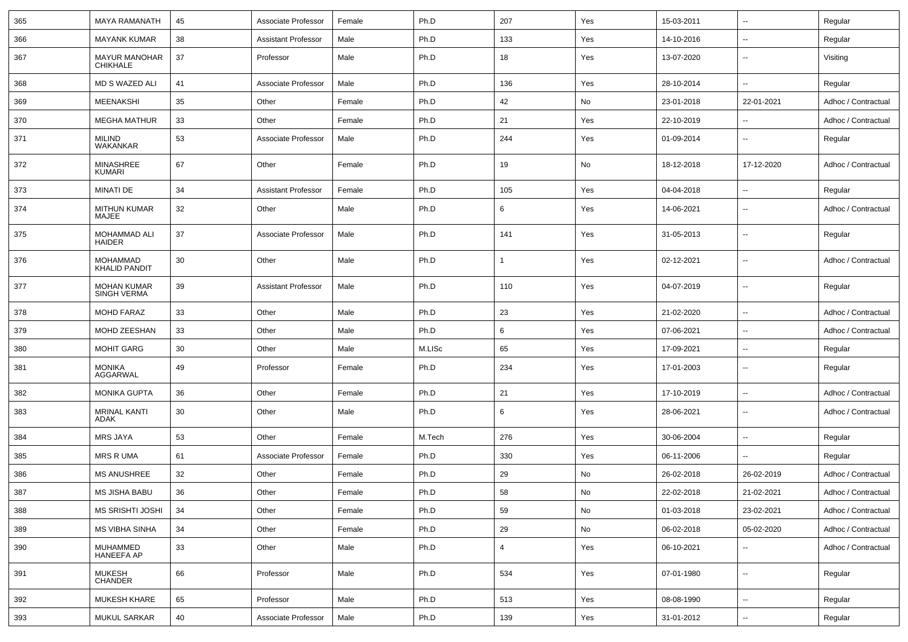| 365 | MAYA RAMANATH | 45 | Associate Professor | Female | Ph.D | 207 | Yes | 15-03-2011 | -- | Regular |
|---|---|---|---|---|---|---|---|---|---|---|
| 366 | MAYANK KUMAR | 38 | Assistant Professor | Male | Ph.D | 133 | Yes | 14-10-2016 | -- | Regular |
| 367 | MAYUR MANOHAR CHIKHALE | 37 | Professor | Male | Ph.D | 18 | Yes | 13-07-2020 | -- | Visiting |
| 368 | MD S WAZED ALI | 41 | Associate Professor | Male | Ph.D | 136 | Yes | 28-10-2014 | -- | Regular |
| 369 | MEENAKSHI | 35 | Other | Female | Ph.D | 42 | No | 23-01-2018 | 22-01-2021 | Adhoc / Contractual |
| 370 | MEGHA MATHUR | 33 | Other | Female | Ph.D | 21 | Yes | 22-10-2019 | -- | Adhoc / Contractual |
| 371 | MILIND WAKANKAR | 53 | Associate Professor | Male | Ph.D | 244 | Yes | 01-09-2014 | -- | Regular |
| 372 | MINASHREE KUMARI | 67 | Other | Female | Ph.D | 19 | No | 18-12-2018 | 17-12-2020 | Adhoc / Contractual |
| 373 | MINATI DE | 34 | Assistant Professor | Female | Ph.D | 105 | Yes | 04-04-2018 | -- | Regular |
| 374 | MITHUN KUMAR MAJEE | 32 | Other | Male | Ph.D | 6 | Yes | 14-06-2021 | -- | Adhoc / Contractual |
| 375 | MOHAMMAD ALI HAIDER | 37 | Associate Professor | Male | Ph.D | 141 | Yes | 31-05-2013 | -- | Regular |
| 376 | MOHAMMAD KHALID PANDIT | 30 | Other | Male | Ph.D | 1 | Yes | 02-12-2021 | -- | Adhoc / Contractual |
| 377 | MOHAN KUMAR SINGH VERMA | 39 | Assistant Professor | Male | Ph.D | 110 | Yes | 04-07-2019 | -- | Regular |
| 378 | MOHD FARAZ | 33 | Other | Male | Ph.D | 23 | Yes | 21-02-2020 | -- | Adhoc / Contractual |
| 379 | MOHD ZEESHAN | 33 | Other | Male | Ph.D | 6 | Yes | 07-06-2021 | -- | Adhoc / Contractual |
| 380 | MOHIT GARG | 30 | Other | Male | M.LISc | 65 | Yes | 17-09-2021 | -- | Regular |
| 381 | MONIKA AGGARWAL | 49 | Professor | Female | Ph.D | 234 | Yes | 17-01-2003 | -- | Regular |
| 382 | MONIKA GUPTA | 36 | Other | Female | Ph.D | 21 | Yes | 17-10-2019 | -- | Adhoc / Contractual |
| 383 | MRINAL KANTI ADAK | 30 | Other | Male | Ph.D | 6 | Yes | 28-06-2021 | -- | Adhoc / Contractual |
| 384 | MRS JAYA | 53 | Other | Female | M.Tech | 276 | Yes | 30-06-2004 | -- | Regular |
| 385 | MRS R UMA | 61 | Associate Professor | Female | Ph.D | 330 | Yes | 06-11-2006 | -- | Regular |
| 386 | MS ANUSHREE | 32 | Other | Female | Ph.D | 29 | No | 26-02-2018 | 26-02-2019 | Adhoc / Contractual |
| 387 | MS JISHA BABU | 36 | Other | Female | Ph.D | 58 | No | 22-02-2018 | 21-02-2021 | Adhoc / Contractual |
| 388 | MS SRISHTI JOSHI | 34 | Other | Female | Ph.D | 59 | No | 01-03-2018 | 23-02-2021 | Adhoc / Contractual |
| 389 | MS VIBHA SINHA | 34 | Other | Female | Ph.D | 29 | No | 06-02-2018 | 05-02-2020 | Adhoc / Contractual |
| 390 | MUHAMMED HANEEFA AP | 33 | Other | Male | Ph.D | 4 | Yes | 06-10-2021 | -- | Adhoc / Contractual |
| 391 | MUKESH CHANDER | 66 | Professor | Male | Ph.D | 534 | Yes | 07-01-1980 | -- | Regular |
| 392 | MUKESH KHARE | 65 | Professor | Male | Ph.D | 513 | Yes | 08-08-1990 | -- | Regular |
| 393 | MUKUL SARKAR | 40 | Associate Professor | Male | Ph.D | 139 | Yes | 31-01-2012 | -- | Regular |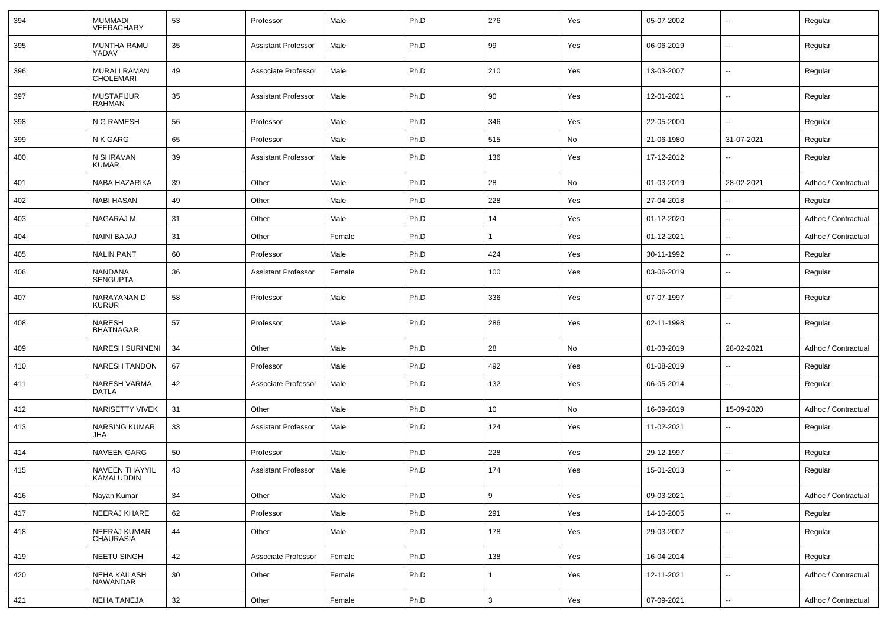| 394 | MUMMADI VEERACHARY | 53 | Professor | Male | Ph.D | 276 | Yes | 05-07-2002 | -- | Regular |
|---|---|---|---|---|---|---|---|---|---|---|
| 395 | MUNTHA RAMU YADAV | 35 | Assistant Professor | Male | Ph.D | 99 | Yes | 06-06-2019 | -- | Regular |
| 396 | MURALI RAMAN CHOLEMARI | 49 | Associate Professor | Male | Ph.D | 210 | Yes | 13-03-2007 | -- | Regular |
| 397 | MUSTAFIJUR RAHMAN | 35 | Assistant Professor | Male | Ph.D | 90 | Yes | 12-01-2021 | -- | Regular |
| 398 | N G RAMESH | 56 | Professor | Male | Ph.D | 346 | Yes | 22-05-2000 | -- | Regular |
| 399 | N K GARG | 65 | Professor | Male | Ph.D | 515 | No | 21-06-1980 | 31-07-2021 | Regular |
| 400 | N SHRAVAN KUMAR | 39 | Assistant Professor | Male | Ph.D | 136 | Yes | 17-12-2012 | -- | Regular |
| 401 | NABA HAZARIKA | 39 | Other | Male | Ph.D | 28 | No | 01-03-2019 | 28-02-2021 | Adhoc / Contractual |
| 402 | NABI HASAN | 49 | Other | Male | Ph.D | 228 | Yes | 27-04-2018 | -- | Regular |
| 403 | NAGARAJ M | 31 | Other | Male | Ph.D | 14 | Yes | 01-12-2020 | -- | Adhoc / Contractual |
| 404 | NAINI BAJAJ | 31 | Other | Female | Ph.D | 1 | Yes | 01-12-2021 | -- | Adhoc / Contractual |
| 405 | NALIN PANT | 60 | Professor | Male | Ph.D | 424 | Yes | 30-11-1992 | -- | Regular |
| 406 | NANDANA SENGUPTA | 36 | Assistant Professor | Female | Ph.D | 100 | Yes | 03-06-2019 | -- | Regular |
| 407 | NARAYANAN D KURUR | 58 | Professor | Male | Ph.D | 336 | Yes | 07-07-1997 | -- | Regular |
| 408 | NARESH BHATNAGAR | 57 | Professor | Male | Ph.D | 286 | Yes | 02-11-1998 | -- | Regular |
| 409 | NARESH SURINENI | 34 | Other | Male | Ph.D | 28 | No | 01-03-2019 | 28-02-2021 | Adhoc / Contractual |
| 410 | NARESH TANDON | 67 | Professor | Male | Ph.D | 492 | Yes | 01-08-2019 | -- | Regular |
| 411 | NARESH VARMA DATLA | 42 | Associate Professor | Male | Ph.D | 132 | Yes | 06-05-2014 | -- | Regular |
| 412 | NARISETTY VIVEK | 31 | Other | Male | Ph.D | 10 | No | 16-09-2019 | 15-09-2020 | Adhoc / Contractual |
| 413 | NARSING KUMAR JHA | 33 | Assistant Professor | Male | Ph.D | 124 | Yes | 11-02-2021 | -- | Regular |
| 414 | NAVEEN GARG | 50 | Professor | Male | Ph.D | 228 | Yes | 29-12-1997 | -- | Regular |
| 415 | NAVEEN THAYYIL KAMALUDDIN | 43 | Assistant Professor | Male | Ph.D | 174 | Yes | 15-01-2013 | -- | Regular |
| 416 | Nayan Kumar | 34 | Other | Male | Ph.D | 9 | Yes | 09-03-2021 | -- | Adhoc / Contractual |
| 417 | NEERAJ KHARE | 62 | Professor | Male | Ph.D | 291 | Yes | 14-10-2005 | -- | Regular |
| 418 | NEERAJ KUMAR CHAURASIA | 44 | Other | Male | Ph.D | 178 | Yes | 29-03-2007 | -- | Regular |
| 419 | NEETU SINGH | 42 | Associate Professor | Female | Ph.D | 138 | Yes | 16-04-2014 | -- | Regular |
| 420 | NEHA KAILASH NAWANDAR | 30 | Other | Female | Ph.D | 1 | Yes | 12-11-2021 | -- | Adhoc / Contractual |
| 421 | NEHA TANEJA | 32 | Other | Female | Ph.D | 3 | Yes | 07-09-2021 | -- | Adhoc / Contractual |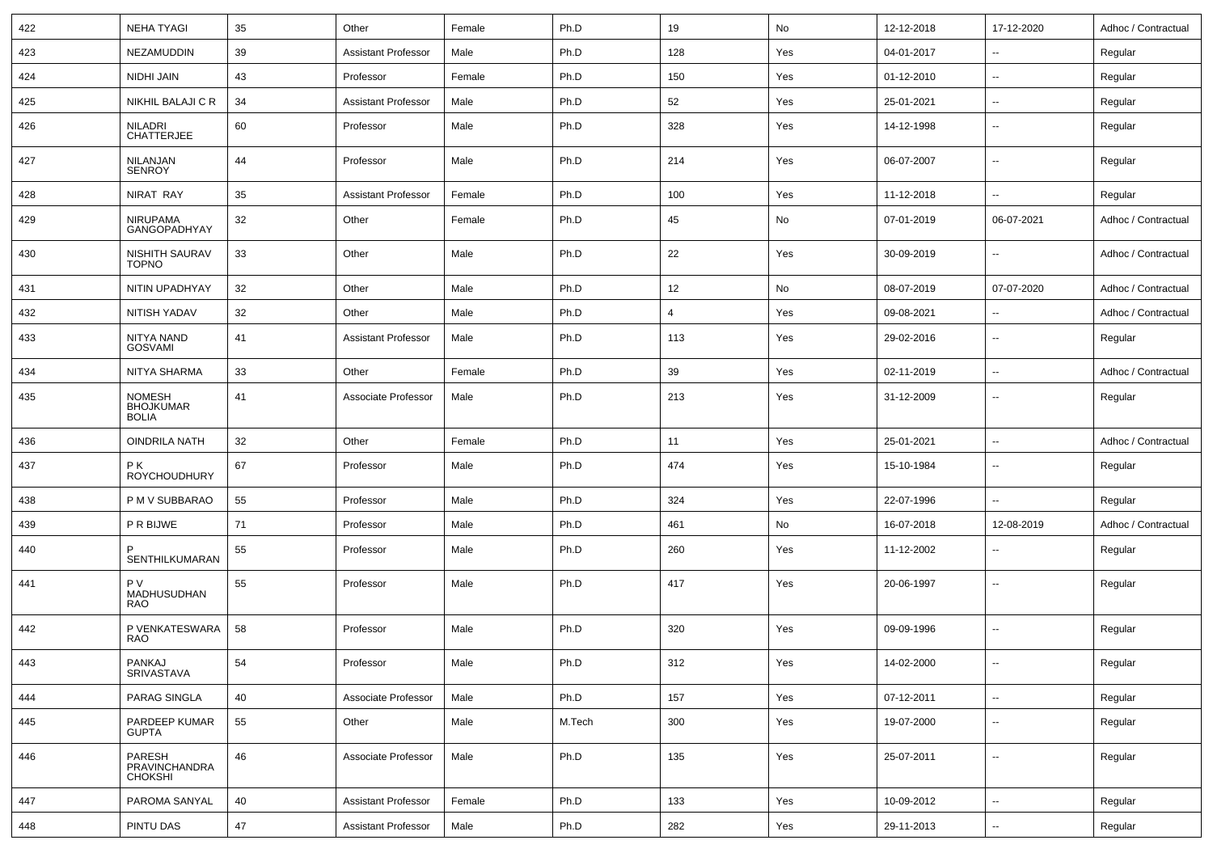| 422 | NEHA TYAGI | 35 | Other | Female | Ph.D | 19 | No | 12-12-2018 | 17-12-2020 | Adhoc / Contractual |
|---|---|---|---|---|---|---|---|---|---|---|
| 423 | NEZAMUDDIN | 39 | Assistant Professor | Male | Ph.D | 128 | Yes | 04-01-2017 | -- | Regular |
| 424 | NIDHI JAIN | 43 | Professor | Female | Ph.D | 150 | Yes | 01-12-2010 | -- | Regular |
| 425 | NIKHIL BALAJI C R | 34 | Assistant Professor | Male | Ph.D | 52 | Yes | 25-01-2021 | -- | Regular |
| 426 | NILADRI CHATTERJEE | 60 | Professor | Male | Ph.D | 328 | Yes | 14-12-1998 | -- | Regular |
| 427 | NILANJAN SENROY | 44 | Professor | Male | Ph.D | 214 | Yes | 06-07-2007 | -- | Regular |
| 428 | NIRAT RAY | 35 | Assistant Professor | Female | Ph.D | 100 | Yes | 11-12-2018 | -- | Regular |
| 429 | NIRUPAMA GANGOPADHYAY | 32 | Other | Female | Ph.D | 45 | No | 07-01-2019 | 06-07-2021 | Adhoc / Contractual |
| 430 | NISHITH SAURAV TOPNO | 33 | Other | Male | Ph.D | 22 | Yes | 30-09-2019 | -- | Adhoc / Contractual |
| 431 | NITIN UPADHYAY | 32 | Other | Male | Ph.D | 12 | No | 08-07-2019 | 07-07-2020 | Adhoc / Contractual |
| 432 | NITISH YADAV | 32 | Other | Male | Ph.D | 4 | Yes | 09-08-2021 | -- | Adhoc / Contractual |
| 433 | NITYA NAND GOSVAMI | 41 | Assistant Professor | Male | Ph.D | 113 | Yes | 29-02-2016 | -- | Regular |
| 434 | NITYA SHARMA | 33 | Other | Female | Ph.D | 39 | Yes | 02-11-2019 | -- | Adhoc / Contractual |
| 435 | NOMESH BHOJKUMAR BOLIA | 41 | Associate Professor | Male | Ph.D | 213 | Yes | 31-12-2009 | -- | Regular |
| 436 | OINDRILA NATH | 32 | Other | Female | Ph.D | 11 | Yes | 25-01-2021 | -- | Adhoc / Contractual |
| 437 | P K ROYCHOUDHURY | 67 | Professor | Male | Ph.D | 474 | Yes | 15-10-1984 | -- | Regular |
| 438 | P M V SUBBARAO | 55 | Professor | Male | Ph.D | 324 | Yes | 22-07-1996 | -- | Regular |
| 439 | P R BIJWE | 71 | Professor | Male | Ph.D | 461 | No | 16-07-2018 | 12-08-2019 | Adhoc / Contractual |
| 440 | P SENTHILKUMARAN | 55 | Professor | Male | Ph.D | 260 | Yes | 11-12-2002 | -- | Regular |
| 441 | P V MADHUSUDHAN RAO | 55 | Professor | Male | Ph.D | 417 | Yes | 20-06-1997 | -- | Regular |
| 442 | P VENKATESWARA RAO | 58 | Professor | Male | Ph.D | 320 | Yes | 09-09-1996 | -- | Regular |
| 443 | PANKAJ SRIVASTAVA | 54 | Professor | Male | Ph.D | 312 | Yes | 14-02-2000 | -- | Regular |
| 444 | PARAG SINGLA | 40 | Associate Professor | Male | Ph.D | 157 | Yes | 07-12-2011 | -- | Regular |
| 445 | PARDEEP KUMAR GUPTA | 55 | Other | Male | M.Tech | 300 | Yes | 19-07-2000 | -- | Regular |
| 446 | PARESH PRAVINCHANDRA CHOKSHI | 46 | Associate Professor | Male | Ph.D | 135 | Yes | 25-07-2011 | -- | Regular |
| 447 | PAROMA SANYAL | 40 | Assistant Professor | Female | Ph.D | 133 | Yes | 10-09-2012 | -- | Regular |
| 448 | PINTU DAS | 47 | Assistant Professor | Male | Ph.D | 282 | Yes | 29-11-2013 | -- | Regular |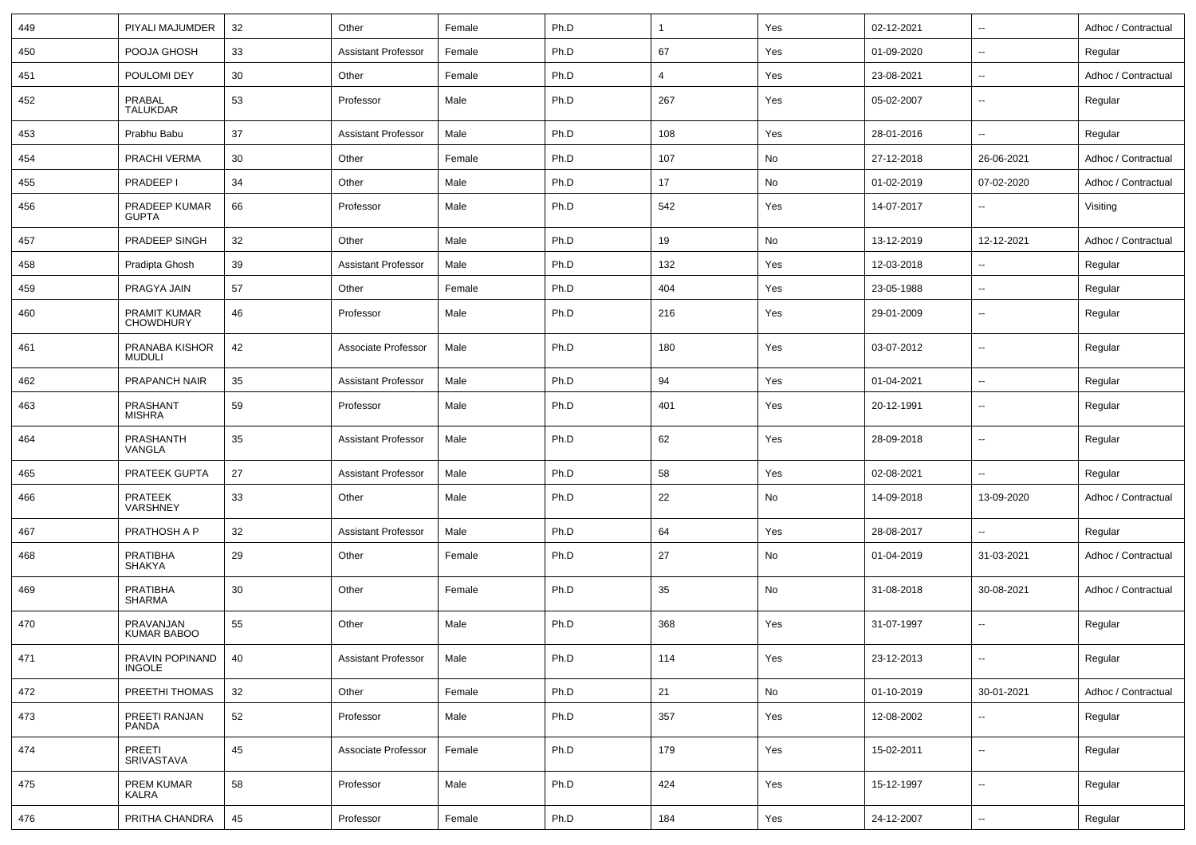| 449 | PIYALI MAJUMDER | 32 | Other | Female | Ph.D | 1 | Yes | 02-12-2021 | -- | Adhoc / Contractual |
|---|---|---|---|---|---|---|---|---|---|---|
| 450 | POOJA GHOSH | 33 | Assistant Professor | Female | Ph.D | 67 | Yes | 01-09-2020 | -- | Regular |
| 451 | POULOMI DEY | 30 | Other | Female | Ph.D | 4 | Yes | 23-08-2021 | -- | Adhoc / Contractual |
| 452 | PRABAL TALUKDAR | 53 | Professor | Male | Ph.D | 267 | Yes | 05-02-2007 | -- | Regular |
| 453 | Prabhu Babu | 37 | Assistant Professor | Male | Ph.D | 108 | Yes | 28-01-2016 | -- | Regular |
| 454 | PRACHI VERMA | 30 | Other | Female | Ph.D | 107 | No | 27-12-2018 | 26-06-2021 | Adhoc / Contractual |
| 455 | PRADEEP I | 34 | Other | Male | Ph.D | 17 | No | 01-02-2019 | 07-02-2020 | Adhoc / Contractual |
| 456 | PRADEEP KUMAR GUPTA | 66 | Professor | Male | Ph.D | 542 | Yes | 14-07-2017 | -- | Visiting |
| 457 | PRADEEP SINGH | 32 | Other | Male | Ph.D | 19 | No | 13-12-2019 | 12-12-2021 | Adhoc / Contractual |
| 458 | Pradipta Ghosh | 39 | Assistant Professor | Male | Ph.D | 132 | Yes | 12-03-2018 | -- | Regular |
| 459 | PRAGYA JAIN | 57 | Other | Female | Ph.D | 404 | Yes | 23-05-1988 | -- | Regular |
| 460 | PRAMIT KUMAR CHOWDHURY | 46 | Professor | Male | Ph.D | 216 | Yes | 29-01-2009 | -- | Regular |
| 461 | PRANABA KISHOR MUDULI | 42 | Associate Professor | Male | Ph.D | 180 | Yes | 03-07-2012 | -- | Regular |
| 462 | PRAPANCH NAIR | 35 | Assistant Professor | Male | Ph.D | 94 | Yes | 01-04-2021 | -- | Regular |
| 463 | PRASHANT MISHRA | 59 | Professor | Male | Ph.D | 401 | Yes | 20-12-1991 | -- | Regular |
| 464 | PRASHANTH VANGLA | 35 | Assistant Professor | Male | Ph.D | 62 | Yes | 28-09-2018 | -- | Regular |
| 465 | PRATEEK GUPTA | 27 | Assistant Professor | Male | Ph.D | 58 | Yes | 02-08-2021 | -- | Regular |
| 466 | PRATEEK VARSHNEY | 33 | Other | Male | Ph.D | 22 | No | 14-09-2018 | 13-09-2020 | Adhoc / Contractual |
| 467 | PRATHOSH A P | 32 | Assistant Professor | Male | Ph.D | 64 | Yes | 28-08-2017 | -- | Regular |
| 468 | PRATIBHA SHAKYA | 29 | Other | Female | Ph.D | 27 | No | 01-04-2019 | 31-03-2021 | Adhoc / Contractual |
| 469 | PRATIBHA SHARMA | 30 | Other | Female | Ph.D | 35 | No | 31-08-2018 | 30-08-2021 | Adhoc / Contractual |
| 470 | PRAVANJAN KUMAR BABOO | 55 | Other | Male | Ph.D | 368 | Yes | 31-07-1997 | -- | Regular |
| 471 | PRAVIN POPINAND INGOLE | 40 | Assistant Professor | Male | Ph.D | 114 | Yes | 23-12-2013 | -- | Regular |
| 472 | PREETHI THOMAS | 32 | Other | Female | Ph.D | 21 | No | 01-10-2019 | 30-01-2021 | Adhoc / Contractual |
| 473 | PREETI RANJAN PANDA | 52 | Professor | Male | Ph.D | 357 | Yes | 12-08-2002 | -- | Regular |
| 474 | PREETI SRIVASTAVA | 45 | Associate Professor | Female | Ph.D | 179 | Yes | 15-02-2011 | -- | Regular |
| 475 | PREM KUMAR KALRA | 58 | Professor | Male | Ph.D | 424 | Yes | 15-12-1997 | -- | Regular |
| 476 | PRITHA CHANDRA | 45 | Professor | Female | Ph.D | 184 | Yes | 24-12-2007 | -- | Regular |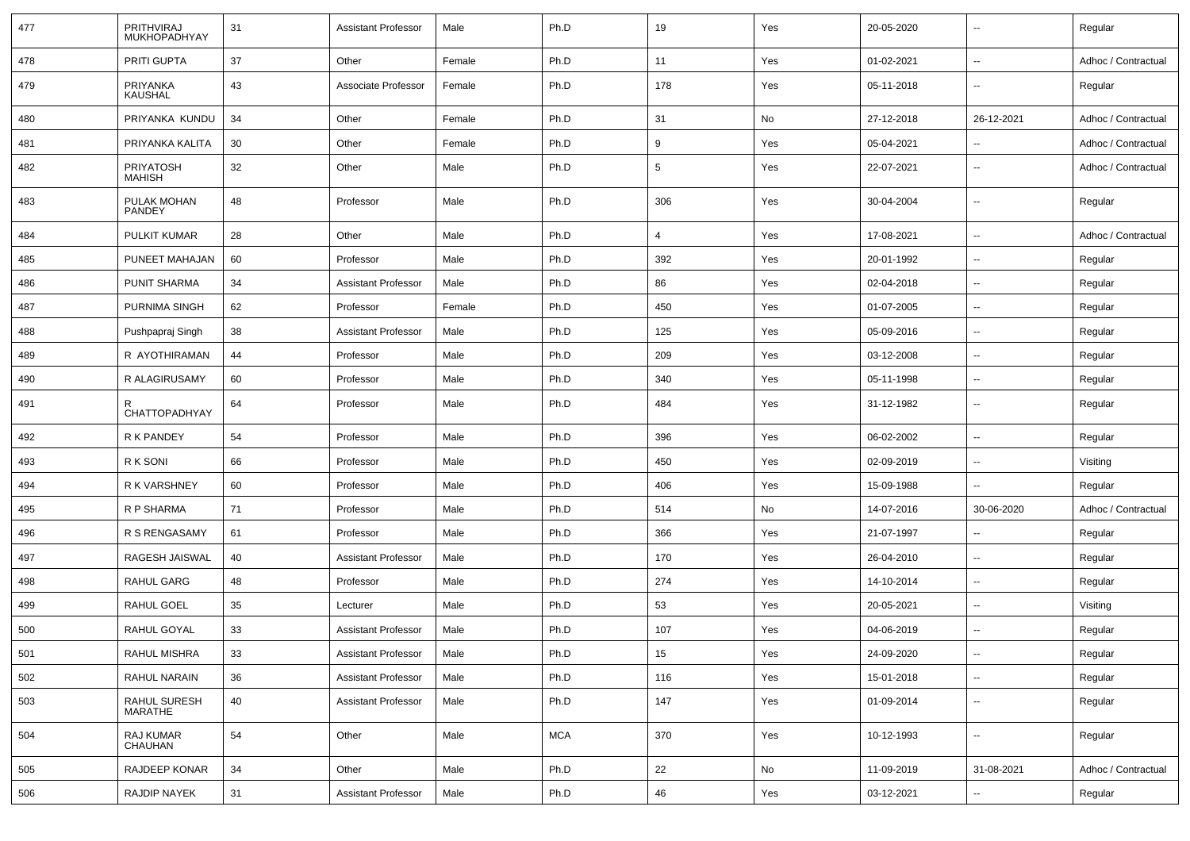| 477 | PRITHVIRAJ MUKHOPADHYAY | 31 | Assistant Professor | Male | Ph.D | 19 | Yes | 20-05-2020 | -- | Regular |
|---|---|---|---|---|---|---|---|---|---|---|
| 478 | PRITI GUPTA | 37 | Other | Female | Ph.D | 11 | Yes | 01-02-2021 | -- | Adhoc / Contractual |
| 479 | PRIYANKA KAUSHAL | 43 | Associate Professor | Female | Ph.D | 178 | Yes | 05-11-2018 | -- | Regular |
| 480 | PRIYANKA KUNDU | 34 | Other | Female | Ph.D | 31 | No | 27-12-2018 | 26-12-2021 | Adhoc / Contractual |
| 481 | PRIYANKA KALITA | 30 | Other | Female | Ph.D | 9 | Yes | 05-04-2021 | -- | Adhoc / Contractual |
| 482 | PRIYATOSH MAHISH | 32 | Other | Male | Ph.D | 5 | Yes | 22-07-2021 | -- | Adhoc / Contractual |
| 483 | PULAK MOHAN PANDEY | 48 | Professor | Male | Ph.D | 306 | Yes | 30-04-2004 | -- | Regular |
| 484 | PULKIT KUMAR | 28 | Other | Male | Ph.D | 4 | Yes | 17-08-2021 | -- | Adhoc / Contractual |
| 485 | PUNEET MAHAJAN | 60 | Professor | Male | Ph.D | 392 | Yes | 20-01-1992 | -- | Regular |
| 486 | PUNIT SHARMA | 34 | Assistant Professor | Male | Ph.D | 86 | Yes | 02-04-2018 | -- | Regular |
| 487 | PURNIMA SINGH | 62 | Professor | Female | Ph.D | 450 | Yes | 01-07-2005 | -- | Regular |
| 488 | Pushpapraj Singh | 38 | Assistant Professor | Male | Ph.D | 125 | Yes | 05-09-2016 | -- | Regular |
| 489 | R AYOTHIRAMAN | 44 | Professor | Male | Ph.D | 209 | Yes | 03-12-2008 | -- | Regular |
| 490 | R ALAGIRUSAMY | 60 | Professor | Male | Ph.D | 340 | Yes | 05-11-1998 | -- | Regular |
| 491 | R CHATTOPADHYAY | 64 | Professor | Male | Ph.D | 484 | Yes | 31-12-1982 | -- | Regular |
| 492 | R K PANDEY | 54 | Professor | Male | Ph.D | 396 | Yes | 06-02-2002 | -- | Regular |
| 493 | R K SONI | 66 | Professor | Male | Ph.D | 450 | Yes | 02-09-2019 | -- | Visiting |
| 494 | R K VARSHNEY | 60 | Professor | Male | Ph.D | 406 | Yes | 15-09-1988 | -- | Regular |
| 495 | R P SHARMA | 71 | Professor | Male | Ph.D | 514 | No | 14-07-2016 | 30-06-2020 | Adhoc / Contractual |
| 496 | R S RENGASAMY | 61 | Professor | Male | Ph.D | 366 | Yes | 21-07-1997 | -- | Regular |
| 497 | RAGESH JAISWAL | 40 | Assistant Professor | Male | Ph.D | 170 | Yes | 26-04-2010 | -- | Regular |
| 498 | RAHUL GARG | 48 | Professor | Male | Ph.D | 274 | Yes | 14-10-2014 | -- | Regular |
| 499 | RAHUL GOEL | 35 | Lecturer | Male | Ph.D | 53 | Yes | 20-05-2021 | -- | Visiting |
| 500 | RAHUL GOYAL | 33 | Assistant Professor | Male | Ph.D | 107 | Yes | 04-06-2019 | -- | Regular |
| 501 | RAHUL MISHRA | 33 | Assistant Professor | Male | Ph.D | 15 | Yes | 24-09-2020 | -- | Regular |
| 502 | RAHUL NARAIN | 36 | Assistant Professor | Male | Ph.D | 116 | Yes | 15-01-2018 | -- | Regular |
| 503 | RAHUL SURESH MARATHE | 40 | Assistant Professor | Male | Ph.D | 147 | Yes | 01-09-2014 | -- | Regular |
| 504 | RAJ KUMAR CHAUHAN | 54 | Other | Male | MCA | 370 | Yes | 10-12-1993 | -- | Regular |
| 505 | RAJDEEP KONAR | 34 | Other | Male | Ph.D | 22 | No | 11-09-2019 | 31-08-2021 | Adhoc / Contractual |
| 506 | RAJDIP NAYEK | 31 | Assistant Professor | Male | Ph.D | 46 | Yes | 03-12-2021 | -- | Regular |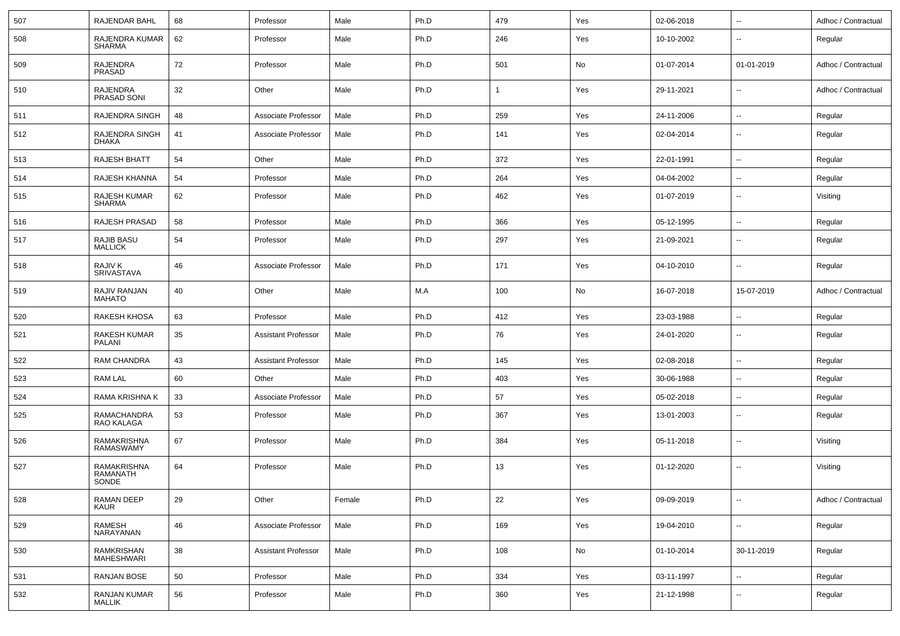| 507 | RAJENDAR BAHL | 68 | Professor | Male | Ph.D | 479 | Yes | 02-06-2018 | -- | Adhoc / Contractual |
|---|---|---|---|---|---|---|---|---|---|---|
| 508 | RAJENDRA KUMAR SHARMA | 62 | Professor | Male | Ph.D | 246 | Yes | 10-10-2002 | -- | Regular |
| 509 | RAJENDRA PRASAD | 72 | Professor | Male | Ph.D | 501 | No | 01-07-2014 | 01-01-2019 | Adhoc / Contractual |
| 510 | RAJENDRA PRASAD SONI | 32 | Other | Male | Ph.D | 1 | Yes | 29-11-2021 | -- | Adhoc / Contractual |
| 511 | RAJENDRA SINGH | 48 | Associate Professor | Male | Ph.D | 259 | Yes | 24-11-2006 | -- | Regular |
| 512 | RAJENDRA SINGH DHAKA | 41 | Associate Professor | Male | Ph.D | 141 | Yes | 02-04-2014 | -- | Regular |
| 513 | RAJESH BHATT | 54 | Other | Male | Ph.D | 372 | Yes | 22-01-1991 | -- | Regular |
| 514 | RAJESH KHANNA | 54 | Professor | Male | Ph.D | 264 | Yes | 04-04-2002 | -- | Regular |
| 515 | RAJESH KUMAR SHARMA | 62 | Professor | Male | Ph.D | 462 | Yes | 01-07-2019 | -- | Visiting |
| 516 | RAJESH PRASAD | 58 | Professor | Male | Ph.D | 366 | Yes | 05-12-1995 | -- | Regular |
| 517 | RAJIB BASU MALLICK | 54 | Professor | Male | Ph.D | 297 | Yes | 21-09-2021 | -- | Regular |
| 518 | RAJIV K SRIVASTAVA | 46 | Associate Professor | Male | Ph.D | 171 | Yes | 04-10-2010 | -- | Regular |
| 519 | RAJIV RANJAN MAHATO | 40 | Other | Male | M.A | 100 | No | 16-07-2018 | 15-07-2019 | Adhoc / Contractual |
| 520 | RAKESH KHOSA | 63 | Professor | Male | Ph.D | 412 | Yes | 23-03-1988 | -- | Regular |
| 521 | RAKESH KUMAR PALANI | 35 | Assistant Professor | Male | Ph.D | 76 | Yes | 24-01-2020 | -- | Regular |
| 522 | RAM CHANDRA | 43 | Assistant Professor | Male | Ph.D | 145 | Yes | 02-08-2018 | -- | Regular |
| 523 | RAM LAL | 60 | Other | Male | Ph.D | 403 | Yes | 30-06-1988 | -- | Regular |
| 524 | RAMA KRISHNA K | 33 | Associate Professor | Male | Ph.D | 57 | Yes | 05-02-2018 | -- | Regular |
| 525 | RAMACHANDRA RAO KALAGA | 53 | Professor | Male | Ph.D | 367 | Yes | 13-01-2003 | -- | Regular |
| 526 | RAMAKRISHNA RAMASWAMY | 67 | Professor | Male | Ph.D | 384 | Yes | 05-11-2018 | -- | Visiting |
| 527 | RAMAKRISHNA RAMANATH SONDE | 64 | Professor | Male | Ph.D | 13 | Yes | 01-12-2020 | -- | Visiting |
| 528 | RAMAN DEEP KAUR | 29 | Other | Female | Ph.D | 22 | Yes | 09-09-2019 | -- | Adhoc / Contractual |
| 529 | RAMESH NARAYANAN | 46 | Associate Professor | Male | Ph.D | 169 | Yes | 19-04-2010 | -- | Regular |
| 530 | RAMKRISHAN MAHESHWARI | 38 | Assistant Professor | Male | Ph.D | 108 | No | 01-10-2014 | 30-11-2019 | Regular |
| 531 | RANJAN BOSE | 50 | Professor | Male | Ph.D | 334 | Yes | 03-11-1997 | -- | Regular |
| 532 | RANJAN KUMAR MALLIK | 56 | Professor | Male | Ph.D | 360 | Yes | 21-12-1998 | -- | Regular |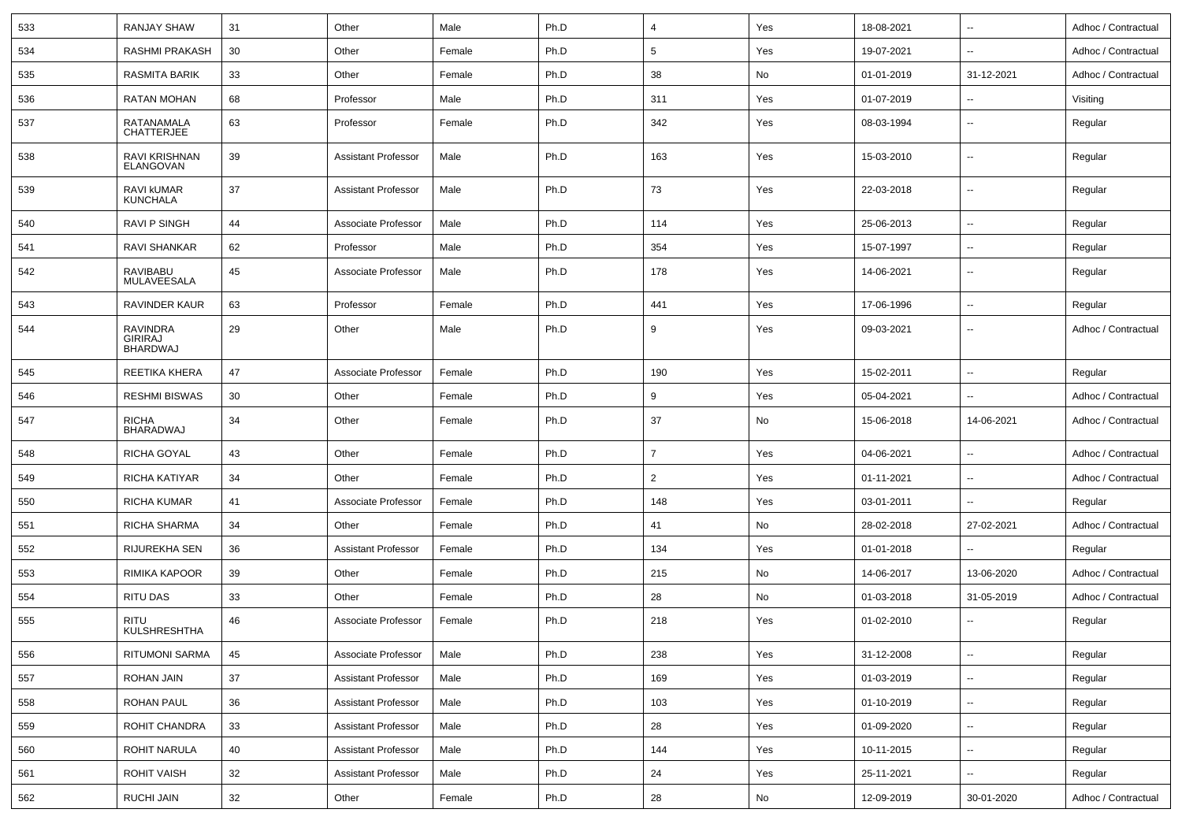| 533 | RANJAY SHAW | 31 | Other | Male | Ph.D | 4 | Yes | 18-08-2021 | -- | Adhoc / Contractual |
|---|---|---|---|---|---|---|---|---|---|---|
| 534 | RASHMI PRAKASH | 30 | Other | Female | Ph.D | 5 | Yes | 19-07-2021 | -- | Adhoc / Contractual |
| 535 | RASMITA BARIK | 33 | Other | Female | Ph.D | 38 | No | 01-01-2019 | 31-12-2021 | Adhoc / Contractual |
| 536 | RATAN MOHAN | 68 | Professor | Male | Ph.D | 311 | Yes | 01-07-2019 | -- | Visiting |
| 537 | RATANAMALA CHATTERJEE | 63 | Professor | Female | Ph.D | 342 | Yes | 08-03-1994 | -- | Regular |
| 538 | RAVI KRISHNAN ELANGOVAN | 39 | Assistant Professor | Male | Ph.D | 163 | Yes | 15-03-2010 | -- | Regular |
| 539 | RAVI kUMAR KUNCHALA | 37 | Assistant Professor | Male | Ph.D | 73 | Yes | 22-03-2018 | -- | Regular |
| 540 | RAVI P SINGH | 44 | Associate Professor | Male | Ph.D | 114 | Yes | 25-06-2013 | -- | Regular |
| 541 | RAVI SHANKAR | 62 | Professor | Male | Ph.D | 354 | Yes | 15-07-1997 | -- | Regular |
| 542 | RAVIBABU MULAVEESALA | 45 | Associate Professor | Male | Ph.D | 178 | Yes | 14-06-2021 | -- | Regular |
| 543 | RAVINDER KAUR | 63 | Professor | Female | Ph.D | 441 | Yes | 17-06-1996 | -- | Regular |
| 544 | RAVINDRA GIRIRAJ BHARDWAJ | 29 | Other | Male | Ph.D | 9 | Yes | 09-03-2021 | -- | Adhoc / Contractual |
| 545 | REETIKA KHERA | 47 | Associate Professor | Female | Ph.D | 190 | Yes | 15-02-2011 | -- | Regular |
| 546 | RESHMI BISWAS | 30 | Other | Female | Ph.D | 9 | Yes | 05-04-2021 | -- | Adhoc / Contractual |
| 547 | RICHA BHARADWAJ | 34 | Other | Female | Ph.D | 37 | No | 15-06-2018 | 14-06-2021 | Adhoc / Contractual |
| 548 | RICHA GOYAL | 43 | Other | Female | Ph.D | 7 | Yes | 04-06-2021 | -- | Adhoc / Contractual |
| 549 | RICHA KATIYAR | 34 | Other | Female | Ph.D | 2 | Yes | 01-11-2021 | -- | Adhoc / Contractual |
| 550 | RICHA KUMAR | 41 | Associate Professor | Female | Ph.D | 148 | Yes | 03-01-2011 | -- | Regular |
| 551 | RICHA SHARMA | 34 | Other | Female | Ph.D | 41 | No | 28-02-2018 | 27-02-2021 | Adhoc / Contractual |
| 552 | RIJUREKHA SEN | 36 | Assistant Professor | Female | Ph.D | 134 | Yes | 01-01-2018 | -- | Regular |
| 553 | RIMIKA KAPOOR | 39 | Other | Female | Ph.D | 215 | No | 14-06-2017 | 13-06-2020 | Adhoc / Contractual |
| 554 | RITU DAS | 33 | Other | Female | Ph.D | 28 | No | 01-03-2018 | 31-05-2019 | Adhoc / Contractual |
| 555 | RITU KULSHRESHTHA | 46 | Associate Professor | Female | Ph.D | 218 | Yes | 01-02-2010 | -- | Regular |
| 556 | RITUMONI SARMA | 45 | Associate Professor | Male | Ph.D | 238 | Yes | 31-12-2008 | -- | Regular |
| 557 | ROHAN JAIN | 37 | Assistant Professor | Male | Ph.D | 169 | Yes | 01-03-2019 | -- | Regular |
| 558 | ROHAN PAUL | 36 | Assistant Professor | Male | Ph.D | 103 | Yes | 01-10-2019 | -- | Regular |
| 559 | ROHIT CHANDRA | 33 | Assistant Professor | Male | Ph.D | 28 | Yes | 01-09-2020 | -- | Regular |
| 560 | ROHIT NARULA | 40 | Assistant Professor | Male | Ph.D | 144 | Yes | 10-11-2015 | -- | Regular |
| 561 | ROHIT VAISH | 32 | Assistant Professor | Male | Ph.D | 24 | Yes | 25-11-2021 | -- | Regular |
| 562 | RUCHI JAIN | 32 | Other | Female | Ph.D | 28 | No | 12-09-2019 | 30-01-2020 | Adhoc / Contractual |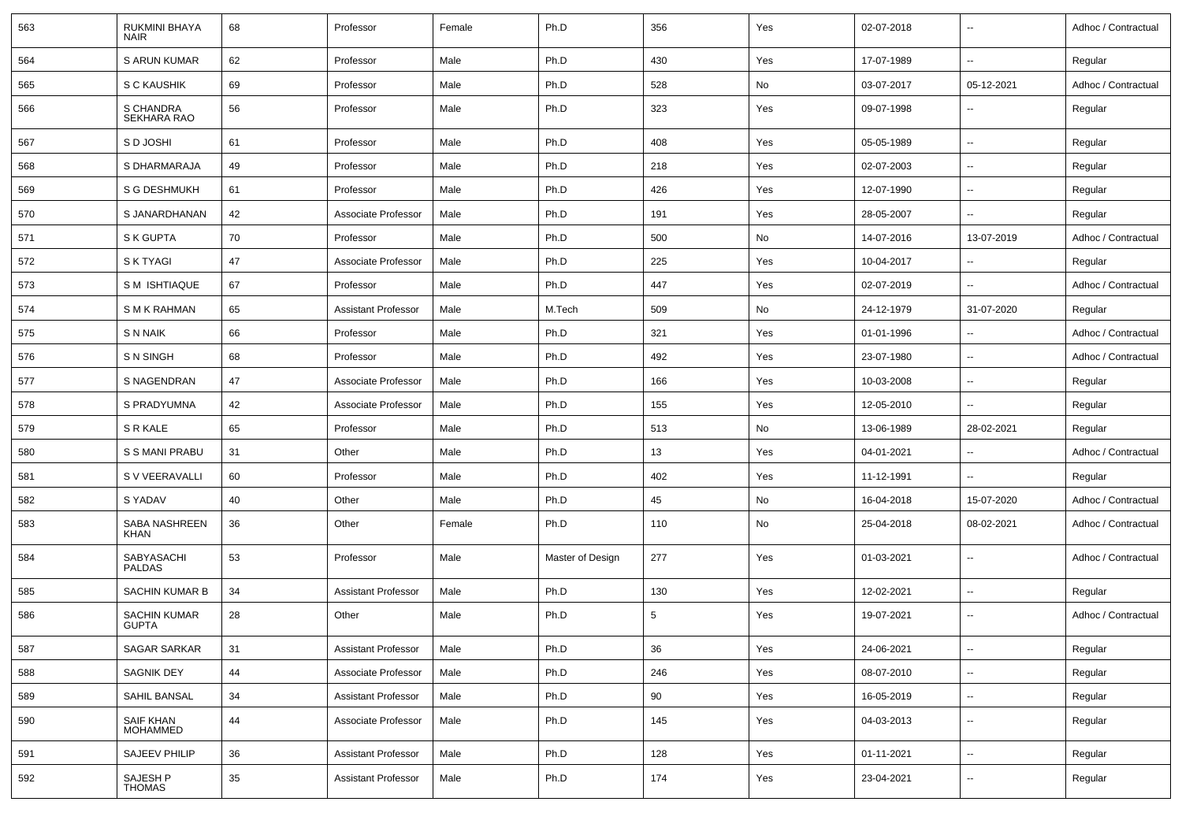| 563 | RUKMINI BHAYA NAIR | 68 | Professor | Female | Ph.D | 356 | Yes | 02-07-2018 | -- | Adhoc / Contractual |
|---|---|---|---|---|---|---|---|---|---|---|
| 564 | S ARUN KUMAR | 62 | Professor | Male | Ph.D | 430 | Yes | 17-07-1989 | -- | Regular |
| 565 | S C KAUSHIK | 69 | Professor | Male | Ph.D | 528 | No | 03-07-2017 | 05-12-2021 | Adhoc / Contractual |
| 566 | S CHANDRA SEKHARA RAO | 56 | Professor | Male | Ph.D | 323 | Yes | 09-07-1998 | -- | Regular |
| 567 | S D JOSHI | 61 | Professor | Male | Ph.D | 408 | Yes | 05-05-1989 | -- | Regular |
| 568 | S DHARMARAJA | 49 | Professor | Male | Ph.D | 218 | Yes | 02-07-2003 | -- | Regular |
| 569 | S G DESHMUKH | 61 | Professor | Male | Ph.D | 426 | Yes | 12-07-1990 | -- | Regular |
| 570 | S JANARDHANAN | 42 | Associate Professor | Male | Ph.D | 191 | Yes | 28-05-2007 | -- | Regular |
| 571 | S K GUPTA | 70 | Professor | Male | Ph.D | 500 | No | 14-07-2016 | 13-07-2019 | Adhoc / Contractual |
| 572 | S K TYAGI | 47 | Associate Professor | Male | Ph.D | 225 | Yes | 10-04-2017 | -- | Regular |
| 573 | S M ISHTIAQUE | 67 | Professor | Male | Ph.D | 447 | Yes | 02-07-2019 | -- | Adhoc / Contractual |
| 574 | S M K RAHMAN | 65 | Assistant Professor | Male | M.Tech | 509 | No | 24-12-1979 | 31-07-2020 | Regular |
| 575 | S N NAIK | 66 | Professor | Male | Ph.D | 321 | Yes | 01-01-1996 | -- | Adhoc / Contractual |
| 576 | S N SINGH | 68 | Professor | Male | Ph.D | 492 | Yes | 23-07-1980 | -- | Adhoc / Contractual |
| 577 | S NAGENDRAN | 47 | Associate Professor | Male | Ph.D | 166 | Yes | 10-03-2008 | -- | Regular |
| 578 | S PRADYUMNA | 42 | Associate Professor | Male | Ph.D | 155 | Yes | 12-05-2010 | -- | Regular |
| 579 | S R KALE | 65 | Professor | Male | Ph.D | 513 | No | 13-06-1989 | 28-02-2021 | Regular |
| 580 | S S MANI PRABU | 31 | Other | Male | Ph.D | 13 | Yes | 04-01-2021 | -- | Adhoc / Contractual |
| 581 | S V VEERAVALLI | 60 | Professor | Male | Ph.D | 402 | Yes | 11-12-1991 | -- | Regular |
| 582 | S YADAV | 40 | Other | Male | Ph.D | 45 | No | 16-04-2018 | 15-07-2020 | Adhoc / Contractual |
| 583 | SABA NASHREEN KHAN | 36 | Other | Female | Ph.D | 110 | No | 25-04-2018 | 08-02-2021 | Adhoc / Contractual |
| 584 | SABYASACHI PALDAS | 53 | Professor | Male | Master of Design | 277 | Yes | 01-03-2021 | -- | Adhoc / Contractual |
| 585 | SACHIN KUMAR B | 34 | Assistant Professor | Male | Ph.D | 130 | Yes | 12-02-2021 | -- | Regular |
| 586 | SACHIN KUMAR GUPTA | 28 | Other | Male | Ph.D | 5 | Yes | 19-07-2021 | -- | Adhoc / Contractual |
| 587 | SAGAR SARKAR | 31 | Assistant Professor | Male | Ph.D | 36 | Yes | 24-06-2021 | -- | Regular |
| 588 | SAGNIK DEY | 44 | Associate Professor | Male | Ph.D | 246 | Yes | 08-07-2010 | -- | Regular |
| 589 | SAHIL BANSAL | 34 | Assistant Professor | Male | Ph.D | 90 | Yes | 16-05-2019 | -- | Regular |
| 590 | SAIF KHAN MOHAMMED | 44 | Associate Professor | Male | Ph.D | 145 | Yes | 04-03-2013 | -- | Regular |
| 591 | SAJEEV PHILIP | 36 | Assistant Professor | Male | Ph.D | 128 | Yes | 01-11-2021 | -- | Regular |
| 592 | SAJESH P THOMAS | 35 | Assistant Professor | Male | Ph.D | 174 | Yes | 23-04-2021 | -- | Regular |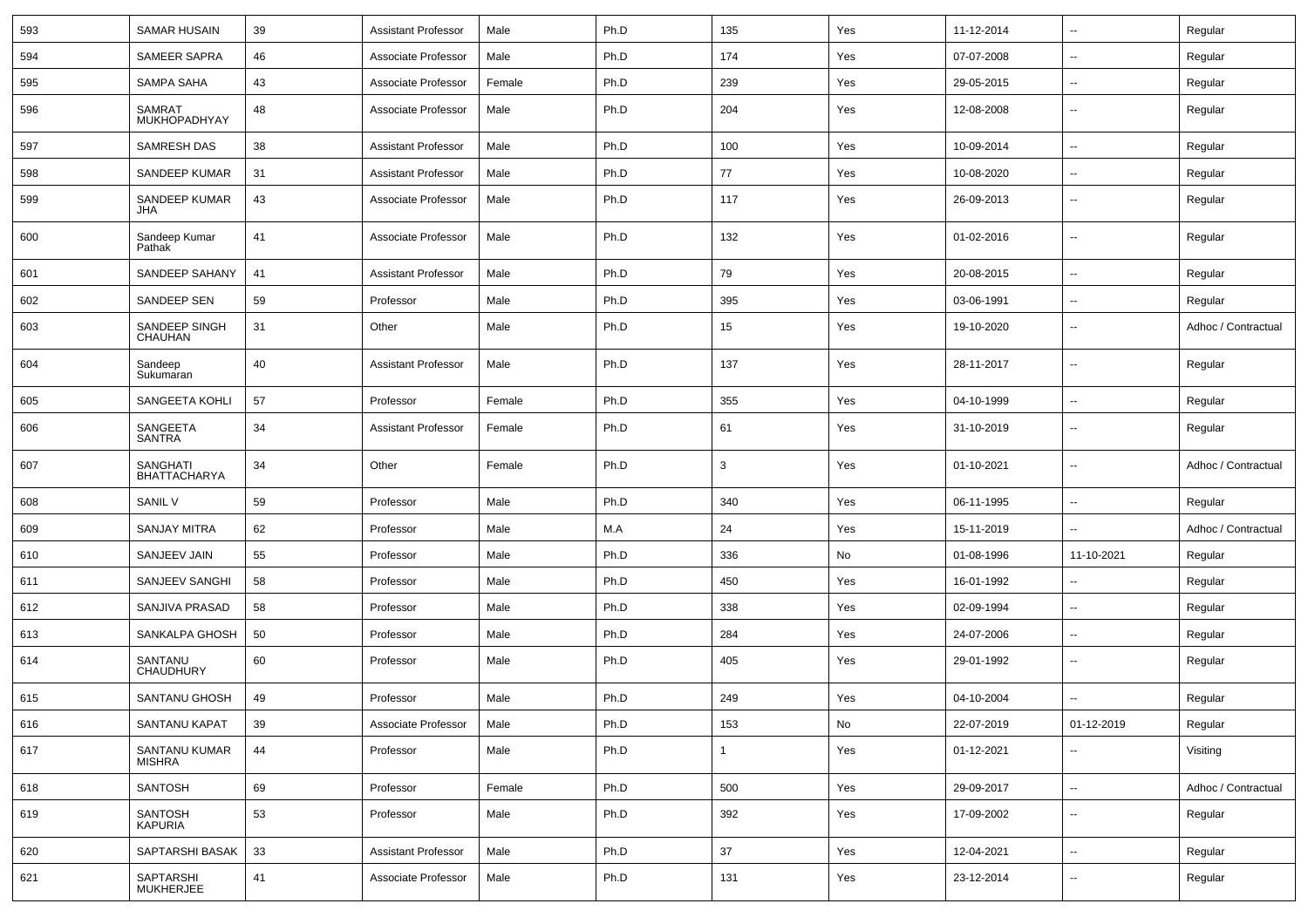| 593 | SAMAR HUSAIN | 39 | Assistant Professor | Male | Ph.D | 135 | Yes | 11-12-2014 | -- | Regular |
|---|---|---|---|---|---|---|---|---|---|---|
| 594 | SAMEER SAPRA | 46 | Associate Professor | Male | Ph.D | 174 | Yes | 07-07-2008 | -- | Regular |
| 595 | SAMPA SAHA | 43 | Associate Professor | Female | Ph.D | 239 | Yes | 29-05-2015 | -- | Regular |
| 596 | SAMRAT MUKHOPADHYAY | 48 | Associate Professor | Male | Ph.D | 204 | Yes | 12-08-2008 | -- | Regular |
| 597 | SAMRESH DAS | 38 | Assistant Professor | Male | Ph.D | 100 | Yes | 10-09-2014 | -- | Regular |
| 598 | SANDEEP KUMAR | 31 | Assistant Professor | Male | Ph.D | 77 | Yes | 10-08-2020 | -- | Regular |
| 599 | SANDEEP KUMAR JHA | 43 | Associate Professor | Male | Ph.D | 117 | Yes | 26-09-2013 | -- | Regular |
| 600 | Sandeep Kumar Pathak | 41 | Associate Professor | Male | Ph.D | 132 | Yes | 01-02-2016 | -- | Regular |
| 601 | SANDEEP SAHANY | 41 | Assistant Professor | Male | Ph.D | 79 | Yes | 20-08-2015 | -- | Regular |
| 602 | SANDEEP SEN | 59 | Professor | Male | Ph.D | 395 | Yes | 03-06-1991 | -- | Regular |
| 603 | SANDEEP SINGH CHAUHAN | 31 | Other | Male | Ph.D | 15 | Yes | 19-10-2020 | -- | Adhoc / Contractual |
| 604 | Sandeep Sukumaran | 40 | Assistant Professor | Male | Ph.D | 137 | Yes | 28-11-2017 | -- | Regular |
| 605 | SANGEETA KOHLI | 57 | Professor | Female | Ph.D | 355 | Yes | 04-10-1999 | -- | Regular |
| 606 | SANGEETA SANTRA | 34 | Assistant Professor | Female | Ph.D | 61 | Yes | 31-10-2019 | -- | Regular |
| 607 | SANGHATI BHATTACHARYA | 34 | Other | Female | Ph.D | 3 | Yes | 01-10-2021 | -- | Adhoc / Contractual |
| 608 | SANIL V | 59 | Professor | Male | Ph.D | 340 | Yes | 06-11-1995 | -- | Regular |
| 609 | SANJAY MITRA | 62 | Professor | Male | M.A | 24 | Yes | 15-11-2019 | -- | Adhoc / Contractual |
| 610 | SANJEEV JAIN | 55 | Professor | Male | Ph.D | 336 | No | 01-08-1996 | 11-10-2021 | Regular |
| 611 | SANJEEV SANGHI | 58 | Professor | Male | Ph.D | 450 | Yes | 16-01-1992 | -- | Regular |
| 612 | SANJIVA PRASAD | 58 | Professor | Male | Ph.D | 338 | Yes | 02-09-1994 | -- | Regular |
| 613 | SANKALPA GHOSH | 50 | Professor | Male | Ph.D | 284 | Yes | 24-07-2006 | -- | Regular |
| 614 | SANTANU CHAUDHURY | 60 | Professor | Male | Ph.D | 405 | Yes | 29-01-1992 | -- | Regular |
| 615 | SANTANU GHOSH | 49 | Professor | Male | Ph.D | 249 | Yes | 04-10-2004 | -- | Regular |
| 616 | SANTANU KAPAT | 39 | Associate Professor | Male | Ph.D | 153 | No | 22-07-2019 | 01-12-2019 | Regular |
| 617 | SANTANU KUMAR MISHRA | 44 | Professor | Male | Ph.D | 1 | Yes | 01-12-2021 | -- | Visiting |
| 618 | SANTOSH | 69 | Professor | Female | Ph.D | 500 | Yes | 29-09-2017 | -- | Adhoc / Contractual |
| 619 | SANTOSH KAPURIA | 53 | Professor | Male | Ph.D | 392 | Yes | 17-09-2002 | -- | Regular |
| 620 | SAPTARSHI BASAK | 33 | Assistant Professor | Male | Ph.D | 37 | Yes | 12-04-2021 | -- | Regular |
| 621 | SAPTARSHI MUKHERJEE | 41 | Associate Professor | Male | Ph.D | 131 | Yes | 23-12-2014 | -- | Regular |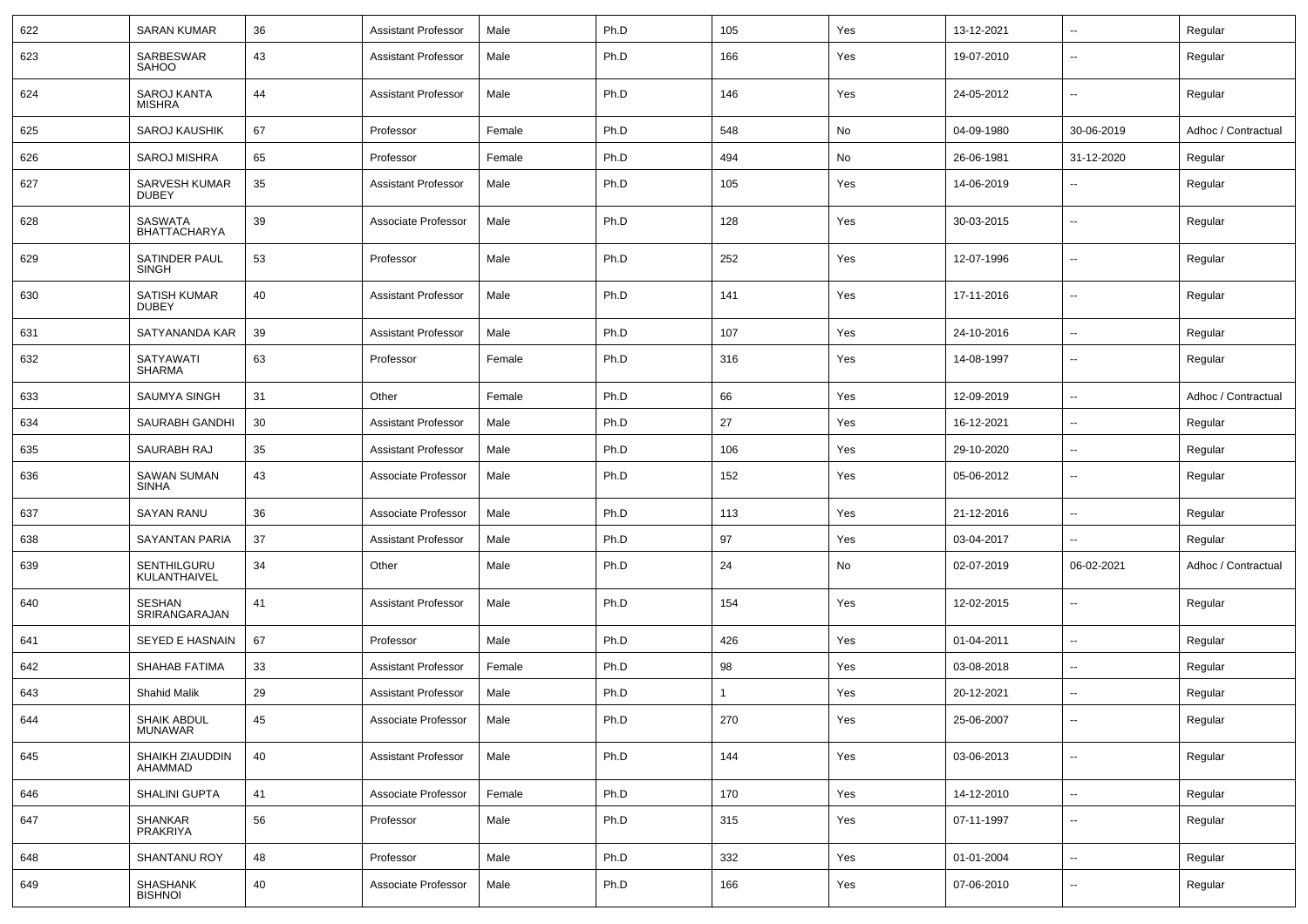| 622 | SARAN KUMAR | 36 | Assistant Professor | Male | Ph.D | 105 | Yes | 13-12-2021 | -- | Regular |
|---|---|---|---|---|---|---|---|---|---|---|
| 623 | SARBESWAR SAHOO | 43 | Assistant Professor | Male | Ph.D | 166 | Yes | 19-07-2010 | -- | Regular |
| 624 | SAROJ KANTA MISHRA | 44 | Assistant Professor | Male | Ph.D | 146 | Yes | 24-05-2012 | -- | Regular |
| 625 | SAROJ KAUSHIK | 67 | Professor | Female | Ph.D | 548 | No | 04-09-1980 | 30-06-2019 | Adhoc / Contractual |
| 626 | SAROJ MISHRA | 65 | Professor | Female | Ph.D | 494 | No | 26-06-1981 | 31-12-2020 | Regular |
| 627 | SARVESH KUMAR DUBEY | 35 | Assistant Professor | Male | Ph.D | 105 | Yes | 14-06-2019 | -- | Regular |
| 628 | SASWATA BHATTACHARYA | 39 | Associate Professor | Male | Ph.D | 128 | Yes | 30-03-2015 | -- | Regular |
| 629 | SATINDER PAUL SINGH | 53 | Professor | Male | Ph.D | 252 | Yes | 12-07-1996 | -- | Regular |
| 630 | SATISH KUMAR DUBEY | 40 | Assistant Professor | Male | Ph.D | 141 | Yes | 17-11-2016 | -- | Regular |
| 631 | SATYANANDA KAR | 39 | Assistant Professor | Male | Ph.D | 107 | Yes | 24-10-2016 | -- | Regular |
| 632 | SATYAWATI SHARMA | 63 | Professor | Female | Ph.D | 316 | Yes | 14-08-1997 | -- | Regular |
| 633 | SAUMYA SINGH | 31 | Other | Female | Ph.D | 66 | Yes | 12-09-2019 | -- | Adhoc / Contractual |
| 634 | SAURABH GANDHI | 30 | Assistant Professor | Male | Ph.D | 27 | Yes | 16-12-2021 | -- | Regular |
| 635 | SAURABH RAJ | 35 | Assistant Professor | Male | Ph.D | 106 | Yes | 29-10-2020 | -- | Regular |
| 636 | SAWAN SUMAN SINHA | 43 | Associate Professor | Male | Ph.D | 152 | Yes | 05-06-2012 | -- | Regular |
| 637 | SAYAN RANU | 36 | Associate Professor | Male | Ph.D | 113 | Yes | 21-12-2016 | -- | Regular |
| 638 | SAYANTAN PARIA | 37 | Assistant Professor | Male | Ph.D | 97 | Yes | 03-04-2017 | -- | Regular |
| 639 | SENTHILGURU KULANTHAIVEL | 34 | Other | Male | Ph.D | 24 | No | 02-07-2019 | 06-02-2021 | Adhoc / Contractual |
| 640 | SESHAN SRIRANGARAJAN | 41 | Assistant Professor | Male | Ph.D | 154 | Yes | 12-02-2015 | -- | Regular |
| 641 | SEYED E HASNAIN | 67 | Professor | Male | Ph.D | 426 | Yes | 01-04-2011 | -- | Regular |
| 642 | SHAHAB FATIMA | 33 | Assistant Professor | Female | Ph.D | 98 | Yes | 03-08-2018 | -- | Regular |
| 643 | Shahid Malik | 29 | Assistant Professor | Male | Ph.D | 1 | Yes | 20-12-2021 | -- | Regular |
| 644 | SHAIK ABDUL MUNAWAR | 45 | Associate Professor | Male | Ph.D | 270 | Yes | 25-06-2007 | -- | Regular |
| 645 | SHAIKH ZIAUDDIN AHAMMAD | 40 | Assistant Professor | Male | Ph.D | 144 | Yes | 03-06-2013 | -- | Regular |
| 646 | SHALINI GUPTA | 41 | Associate Professor | Female | Ph.D | 170 | Yes | 14-12-2010 | -- | Regular |
| 647 | SHANKAR PRAKRIYA | 56 | Professor | Male | Ph.D | 315 | Yes | 07-11-1997 | -- | Regular |
| 648 | SHANTANU ROY | 48 | Professor | Male | Ph.D | 332 | Yes | 01-01-2004 | -- | Regular |
| 649 | SHASHANK BISHNOI | 40 | Associate Professor | Male | Ph.D | 166 | Yes | 07-06-2010 | -- | Regular |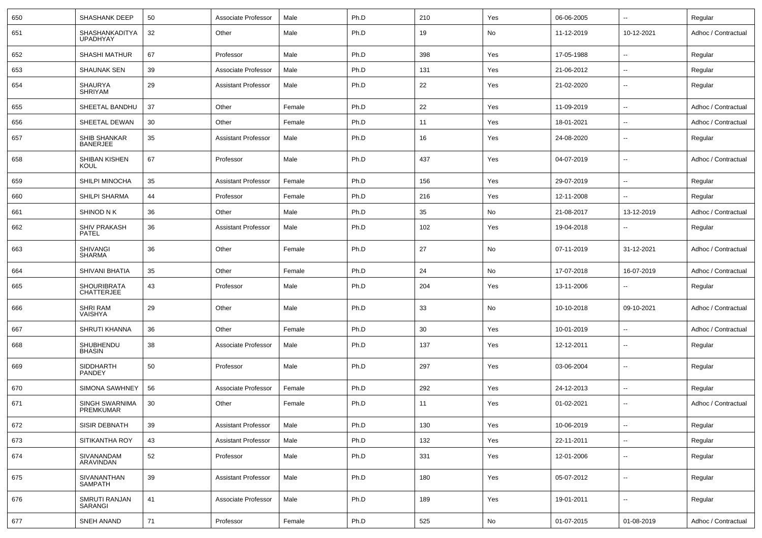| 650 | SHASHANK DEEP | 50 | Associate Professor | Male | Ph.D | 210 | Yes | 06-06-2005 | -- | Regular |
|---|---|---|---|---|---|---|---|---|---|---|
| 651 | SHASHANKADITYA UPADHYAY | 32 | Other | Male | Ph.D | 19 | No | 11-12-2019 | 10-12-2021 | Adhoc / Contractual |
| 652 | SHASHI MATHUR | 67 | Professor | Male | Ph.D | 398 | Yes | 17-05-1988 | -- | Regular |
| 653 | SHAUNAK SEN | 39 | Associate Professor | Male | Ph.D | 131 | Yes | 21-06-2012 | -- | Regular |
| 654 | SHAURYA SHRIYAM | 29 | Assistant Professor | Male | Ph.D | 22 | Yes | 21-02-2020 | -- | Regular |
| 655 | SHEETAL BANDHU | 37 | Other | Female | Ph.D | 22 | Yes | 11-09-2019 | -- | Adhoc / Contractual |
| 656 | SHEETAL DEWAN | 30 | Other | Female | Ph.D | 11 | Yes | 18-01-2021 | -- | Adhoc / Contractual |
| 657 | SHIB SHANKAR BANERJEE | 35 | Assistant Professor | Male | Ph.D | 16 | Yes | 24-08-2020 | -- | Regular |
| 658 | SHIBAN KISHEN KOUL | 67 | Professor | Male | Ph.D | 437 | Yes | 04-07-2019 | -- | Adhoc / Contractual |
| 659 | SHILPI MINOCHA | 35 | Assistant Professor | Female | Ph.D | 156 | Yes | 29-07-2019 | -- | Regular |
| 660 | SHILPI SHARMA | 44 | Professor | Female | Ph.D | 216 | Yes | 12-11-2008 | -- | Regular |
| 661 | SHINOD N K | 36 | Other | Male | Ph.D | 35 | No | 21-08-2017 | 13-12-2019 | Adhoc / Contractual |
| 662 | SHIV PRAKASH PATEL | 36 | Assistant Professor | Male | Ph.D | 102 | Yes | 19-04-2018 | -- | Regular |
| 663 | SHIVANGI SHARMA | 36 | Other | Female | Ph.D | 27 | No | 07-11-2019 | 31-12-2021 | Adhoc / Contractual |
| 664 | SHIVANI BHATIA | 35 | Other | Female | Ph.D | 24 | No | 17-07-2018 | 16-07-2019 | Adhoc / Contractual |
| 665 | SHOURIBRATA CHATTERJEE | 43 | Professor | Male | Ph.D | 204 | Yes | 13-11-2006 | -- | Regular |
| 666 | SHRI RAM VAISHYA | 29 | Other | Male | Ph.D | 33 | No | 10-10-2018 | 09-10-2021 | Adhoc / Contractual |
| 667 | SHRUTI KHANNA | 36 | Other | Female | Ph.D | 30 | Yes | 10-01-2019 | -- | Adhoc / Contractual |
| 668 | SHUBHENDU BHASIN | 38 | Associate Professor | Male | Ph.D | 137 | Yes | 12-12-2011 | -- | Regular |
| 669 | SIDDHARTH PANDEY | 50 | Professor | Male | Ph.D | 297 | Yes | 03-06-2004 | -- | Regular |
| 670 | SIMONA SAWHNEY | 56 | Associate Professor | Female | Ph.D | 292 | Yes | 24-12-2013 | -- | Regular |
| 671 | SINGH SWARNIMA PREMKUMAR | 30 | Other | Female | Ph.D | 11 | Yes | 01-02-2021 | -- | Adhoc / Contractual |
| 672 | SISIR DEBNATH | 39 | Assistant Professor | Male | Ph.D | 130 | Yes | 10-06-2019 | -- | Regular |
| 673 | SITIKANTHA ROY | 43 | Assistant Professor | Male | Ph.D | 132 | Yes | 22-11-2011 | -- | Regular |
| 674 | SIVANANDAM ARAVINDAN | 52 | Professor | Male | Ph.D | 331 | Yes | 12-01-2006 | -- | Regular |
| 675 | SIVANANTHAN SAMPATH | 39 | Assistant Professor | Male | Ph.D | 180 | Yes | 05-07-2012 | -- | Regular |
| 676 | SMRUTI RANJAN SARANGI | 41 | Associate Professor | Male | Ph.D | 189 | Yes | 19-01-2011 | -- | Regular |
| 677 | SNEH ANAND | 71 | Professor | Female | Ph.D | 525 | No | 01-07-2015 | 01-08-2019 | Adhoc / Contractual |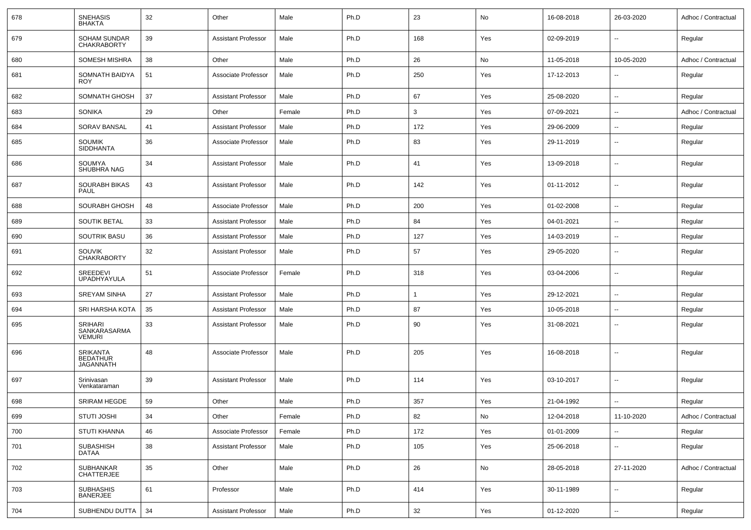| 678 | SNEHASIS BHAKTA | 32 | Other | Male | Ph.D | 23 | No | 16-08-2018 | 26-03-2020 | Adhoc / Contractual |
|---|---|---|---|---|---|---|---|---|---|---|
| 679 | SOHAM SUNDAR CHAKRABORTY | 39 | Assistant Professor | Male | Ph.D | 168 | Yes | 02-09-2019 | -- | Regular |
| 680 | SOMESH MISHRA | 38 | Other | Male | Ph.D | 26 | No | 11-05-2018 | 10-05-2020 | Adhoc / Contractual |
| 681 | SOMNATH BAIDYA ROY | 51 | Associate Professor | Male | Ph.D | 250 | Yes | 17-12-2013 | -- | Regular |
| 682 | SOMNATH GHOSH | 37 | Assistant Professor | Male | Ph.D | 67 | Yes | 25-08-2020 | -- | Regular |
| 683 | SONIKA | 29 | Other | Female | Ph.D | 3 | Yes | 07-09-2021 | -- | Adhoc / Contractual |
| 684 | SORAV BANSAL | 41 | Assistant Professor | Male | Ph.D | 172 | Yes | 29-06-2009 | -- | Regular |
| 685 | SOUMIK SIDDHANTA | 36 | Associate Professor | Male | Ph.D | 83 | Yes | 29-11-2019 | -- | Regular |
| 686 | SOUMYA SHUBHRA NAG | 34 | Assistant Professor | Male | Ph.D | 41 | Yes | 13-09-2018 | -- | Regular |
| 687 | SOURABH BIKAS PAUL | 43 | Assistant Professor | Male | Ph.D | 142 | Yes | 01-11-2012 | -- | Regular |
| 688 | SOURABH GHOSH | 48 | Associate Professor | Male | Ph.D | 200 | Yes | 01-02-2008 | -- | Regular |
| 689 | SOUTIK BETAL | 33 | Assistant Professor | Male | Ph.D | 84 | Yes | 04-01-2021 | -- | Regular |
| 690 | SOUTRIK BASU | 36 | Assistant Professor | Male | Ph.D | 127 | Yes | 14-03-2019 | -- | Regular |
| 691 | SOUVIK CHAKRABORTY | 32 | Assistant Professor | Male | Ph.D | 57 | Yes | 29-05-2020 | -- | Regular |
| 692 | SREEDEVI UPADHYAYULA | 51 | Associate Professor | Female | Ph.D | 318 | Yes | 03-04-2006 | -- | Regular |
| 693 | SREYAM SINHA | 27 | Assistant Professor | Male | Ph.D | 1 | Yes | 29-12-2021 | -- | Regular |
| 694 | SRI HARSHA KOTA | 35 | Assistant Professor | Male | Ph.D | 87 | Yes | 10-05-2018 | -- | Regular |
| 695 | SRIHARI SANKARASARMA VEMURI | 33 | Assistant Professor | Male | Ph.D | 90 | Yes | 31-08-2021 | -- | Regular |
| 696 | SRIKANTA BEDATHUR JAGANNATH | 48 | Associate Professor | Male | Ph.D | 205 | Yes | 16-08-2018 | -- | Regular |
| 697 | Srinivasan Venkataraman | 39 | Assistant Professor | Male | Ph.D | 114 | Yes | 03-10-2017 | -- | Regular |
| 698 | SRIRAM HEGDE | 59 | Other | Male | Ph.D | 357 | Yes | 21-04-1992 | -- | Regular |
| 699 | STUTI JOSHI | 34 | Other | Female | Ph.D | 82 | No | 12-04-2018 | 11-10-2020 | Adhoc / Contractual |
| 700 | STUTI KHANNA | 46 | Associate Professor | Female | Ph.D | 172 | Yes | 01-01-2009 | -- | Regular |
| 701 | SUBASHISH DATAA | 38 | Assistant Professor | Male | Ph.D | 105 | Yes | 25-06-2018 | -- | Regular |
| 702 | SUBHANKAR CHATTERJEE | 35 | Other | Male | Ph.D | 26 | No | 28-05-2018 | 27-11-2020 | Adhoc / Contractual |
| 703 | SUBHASHIS BANERJEE | 61 | Professor | Male | Ph.D | 414 | Yes | 30-11-1989 | -- | Regular |
| 704 | SUBHENDU DUTTA | 34 | Assistant Professor | Male | Ph.D | 32 | Yes | 01-12-2020 | -- | Regular |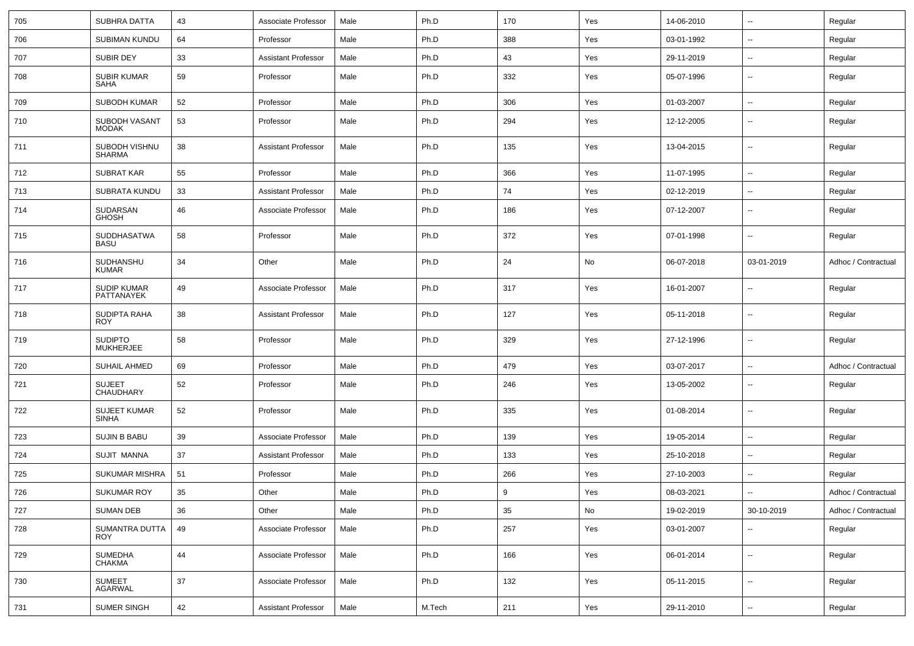| 705 | SUBHRA DATTA | 43 | Associate Professor | Male | Ph.D | 170 | Yes | 14-06-2010 | -- | Regular |
|---|---|---|---|---|---|---|---|---|---|---|
| 706 | SUBIMAN KUNDU | 64 | Professor | Male | Ph.D | 388 | Yes | 03-01-1992 | -- | Regular |
| 707 | SUBIR DEY | 33 | Assistant Professor | Male | Ph.D | 43 | Yes | 29-11-2019 | -- | Regular |
| 708 | SUBIR KUMAR SAHA | 59 | Professor | Male | Ph.D | 332 | Yes | 05-07-1996 | -- | Regular |
| 709 | SUBODH KUMAR | 52 | Professor | Male | Ph.D | 306 | Yes | 01-03-2007 | -- | Regular |
| 710 | SUBODH VASANT MODAK | 53 | Professor | Male | Ph.D | 294 | Yes | 12-12-2005 | -- | Regular |
| 711 | SUBODH VISHNU SHARMA | 38 | Assistant Professor | Male | Ph.D | 135 | Yes | 13-04-2015 | -- | Regular |
| 712 | SUBRAT KAR | 55 | Professor | Male | Ph.D | 366 | Yes | 11-07-1995 | -- | Regular |
| 713 | SUBRATA KUNDU | 33 | Assistant Professor | Male | Ph.D | 74 | Yes | 02-12-2019 | -- | Regular |
| 714 | SUDARSAN GHOSH | 46 | Associate Professor | Male | Ph.D | 186 | Yes | 07-12-2007 | -- | Regular |
| 715 | SUDDHASATWA BASU | 58 | Professor | Male | Ph.D | 372 | Yes | 07-01-1998 | -- | Regular |
| 716 | SUDHANSHU KUMAR | 34 | Other | Male | Ph.D | 24 | No | 06-07-2018 | 03-01-2019 | Adhoc / Contractual |
| 717 | SUDIP KUMAR PATTANAYEK | 49 | Associate Professor | Male | Ph.D | 317 | Yes | 16-01-2007 | -- | Regular |
| 718 | SUDIPTA RAHA ROY | 38 | Assistant Professor | Male | Ph.D | 127 | Yes | 05-11-2018 | -- | Regular |
| 719 | SUDIPTO MUKHERJEE | 58 | Professor | Male | Ph.D | 329 | Yes | 27-12-1996 | -- | Regular |
| 720 | SUHAIL AHMED | 69 | Professor | Male | Ph.D | 479 | Yes | 03-07-2017 | -- | Adhoc / Contractual |
| 721 | SUJEET CHAUDHARY | 52 | Professor | Male | Ph.D | 246 | Yes | 13-05-2002 | -- | Regular |
| 722 | SUJEET KUMAR SINHA | 52 | Professor | Male | Ph.D | 335 | Yes | 01-08-2014 | -- | Regular |
| 723 | SUJIN B BABU | 39 | Associate Professor | Male | Ph.D | 139 | Yes | 19-05-2014 | -- | Regular |
| 724 | SUJIT MANNA | 37 | Assistant Professor | Male | Ph.D | 133 | Yes | 25-10-2018 | -- | Regular |
| 725 | SUKUMAR MISHRA | 51 | Professor | Male | Ph.D | 266 | Yes | 27-10-2003 | -- | Regular |
| 726 | SUKUMAR ROY | 35 | Other | Male | Ph.D | 9 | Yes | 08-03-2021 | -- | Adhoc / Contractual |
| 727 | SUMAN DEB | 36 | Other | Male | Ph.D | 35 | No | 19-02-2019 | 30-10-2019 | Adhoc / Contractual |
| 728 | SUMANTRA DUTTA ROY | 49 | Associate Professor | Male | Ph.D | 257 | Yes | 03-01-2007 | -- | Regular |
| 729 | SUMEDHA CHAKMA | 44 | Associate Professor | Male | Ph.D | 166 | Yes | 06-01-2014 | -- | Regular |
| 730 | SUMEET AGARWAL | 37 | Associate Professor | Male | Ph.D | 132 | Yes | 05-11-2015 | -- | Regular |
| 731 | SUMER SINGH | 42 | Assistant Professor | Male | M.Tech | 211 | Yes | 29-11-2010 | -- | Regular |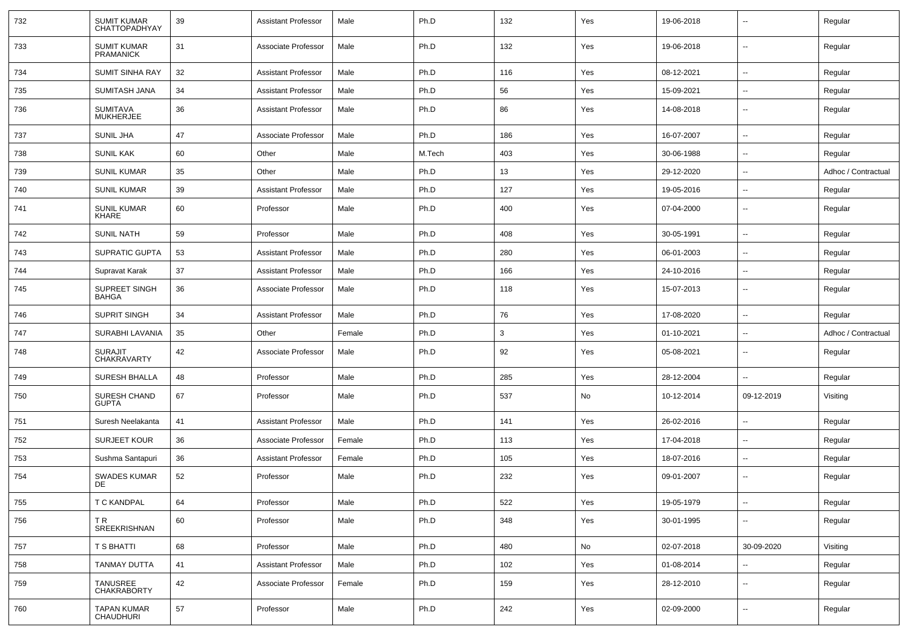| 732 | SUMIT KUMAR CHATTOPADHYAY | 39 | Assistant Professor | Male | Ph.D | 132 | Yes | 19-06-2018 | -- | Regular |
|---|---|---|---|---|---|---|---|---|---|---|
| 733 | SUMIT KUMAR PRAMANICK | 31 | Associate Professor | Male | Ph.D | 132 | Yes | 19-06-2018 | -- | Regular |
| 734 | SUMIT SINHA RAY | 32 | Assistant Professor | Male | Ph.D | 116 | Yes | 08-12-2021 | -- | Regular |
| 735 | SUMITASH JANA | 34 | Assistant Professor | Male | Ph.D | 56 | Yes | 15-09-2021 | -- | Regular |
| 736 | SUMITAVA MUKHERJEE | 36 | Assistant Professor | Male | Ph.D | 86 | Yes | 14-08-2018 | -- | Regular |
| 737 | SUNIL JHA | 47 | Associate Professor | Male | Ph.D | 186 | Yes | 16-07-2007 | -- | Regular |
| 738 | SUNIL KAK | 60 | Other | Male | M.Tech | 403 | Yes | 30-06-1988 | -- | Regular |
| 739 | SUNIL KUMAR | 35 | Other | Male | Ph.D | 13 | Yes | 29-12-2020 | -- | Adhoc / Contractual |
| 740 | SUNIL KUMAR | 39 | Assistant Professor | Male | Ph.D | 127 | Yes | 19-05-2016 | -- | Regular |
| 741 | SUNIL KUMAR KHARE | 60 | Professor | Male | Ph.D | 400 | Yes | 07-04-2000 | -- | Regular |
| 742 | SUNIL NATH | 59 | Professor | Male | Ph.D | 408 | Yes | 30-05-1991 | -- | Regular |
| 743 | SUPRATIC GUPTA | 53 | Assistant Professor | Male | Ph.D | 280 | Yes | 06-01-2003 | -- | Regular |
| 744 | Supravat Karak | 37 | Assistant Professor | Male | Ph.D | 166 | Yes | 24-10-2016 | -- | Regular |
| 745 | SUPREET SINGH BAHGA | 36 | Associate Professor | Male | Ph.D | 118 | Yes | 15-07-2013 | -- | Regular |
| 746 | SUPRIT SINGH | 34 | Assistant Professor | Male | Ph.D | 76 | Yes | 17-08-2020 | -- | Regular |
| 747 | SURABHI LAVANIA | 35 | Other | Female | Ph.D | 3 | Yes | 01-10-2021 | -- | Adhoc / Contractual |
| 748 | SURAJIT CHAKRAVARTY | 42 | Associate Professor | Male | Ph.D | 92 | Yes | 05-08-2021 | -- | Regular |
| 749 | SURESH BHALLA | 48 | Professor | Male | Ph.D | 285 | Yes | 28-12-2004 | -- | Regular |
| 750 | SURESH CHAND GUPTA | 67 | Professor | Male | Ph.D | 537 | No | 10-12-2014 | 09-12-2019 | Visiting |
| 751 | Suresh Neelakanta | 41 | Assistant Professor | Male | Ph.D | 141 | Yes | 26-02-2016 | -- | Regular |
| 752 | SURJEET KOUR | 36 | Associate Professor | Female | Ph.D | 113 | Yes | 17-04-2018 | -- | Regular |
| 753 | Sushma Santapuri | 36 | Assistant Professor | Female | Ph.D | 105 | Yes | 18-07-2016 | -- | Regular |
| 754 | SWADES KUMAR DE | 52 | Professor | Male | Ph.D | 232 | Yes | 09-01-2007 | -- | Regular |
| 755 | T C KANDPAL | 64 | Professor | Male | Ph.D | 522 | Yes | 19-05-1979 | -- | Regular |
| 756 | T R SREEKRISHNAN | 60 | Professor | Male | Ph.D | 348 | Yes | 30-01-1995 | -- | Regular |
| 757 | T S BHATTI | 68 | Professor | Male | Ph.D | 480 | No | 02-07-2018 | 30-09-2020 | Visiting |
| 758 | TANMAY DUTTA | 41 | Assistant Professor | Male | Ph.D | 102 | Yes | 01-08-2014 | -- | Regular |
| 759 | TANUSREE CHAKRABORTY | 42 | Associate Professor | Female | Ph.D | 159 | Yes | 28-12-2010 | -- | Regular |
| 760 | TAPAN KUMAR CHAUDHURI | 57 | Professor | Male | Ph.D | 242 | Yes | 02-09-2000 | -- | Regular |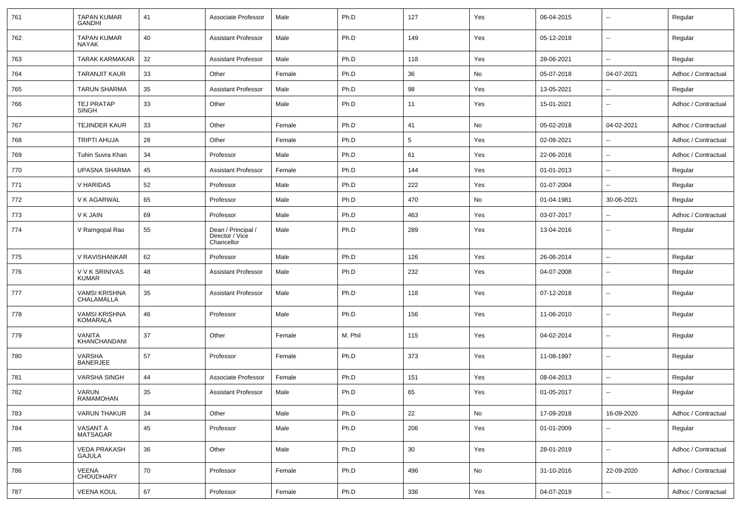| 761 | TAPAN KUMAR GANDHI | 41 | Associate Professor | Male | Ph.D | 127 | Yes | 06-04-2015 | -- | Regular |
|---|---|---|---|---|---|---|---|---|---|---|
| 762 | TAPAN KUMAR NAYAK | 40 | Assistant Professor | Male | Ph.D | 149 | Yes | 05-12-2018 | -- | Regular |
| 763 | TARAK KARMAKAR | 32 | Assistant Professor | Male | Ph.D | 118 | Yes | 28-06-2021 | -- | Regular |
| 764 | TARANJIT KAUR | 33 | Other | Female | Ph.D | 36 | No | 05-07-2018 | 04-07-2021 | Adhoc / Contractual |
| 765 | TARUN SHARMA | 35 | Assistant Professor | Male | Ph.D | 98 | Yes | 13-05-2021 | -- | Regular |
| 766 | TEJ PRATAP SINGH | 33 | Other | Male | Ph.D | 11 | Yes | 15-01-2021 | -- | Adhoc / Contractual |
| 767 | TEJINDER KAUR | 33 | Other | Female | Ph.D | 41 | No | 05-02-2018 | 04-02-2021 | Adhoc / Contractual |
| 768 | TRIPTI AHUJA | 28 | Other | Female | Ph.D | 5 | Yes | 02-08-2021 | -- | Adhoc / Contractual |
| 769 | Tuhin Suvra Khan | 34 | Professor | Male | Ph.D | 61 | Yes | 22-06-2016 | -- | Adhoc / Contractual |
| 770 | UPASNA SHARMA | 45 | Assistant Professor | Female | Ph.D | 144 | Yes | 01-01-2013 | -- | Regular |
| 771 | V HARIDAS | 52 | Professor | Male | Ph.D | 222 | Yes | 01-07-2004 | -- | Regular |
| 772 | V K AGARWAL | 65 | Professor | Male | Ph.D | 470 | No | 01-04-1981 | 30-06-2021 | Regular |
| 773 | V K JAIN | 69 | Professor | Male | Ph.D | 463 | Yes | 03-07-2017 | -- | Adhoc / Contractual |
| 774 | V Ramgopal Rao | 55 | Dean / Principal / Director / Vice Chancellor | Male | Ph.D | 289 | Yes | 13-04-2016 | -- | Regular |
| 775 | V RAVISHANKAR | 62 | Professor | Male | Ph.D | 126 | Yes | 26-06-2014 | -- | Regular |
| 776 | V V K SRINIVAS KUMAR | 48 | Assistant Professor | Male | Ph.D | 232 | Yes | 04-07-2008 | -- | Regular |
| 777 | VAMSI KRISHNA CHALAMALLA | 35 | Assistant Professor | Male | Ph.D | 118 | Yes | 07-12-2018 | -- | Regular |
| 778 | VAMSI KRISHNA KOMARALA | 46 | Professor | Male | Ph.D | 156 | Yes | 11-06-2010 | -- | Regular |
| 779 | VANITA KHANCHANDANI | 37 | Other | Female | M. Phil | 115 | Yes | 04-02-2014 | -- | Regular |
| 780 | VARSHA BANERJEE | 57 | Professor | Female | Ph.D | 373 | Yes | 11-08-1997 | -- | Regular |
| 781 | VARSHA SINGH | 44 | Associate Professor | Female | Ph.D | 151 | Yes | 08-04-2013 | -- | Regular |
| 782 | VARUN RAMAMOHAN | 35 | Assistant Professor | Male | Ph.D | 65 | Yes | 01-05-2017 | -- | Regular |
| 783 | VARUN THAKUR | 34 | Other | Male | Ph.D | 22 | No | 17-09-2018 | 16-09-2020 | Adhoc / Contractual |
| 784 | VASANT A MATSAGAR | 45 | Professor | Male | Ph.D | 206 | Yes | 01-01-2009 | -- | Regular |
| 785 | VEDA PRAKASH GAJULA | 36 | Other | Male | Ph.D | 30 | Yes | 28-01-2019 | -- | Adhoc / Contractual |
| 786 | VEENA CHOUDHARY | 70 | Professor | Female | Ph.D | 496 | No | 31-10-2016 | 22-09-2020 | Adhoc / Contractual |
| 787 | VEENA KOUL | 67 | Professor | Female | Ph.D | 336 | Yes | 04-07-2019 | -- | Adhoc / Contractual |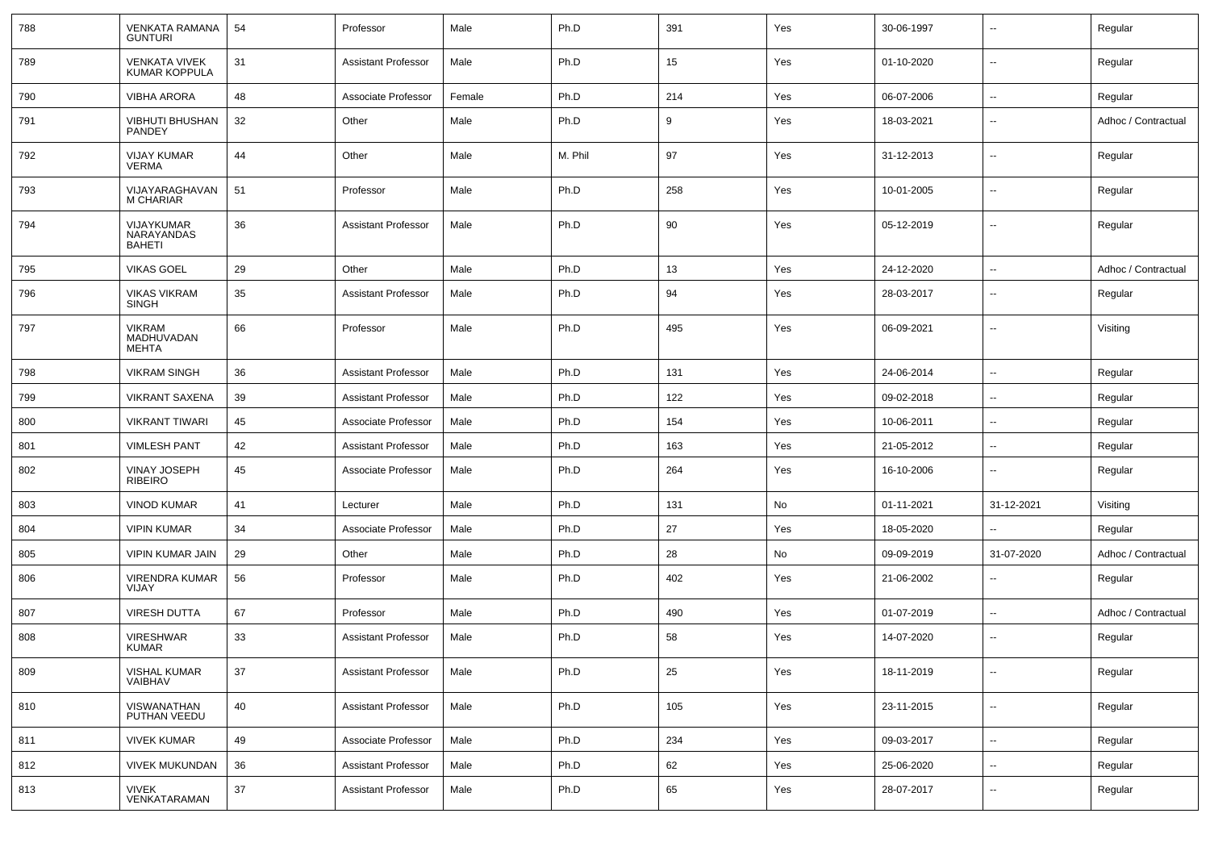| 788 | VENKATA RAMANA GUNTURI | 54 | Professor | Male | Ph.D | 391 | Yes | 30-06-1997 | -- | Regular |
|---|---|---|---|---|---|---|---|---|---|---|
| 789 | VENKATA VIVEK KUMAR KOPPULA | 31 | Assistant Professor | Male | Ph.D | 15 | Yes | 01-10-2020 | -- | Regular |
| 790 | VIBHA ARORA | 48 | Associate Professor | Female | Ph.D | 214 | Yes | 06-07-2006 | -- | Regular |
| 791 | VIBHUTI BHUSHAN PANDEY | 32 | Other | Male | Ph.D | 9 | Yes | 18-03-2021 | -- | Adhoc / Contractual |
| 792 | VIJAY KUMAR VERMA | 44 | Other | Male | M. Phil | 97 | Yes | 31-12-2013 | -- | Regular |
| 793 | VIJAYARAGHAVAN M CHARIAR | 51 | Professor | Male | Ph.D | 258 | Yes | 10-01-2005 | -- | Regular |
| 794 | VIJAYKUMAR NARAYANDAS BAHETI | 36 | Assistant Professor | Male | Ph.D | 90 | Yes | 05-12-2019 | -- | Regular |
| 795 | VIKAS GOEL | 29 | Other | Male | Ph.D | 13 | Yes | 24-12-2020 | -- | Adhoc / Contractual |
| 796 | VIKAS VIKRAM SINGH | 35 | Assistant Professor | Male | Ph.D | 94 | Yes | 28-03-2017 | -- | Regular |
| 797 | VIKRAM MADHUVADAN MEHTA | 66 | Professor | Male | Ph.D | 495 | Yes | 06-09-2021 | -- | Visiting |
| 798 | VIKRAM SINGH | 36 | Assistant Professor | Male | Ph.D | 131 | Yes | 24-06-2014 | -- | Regular |
| 799 | VIKRANT SAXENA | 39 | Assistant Professor | Male | Ph.D | 122 | Yes | 09-02-2018 | -- | Regular |
| 800 | VIKRANT TIWARI | 45 | Associate Professor | Male | Ph.D | 154 | Yes | 10-06-2011 | -- | Regular |
| 801 | VIMLESH PANT | 42 | Assistant Professor | Male | Ph.D | 163 | Yes | 21-05-2012 | -- | Regular |
| 802 | VINAY JOSEPH RIBEIRO | 45 | Associate Professor | Male | Ph.D | 264 | Yes | 16-10-2006 | -- | Regular |
| 803 | VINOD KUMAR | 41 | Lecturer | Male | Ph.D | 131 | No | 01-11-2021 | 31-12-2021 | Visiting |
| 804 | VIPIN KUMAR | 34 | Associate Professor | Male | Ph.D | 27 | Yes | 18-05-2020 | -- | Regular |
| 805 | VIPIN KUMAR JAIN | 29 | Other | Male | Ph.D | 28 | No | 09-09-2019 | 31-07-2020 | Adhoc / Contractual |
| 806 | VIRENDRA KUMAR VIJAY | 56 | Professor | Male | Ph.D | 402 | Yes | 21-06-2002 | -- | Regular |
| 807 | VIRESH DUTTA | 67 | Professor | Male | Ph.D | 490 | Yes | 01-07-2019 | -- | Adhoc / Contractual |
| 808 | VIRESHWAR KUMAR | 33 | Assistant Professor | Male | Ph.D | 58 | Yes | 14-07-2020 | -- | Regular |
| 809 | VISHAL KUMAR VAIBHAV | 37 | Assistant Professor | Male | Ph.D | 25 | Yes | 18-11-2019 | -- | Regular |
| 810 | VISWANATHAN PUTHAN VEEDU | 40 | Assistant Professor | Male | Ph.D | 105 | Yes | 23-11-2015 | -- | Regular |
| 811 | VIVEK KUMAR | 49 | Associate Professor | Male | Ph.D | 234 | Yes | 09-03-2017 | -- | Regular |
| 812 | VIVEK MUKUNDAN | 36 | Assistant Professor | Male | Ph.D | 62 | Yes | 25-06-2020 | -- | Regular |
| 813 | VIVEK VENKATARAMAN | 37 | Assistant Professor | Male | Ph.D | 65 | Yes | 28-07-2017 | -- | Regular |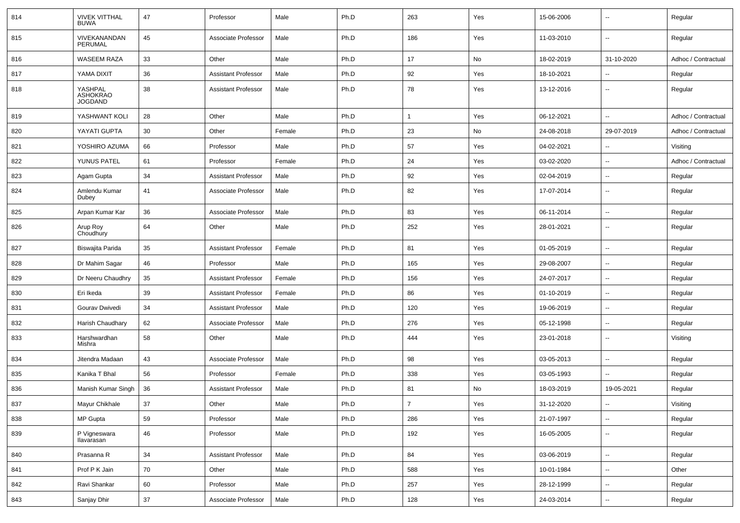| 814 | VIVEK VITTHAL BUWA | 47 | Professor | Male | Ph.D | 263 | Yes | 15-06-2006 | -- | Regular |
|---|---|---|---|---|---|---|---|---|---|---|
| 815 | VIVEKANANDAN PERUMAL | 45 | Associate Professor | Male | Ph.D | 186 | Yes | 11-03-2010 | -- | Regular |
| 816 | WASEEM RAZA | 33 | Other | Male | Ph.D | 17 | No | 18-02-2019 | 31-10-2020 | Adhoc / Contractual |
| 817 | YAMA DIXIT | 36 | Assistant Professor | Male | Ph.D | 92 | Yes | 18-10-2021 | -- | Regular |
| 818 | YASHPAL ASHOKRAO JOGDAND | 38 | Assistant Professor | Male | Ph.D | 78 | Yes | 13-12-2016 | -- | Regular |
| 819 | YASHWANT KOLI | 28 | Other | Male | Ph.D | 1 | Yes | 06-12-2021 | -- | Adhoc / Contractual |
| 820 | YAYATI GUPTA | 30 | Other | Female | Ph.D | 23 | No | 24-08-2018 | 29-07-2019 | Adhoc / Contractual |
| 821 | YOSHIRO AZUMA | 66 | Professor | Male | Ph.D | 57 | Yes | 04-02-2021 | -- | Visiting |
| 822 | YUNUS PATEL | 61 | Professor | Female | Ph.D | 24 | Yes | 03-02-2020 | -- | Adhoc / Contractual |
| 823 | Agam Gupta | 34 | Assistant Professor | Male | Ph.D | 92 | Yes | 02-04-2019 | -- | Regular |
| 824 | Amlendu Kumar Dubey | 41 | Associate Professor | Male | Ph.D | 82 | Yes | 17-07-2014 | -- | Regular |
| 825 | Arpan Kumar Kar | 36 | Associate Professor | Male | Ph.D | 83 | Yes | 06-11-2014 | -- | Regular |
| 826 | Arup Roy Choudhury | 64 | Other | Male | Ph.D | 252 | Yes | 28-01-2021 | -- | Regular |
| 827 | Biswajita Parida | 35 | Assistant Professor | Female | Ph.D | 81 | Yes | 01-05-2019 | -- | Regular |
| 828 | Dr Mahim Sagar | 46 | Professor | Male | Ph.D | 165 | Yes | 29-08-2007 | -- | Regular |
| 829 | Dr Neeru Chaudhry | 35 | Assistant Professor | Female | Ph.D | 156 | Yes | 24-07-2017 | -- | Regular |
| 830 | Eri Ikeda | 39 | Assistant Professor | Female | Ph.D | 86 | Yes | 01-10-2019 | -- | Regular |
| 831 | Gourav Dwivedi | 34 | Assistant Professor | Male | Ph.D | 120 | Yes | 19-06-2019 | -- | Regular |
| 832 | Harish Chaudhary | 62 | Associate Professor | Male | Ph.D | 276 | Yes | 05-12-1998 | -- | Regular |
| 833 | Harshwardhan Mishra | 58 | Other | Male | Ph.D | 444 | Yes | 23-01-2018 | -- | Visiting |
| 834 | Jitendra Madaan | 43 | Associate Professor | Male | Ph.D | 98 | Yes | 03-05-2013 | -- | Regular |
| 835 | Kanika T Bhal | 56 | Professor | Female | Ph.D | 338 | Yes | 03-05-1993 | -- | Regular |
| 836 | Manish Kumar Singh | 36 | Assistant Professor | Male | Ph.D | 81 | No | 18-03-2019 | 19-05-2021 | Regular |
| 837 | Mayur Chikhale | 37 | Other | Male | Ph.D | 7 | Yes | 31-12-2020 | -- | Visiting |
| 838 | MP Gupta | 59 | Professor | Male | Ph.D | 286 | Yes | 21-07-1997 | -- | Regular |
| 839 | P Vigneswara Ilavarasan | 46 | Professor | Male | Ph.D | 192 | Yes | 16-05-2005 | -- | Regular |
| 840 | Prasanna R | 34 | Assistant Professor | Male | Ph.D | 84 | Yes | 03-06-2019 | -- | Regular |
| 841 | Prof P K Jain | 70 | Other | Male | Ph.D | 588 | Yes | 10-01-1984 | -- | Other |
| 842 | Ravi Shankar | 60 | Professor | Male | Ph.D | 257 | Yes | 28-12-1999 | -- | Regular |
| 843 | Sanjay Dhir | 37 | Associate Professor | Male | Ph.D | 128 | Yes | 24-03-2014 | -- | Regular |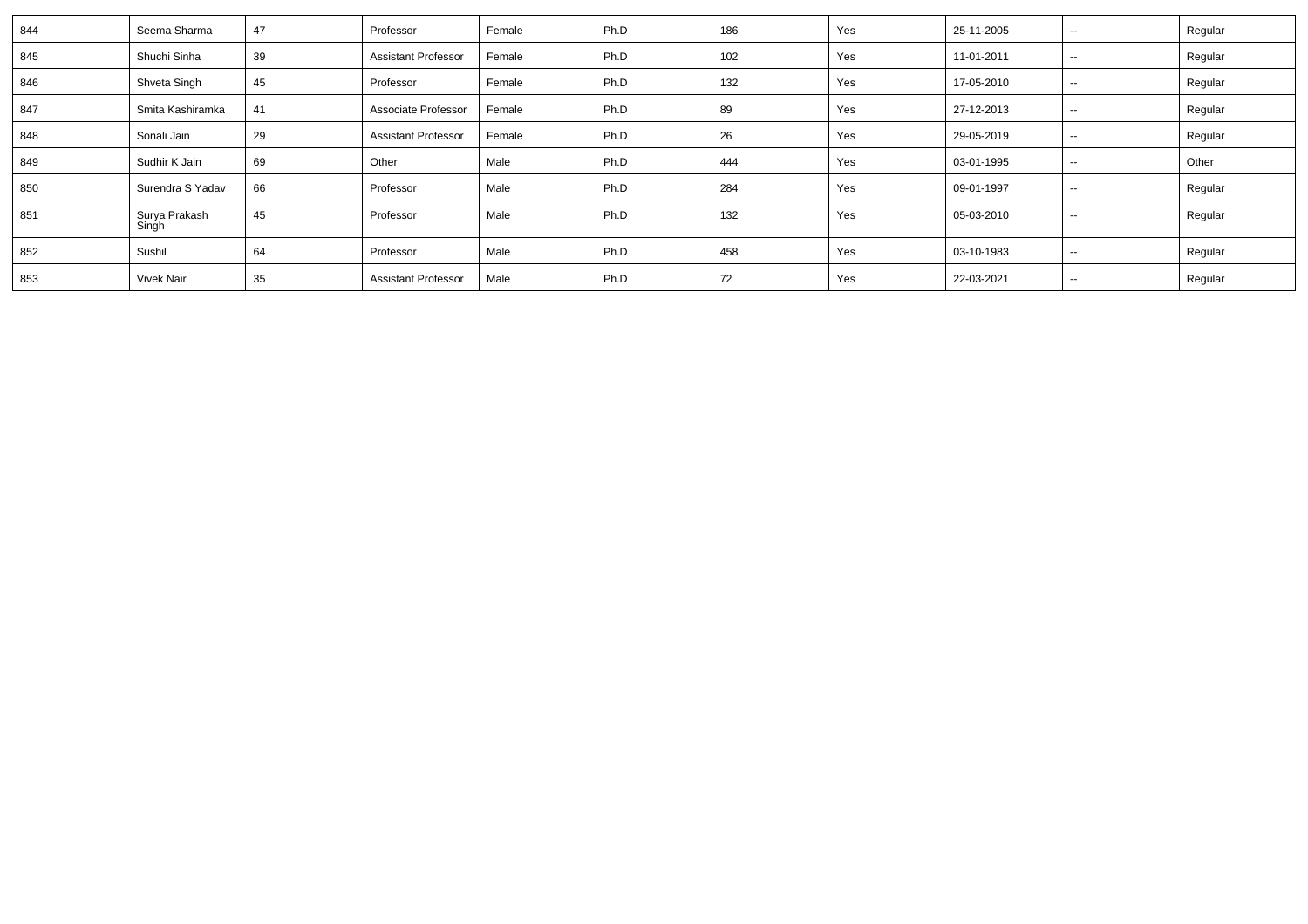| | | | | | | | | | | |
|---|---|---|---|---|---|---|---|---|---|---|
| 844 | Seema Sharma | 47 | Professor | Female | Ph.D | 186 | Yes | 25-11-2005 | -- | Regular |
| 845 | Shuchi Sinha | 39 | Assistant Professor | Female | Ph.D | 102 | Yes | 11-01-2011 | -- | Regular |
| 846 | Shveta Singh | 45 | Professor | Female | Ph.D | 132 | Yes | 17-05-2010 | -- | Regular |
| 847 | Smita Kashiramka | 41 | Associate Professor | Female | Ph.D | 89 | Yes | 27-12-2013 | -- | Regular |
| 848 | Sonali Jain | 29 | Assistant Professor | Female | Ph.D | 26 | Yes | 29-05-2019 | -- | Regular |
| 849 | Sudhir K Jain | 69 | Other | Male | Ph.D | 444 | Yes | 03-01-1995 | -- | Other |
| 850 | Surendra S Yadav | 66 | Professor | Male | Ph.D | 284 | Yes | 09-01-1997 | -- | Regular |
| 851 | Surya Prakash Singh | 45 | Professor | Male | Ph.D | 132 | Yes | 05-03-2010 | -- | Regular |
| 852 | Sushil | 64 | Professor | Male | Ph.D | 458 | Yes | 03-10-1983 | -- | Regular |
| 853 | Vivek Nair | 35 | Assistant Professor | Male | Ph.D | 72 | Yes | 22-03-2021 | -- | Regular |